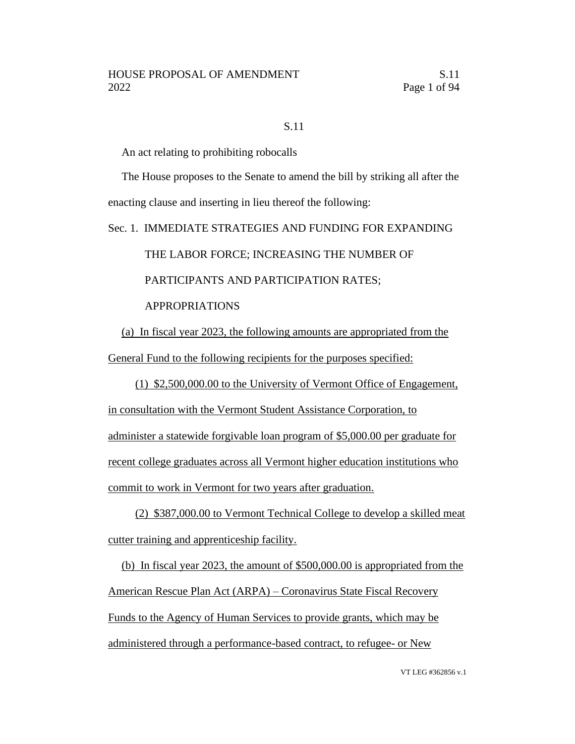S.11

An act relating to prohibiting robocalls

The House proposes to the Senate to amend the bill by striking all after the enacting clause and inserting in lieu thereof the following:

Sec. 1. IMMEDIATE STRATEGIES AND FUNDING FOR EXPANDING THE LABOR FORCE; INCREASING THE NUMBER OF PARTICIPANTS AND PARTICIPATION RATES; APPROPRIATIONS

(a) In fiscal year 2023, the following amounts are appropriated from the General Fund to the following recipients for the purposes specified:

(1) $2,500,000.00 to the University of Vermont Office of Engagement, in consultation with the Vermont Student Assistance Corporation, to administer a statewide forgivable loan program of $5,000.00 per graduate for recent college graduates across all Vermont higher education institutions who commit to work in Vermont for two years after graduation.

(2) $387,000.00 to Vermont Technical College to develop a skilled meat cutter training and apprenticeship facility.

(b) In fiscal year 2023, the amount of $500,000.00 is appropriated from the American Rescue Plan Act (ARPA) – Coronavirus State Fiscal Recovery Funds to the Agency of Human Services to provide grants, which may be administered through a performance-based contract, to refugee- or New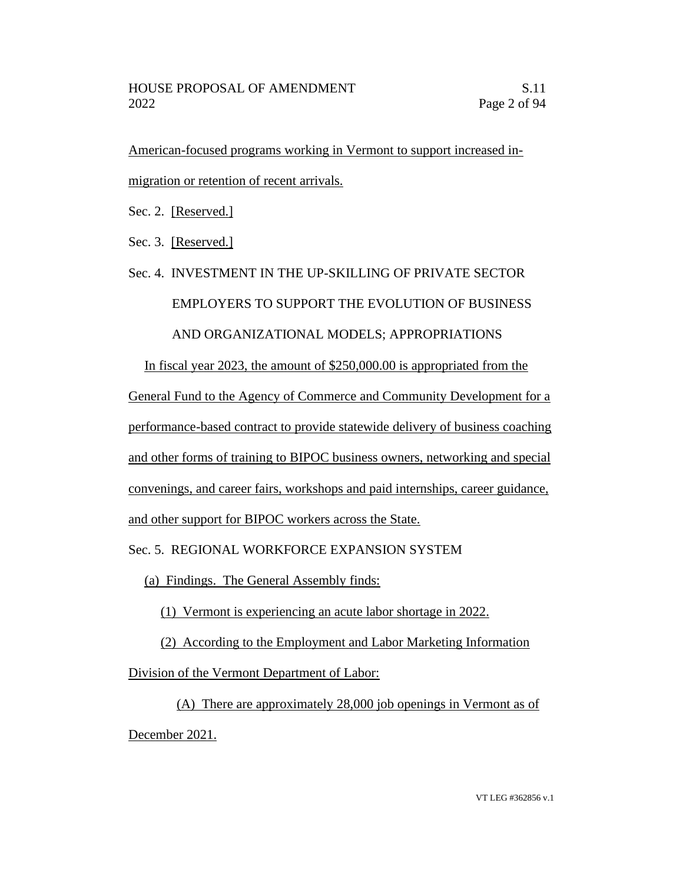American-focused programs working in Vermont to support increased in-migration or retention of recent arrivals.

Sec. 2. [Reserved.]

Sec. 3. [Reserved.]

Sec. 4. INVESTMENT IN THE UP-SKILLING OF PRIVATE SECTOR EMPLOYERS TO SUPPORT THE EVOLUTION OF BUSINESS AND ORGANIZATIONAL MODELS; APPROPRIATIONS

In fiscal year 2023, the amount of $250,000.00 is appropriated from the General Fund to the Agency of Commerce and Community Development for a performance-based contract to provide statewide delivery of business coaching and other forms of training to BIPOC business owners, networking and special convenings, and career fairs, workshops and paid internships, career guidance, and other support for BIPOC workers across the State.

Sec. 5. REGIONAL WORKFORCE EXPANSION SYSTEM

(a) Findings. The General Assembly finds:

(1) Vermont is experiencing an acute labor shortage in 2022.

(2) According to the Employment and Labor Marketing Information Division of the Vermont Department of Labor:

(A) There are approximately 28,000 job openings in Vermont as of December 2021.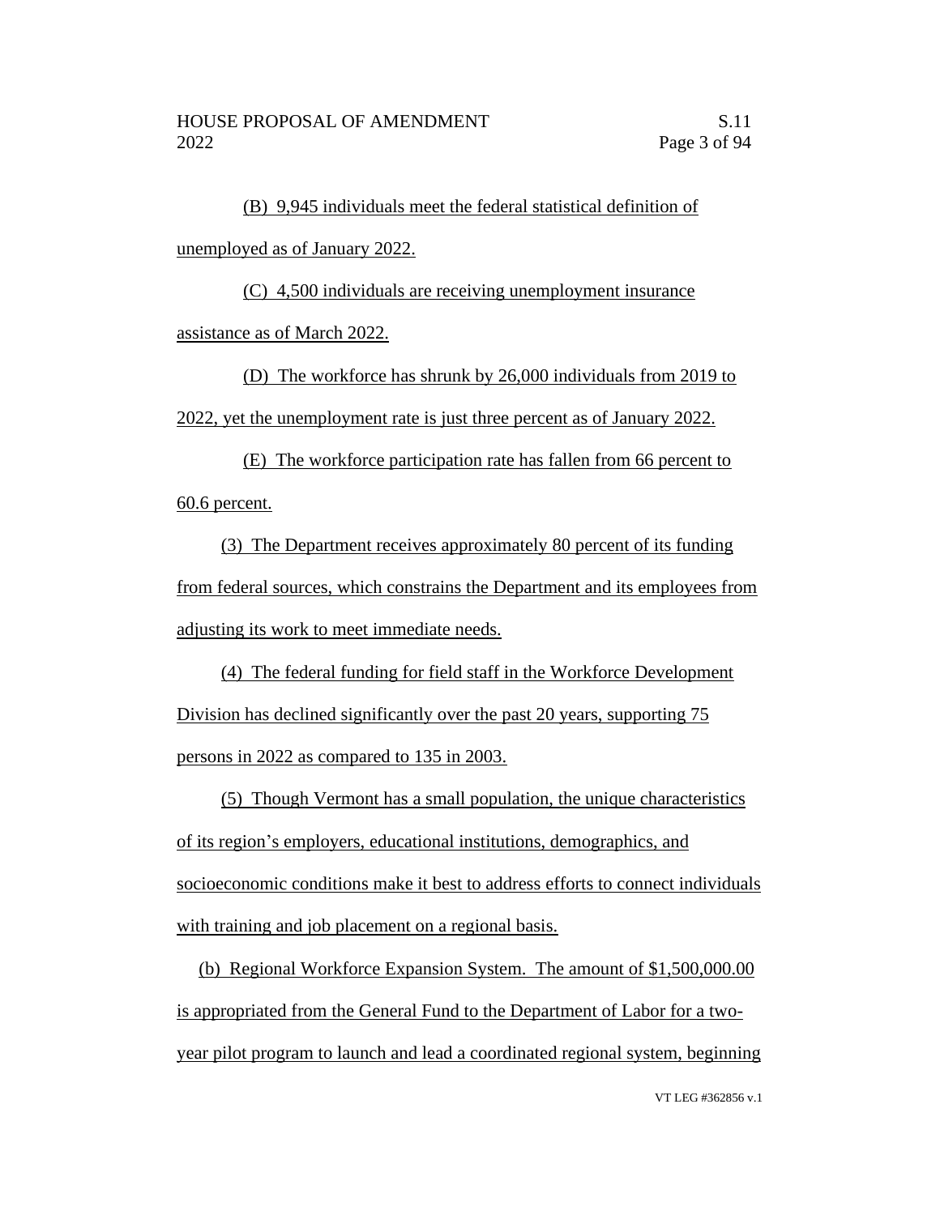(B) 9,945 individuals meet the federal statistical definition of unemployed as of January 2022.

(C) 4,500 individuals are receiving unemployment insurance assistance as of March 2022.

(D) The workforce has shrunk by 26,000 individuals from 2019 to 2022, yet the unemployment rate is just three percent as of January 2022.

(E) The workforce participation rate has fallen from 66 percent to 60.6 percent.

(3) The Department receives approximately 80 percent of its funding from federal sources, which constrains the Department and its employees from adjusting its work to meet immediate needs.

(4) The federal funding for field staff in the Workforce Development Division has declined significantly over the past 20 years, supporting 75 persons in 2022 as compared to 135 in 2003.

(5) Though Vermont has a small population, the unique characteristics of its region's employers, educational institutions, demographics, and socioeconomic conditions make it best to address efforts to connect individuals with training and job placement on a regional basis.

(b) Regional Workforce Expansion System. The amount of $1,500,000.00 is appropriated from the General Fund to the Department of Labor for a two-year pilot program to launch and lead a coordinated regional system, beginning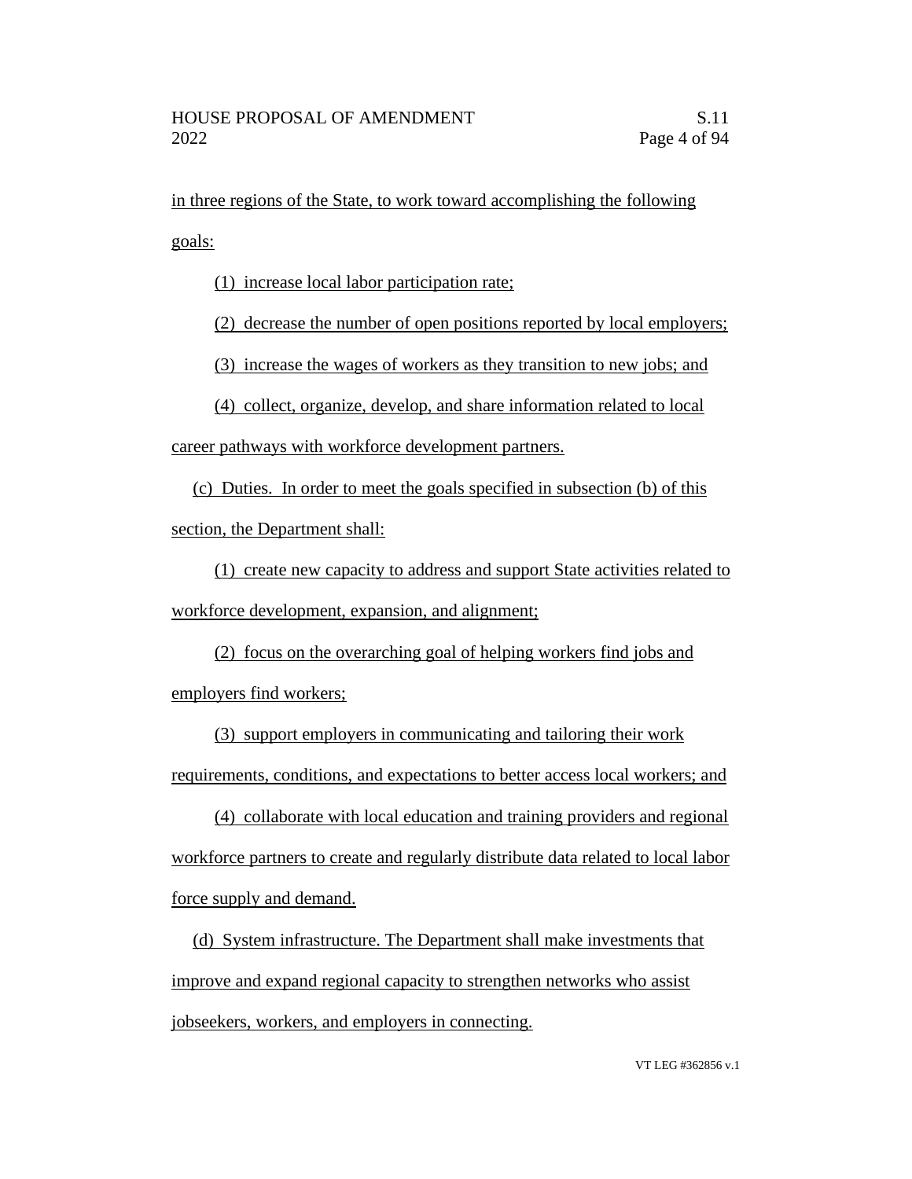in three regions of the State, to work toward accomplishing the following goals:

(1) increase local labor participation rate;

(2) decrease the number of open positions reported by local employers;

(3) increase the wages of workers as they transition to new jobs; and

(4) collect, organize, develop, and share information related to local career pathways with workforce development partners.

(c) Duties. In order to meet the goals specified in subsection (b) of this section, the Department shall:

(1) create new capacity to address and support State activities related to workforce development, expansion, and alignment;

(2) focus on the overarching goal of helping workers find jobs and employers find workers;

(3) support employers in communicating and tailoring their work requirements, conditions, and expectations to better access local workers; and

(4) collaborate with local education and training providers and regional workforce partners to create and regularly distribute data related to local labor force supply and demand.

(d) System infrastructure. The Department shall make investments that improve and expand regional capacity to strengthen networks who assist jobseekers, workers, and employers in connecting.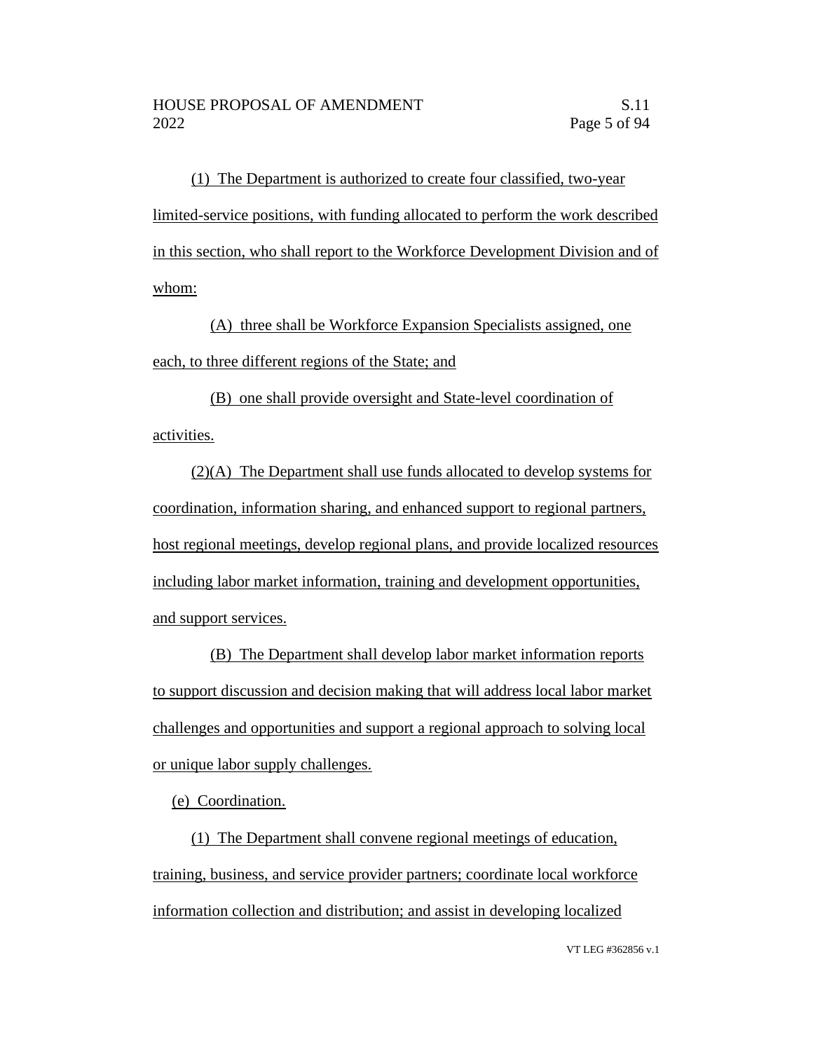(1) The Department is authorized to create four classified, two-year limited-service positions, with funding allocated to perform the work described in this section, who shall report to the Workforce Development Division and of whom:

(A) three shall be Workforce Expansion Specialists assigned, one each, to three different regions of the State; and

(B) one shall provide oversight and State-level coordination of activities.

(2)(A) The Department shall use funds allocated to develop systems for coordination, information sharing, and enhanced support to regional partners, host regional meetings, develop regional plans, and provide localized resources including labor market information, training and development opportunities, and support services.

(B) The Department shall develop labor market information reports to support discussion and decision making that will address local labor market challenges and opportunities and support a regional approach to solving local or unique labor supply challenges.

(e) Coordination.

(1) The Department shall convene regional meetings of education, training, business, and service provider partners; coordinate local workforce information collection and distribution; and assist in developing localized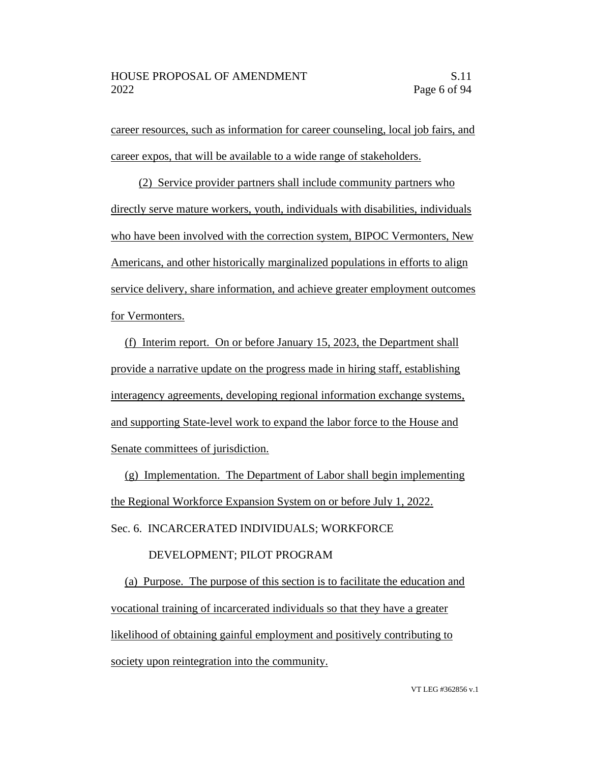career resources, such as information for career counseling, local job fairs, and career expos, that will be available to a wide range of stakeholders.

(2) Service provider partners shall include community partners who directly serve mature workers, youth, individuals with disabilities, individuals who have been involved with the correction system, BIPOC Vermonters, New Americans, and other historically marginalized populations in efforts to align service delivery, share information, and achieve greater employment outcomes for Vermonters.

(f) Interim report. On or before January 15, 2023, the Department shall provide a narrative update on the progress made in hiring staff, establishing interagency agreements, developing regional information exchange systems, and supporting State-level work to expand the labor force to the House and Senate committees of jurisdiction.

(g) Implementation. The Department of Labor shall begin implementing the Regional Workforce Expansion System on or before July 1, 2022.

Sec. 6. INCARCERATED INDIVIDUALS; WORKFORCE DEVELOPMENT; PILOT PROGRAM

(a) Purpose. The purpose of this section is to facilitate the education and vocational training of incarcerated individuals so that they have a greater likelihood of obtaining gainful employment and positively contributing to society upon reintegration into the community.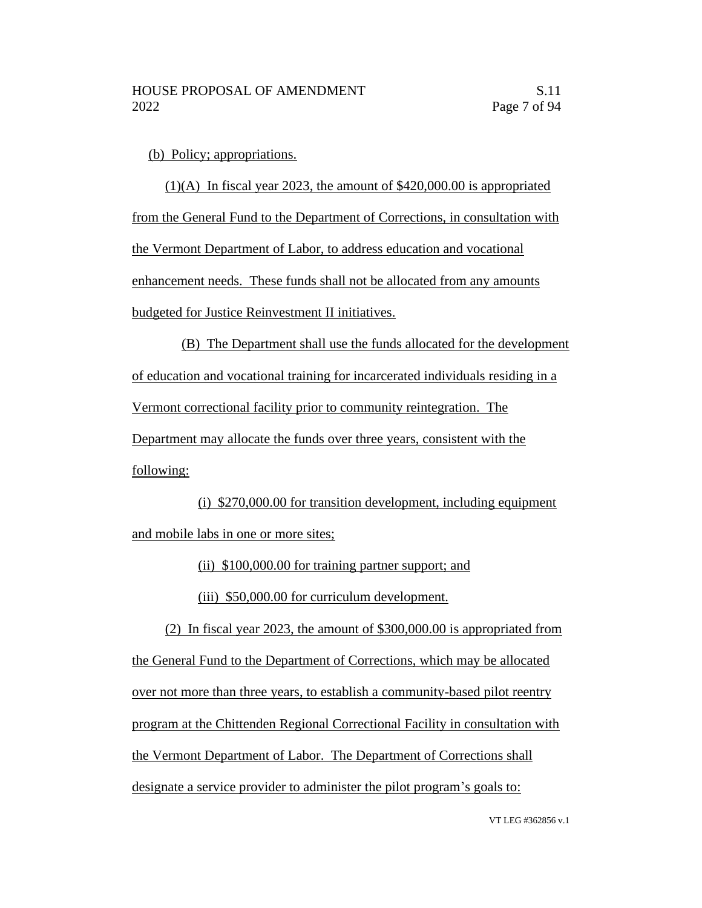(b) Policy; appropriations.

(1)(A) In fiscal year 2023, the amount of $420,000.00 is appropriated from the General Fund to the Department of Corrections, in consultation with the Vermont Department of Labor, to address education and vocational enhancement needs. These funds shall not be allocated from any amounts budgeted for Justice Reinvestment II initiatives.

(B) The Department shall use the funds allocated for the development of education and vocational training for incarcerated individuals residing in a Vermont correctional facility prior to community reintegration. The Department may allocate the funds over three years, consistent with the following:

(i) $270,000.00 for transition development, including equipment and mobile labs in one or more sites;

(ii) $100,000.00 for training partner support; and

(iii) $50,000.00 for curriculum development.

(2) In fiscal year 2023, the amount of $300,000.00 is appropriated from the General Fund to the Department of Corrections, which may be allocated over not more than three years, to establish a community-based pilot reentry program at the Chittenden Regional Correctional Facility in consultation with the Vermont Department of Labor. The Department of Corrections shall designate a service provider to administer the pilot program's goals to: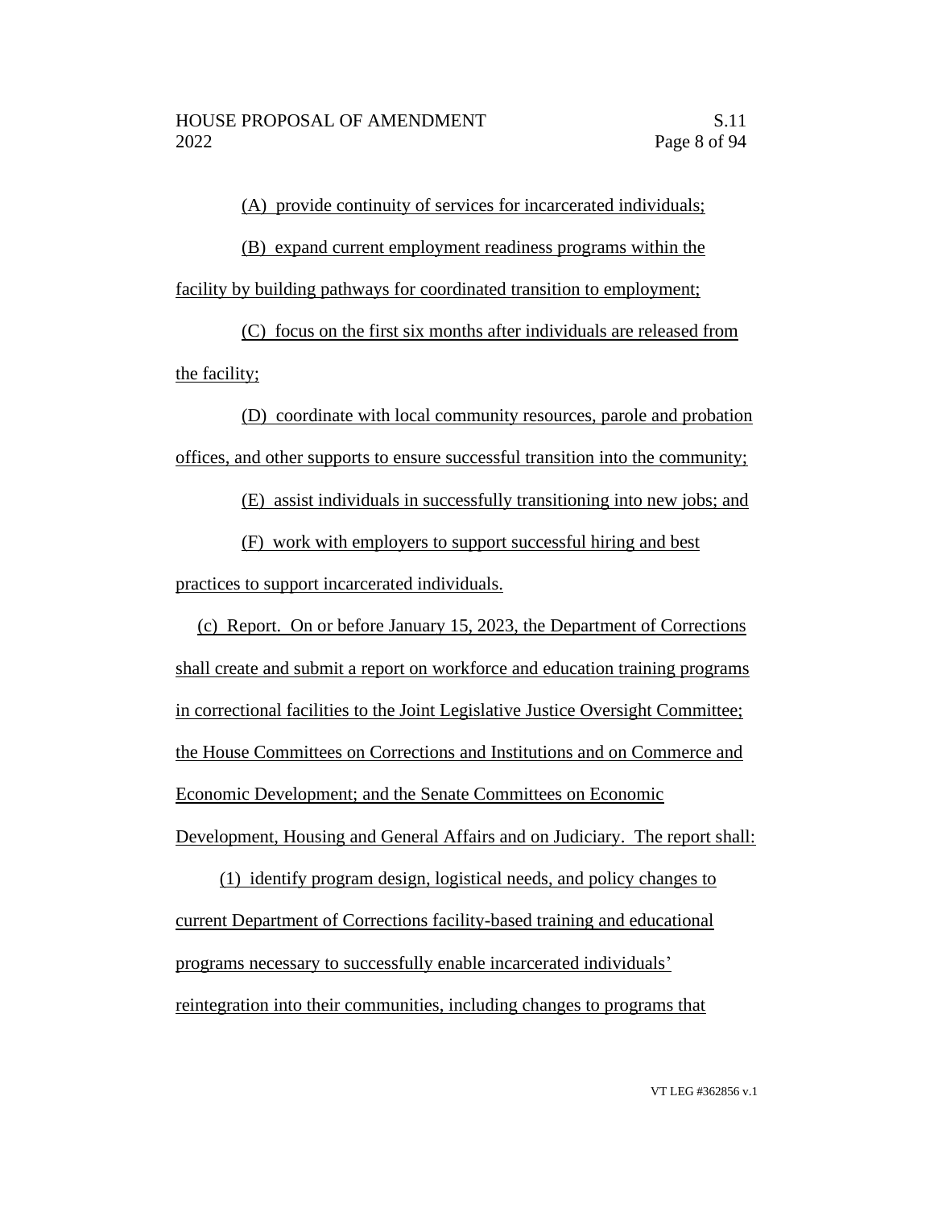(A) provide continuity of services for incarcerated individuals;

(B) expand current employment readiness programs within the facility by building pathways for coordinated transition to employment;

(C) focus on the first six months after individuals are released from the facility;

(D) coordinate with local community resources, parole and probation offices, and other supports to ensure successful transition into the community;

(E) assist individuals in successfully transitioning into new jobs; and

(F) work with employers to support successful hiring and best practices to support incarcerated individuals.

(c) Report. On or before January 15, 2023, the Department of Corrections shall create and submit a report on workforce and education training programs in correctional facilities to the Joint Legislative Justice Oversight Committee; the House Committees on Corrections and Institutions and on Commerce and Economic Development; and the Senate Committees on Economic Development, Housing and General Affairs and on Judiciary. The report shall:

(1) identify program design, logistical needs, and policy changes to current Department of Corrections facility-based training and educational programs necessary to successfully enable incarcerated individuals' reintegration into their communities, including changes to programs that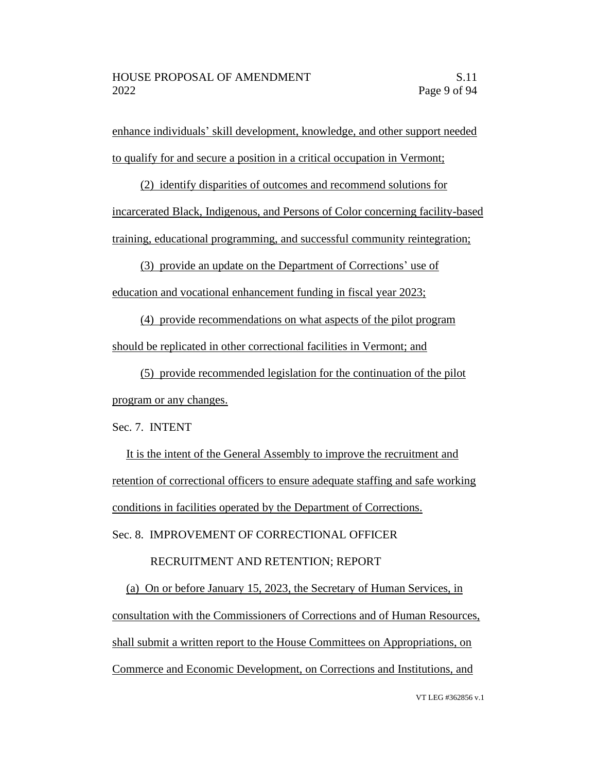enhance individuals' skill development, knowledge, and other support needed to qualify for and secure a position in a critical occupation in Vermont;

(2) identify disparities of outcomes and recommend solutions for incarcerated Black, Indigenous, and Persons of Color concerning facility-based training, educational programming, and successful community reintegration;

(3) provide an update on the Department of Corrections' use of education and vocational enhancement funding in fiscal year 2023;

(4) provide recommendations on what aspects of the pilot program should be replicated in other correctional facilities in Vermont; and

(5) provide recommended legislation for the continuation of the pilot program or any changes.

Sec. 7. INTENT

It is the intent of the General Assembly to improve the recruitment and retention of correctional officers to ensure adequate staffing and safe working conditions in facilities operated by the Department of Corrections.

Sec. 8. IMPROVEMENT OF CORRECTIONAL OFFICER RECRUITMENT AND RETENTION; REPORT

(a) On or before January 15, 2023, the Secretary of Human Services, in consultation with the Commissioners of Corrections and of Human Resources, shall submit a written report to the House Committees on Appropriations, on Commerce and Economic Development, on Corrections and Institutions, and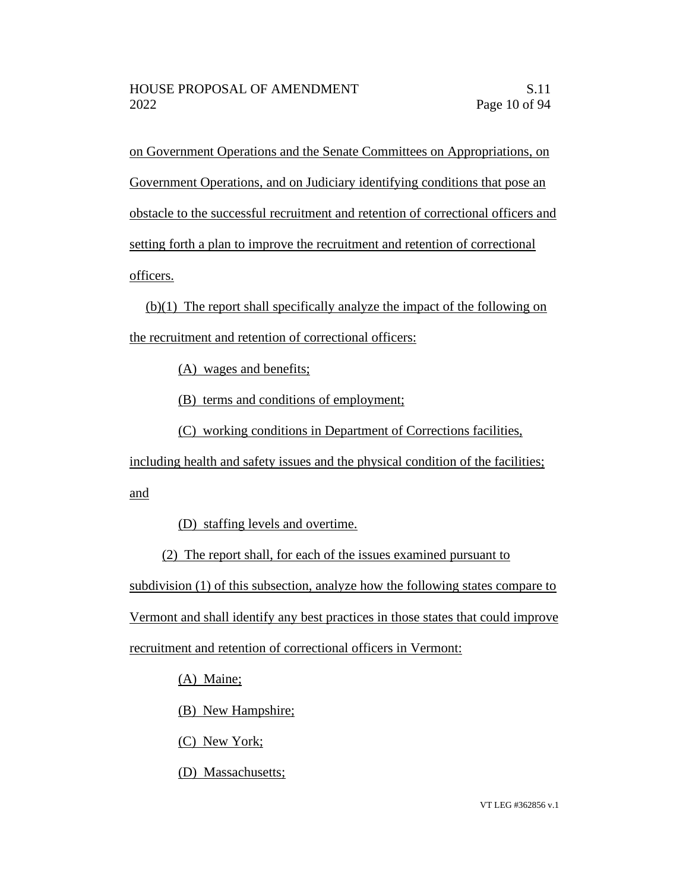on Government Operations and the Senate Committees on Appropriations, on Government Operations, and on Judiciary identifying conditions that pose an obstacle to the successful recruitment and retention of correctional officers and setting forth a plan to improve the recruitment and retention of correctional officers.

(b)(1) The report shall specifically analyze the impact of the following on the recruitment and retention of correctional officers:

(A) wages and benefits;

(B) terms and conditions of employment;

(C) working conditions in Department of Corrections facilities, including health and safety issues and the physical condition of the facilities; and

(D) staffing levels and overtime.

(2) The report shall, for each of the issues examined pursuant to subdivision (1) of this subsection, analyze how the following states compare to Vermont and shall identify any best practices in those states that could improve recruitment and retention of correctional officers in Vermont:

(A) Maine;

(B) New Hampshire;

(C) New York;

(D) Massachusetts;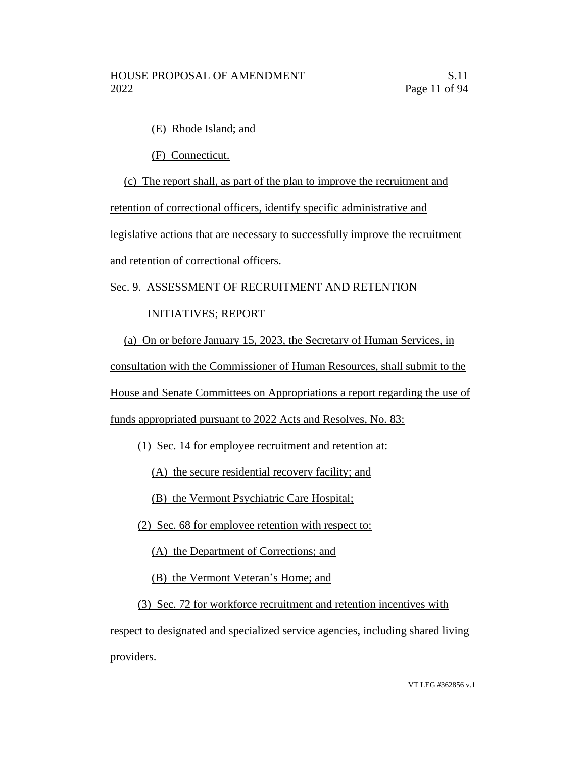(E) Rhode Island; and

(F) Connecticut.

(c) The report shall, as part of the plan to improve the recruitment and retention of correctional officers, identify specific administrative and legislative actions that are necessary to successfully improve the recruitment and retention of correctional officers.

Sec. 9. ASSESSMENT OF RECRUITMENT AND RETENTION INITIATIVES; REPORT

(a) On or before January 15, 2023, the Secretary of Human Services, in consultation with the Commissioner of Human Resources, shall submit to the House and Senate Committees on Appropriations a report regarding the use of funds appropriated pursuant to 2022 Acts and Resolves, No. 83:

(1) Sec. 14 for employee recruitment and retention at:

(A) the secure residential recovery facility; and

(B) the Vermont Psychiatric Care Hospital;

(2) Sec. 68 for employee retention with respect to:

(A) the Department of Corrections; and

(B) the Vermont Veteran's Home; and

(3) Sec. 72 for workforce recruitment and retention incentives with respect to designated and specialized service agencies, including shared living providers.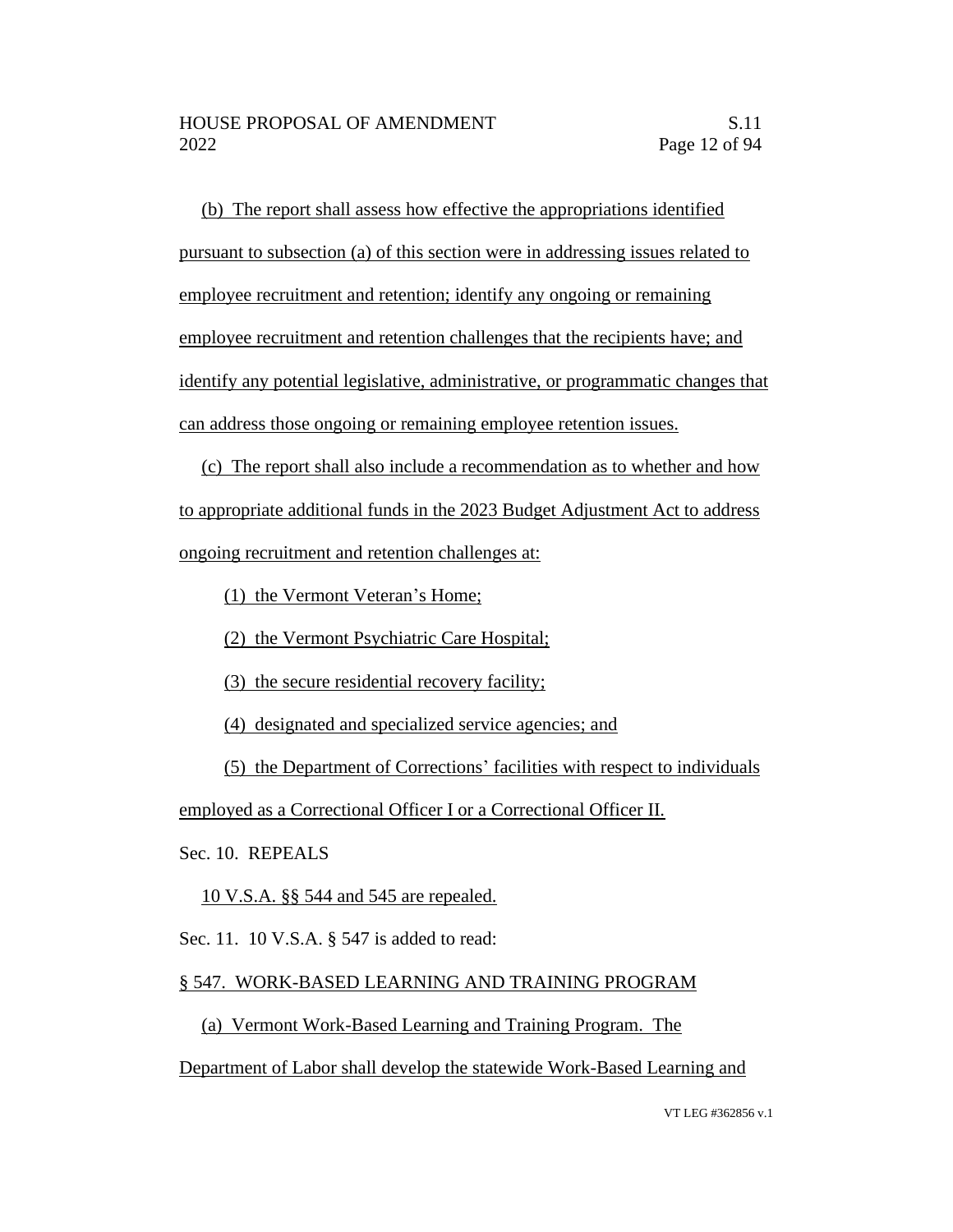(b) The report shall assess how effective the appropriations identified pursuant to subsection (a) of this section were in addressing issues related to employee recruitment and retention; identify any ongoing or remaining employee recruitment and retention challenges that the recipients have; and identify any potential legislative, administrative, or programmatic changes that can address those ongoing or remaining employee retention issues.

(c) The report shall also include a recommendation as to whether and how to appropriate additional funds in the 2023 Budget Adjustment Act to address ongoing recruitment and retention challenges at:

(1) the Vermont Veteran's Home;

(2) the Vermont Psychiatric Care Hospital;

(3) the secure residential recovery facility;

(4) designated and specialized service agencies; and

(5) the Department of Corrections' facilities with respect to individuals employed as a Correctional Officer I or a Correctional Officer II.

Sec. 10. REPEALS

10 V.S.A. §§ 544 and 545 are repealed.

Sec. 11. 10 V.S.A. § 547 is added to read:

§ 547. WORK-BASED LEARNING AND TRAINING PROGRAM

(a) Vermont Work-Based Learning and Training Program. The Department of Labor shall develop the statewide Work-Based Learning and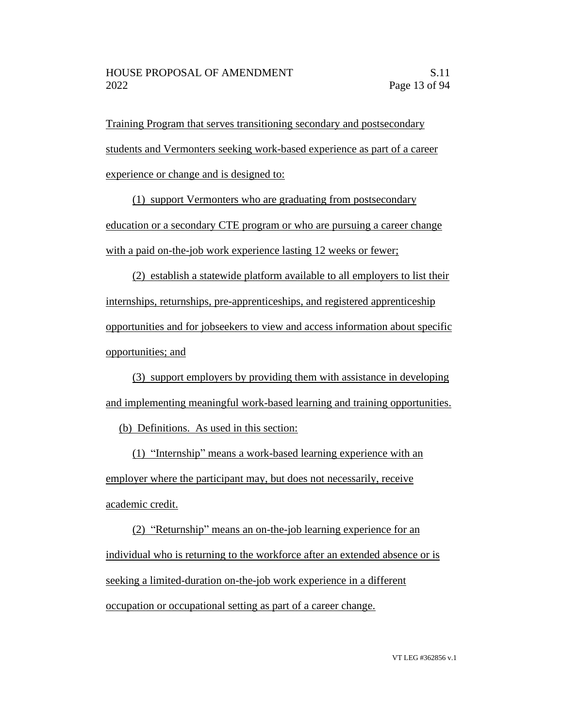Training Program that serves transitioning secondary and postsecondary students and Vermonters seeking work-based experience as part of a career experience or change and is designed to:

(1) support Vermonters who are graduating from postsecondary education or a secondary CTE program or who are pursuing a career change with a paid on-the-job work experience lasting 12 weeks or fewer;

(2) establish a statewide platform available to all employers to list their internships, returnships, pre-apprenticeships, and registered apprenticeship opportunities and for jobseekers to view and access information about specific opportunities; and

(3) support employers by providing them with assistance in developing and implementing meaningful work-based learning and training opportunities.

(b) Definitions. As used in this section:

(1) "Internship" means a work-based learning experience with an employer where the participant may, but does not necessarily, receive academic credit.

(2) "Returnship" means an on-the-job learning experience for an individual who is returning to the workforce after an extended absence or is seeking a limited-duration on-the-job work experience in a different occupation or occupational setting as part of a career change.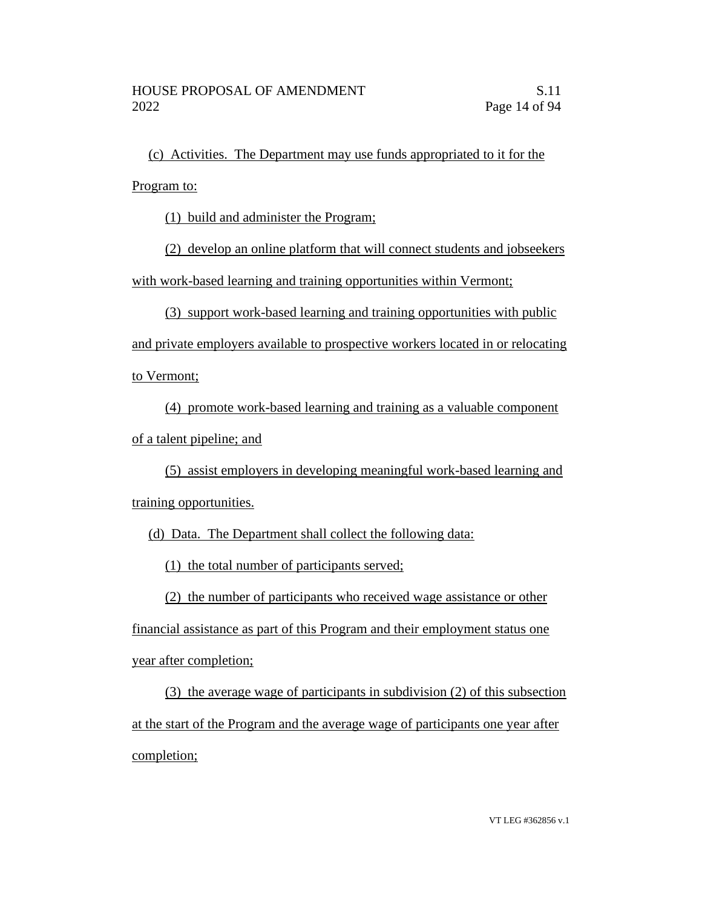(c) Activities. The Department may use funds appropriated to it for the Program to:

(1) build and administer the Program;

(2) develop an online platform that will connect students and jobseekers with work-based learning and training opportunities within Vermont;

(3) support work-based learning and training opportunities with public and private employers available to prospective workers located in or relocating to Vermont;

(4) promote work-based learning and training as a valuable component of a talent pipeline; and

(5) assist employers in developing meaningful work-based learning and training opportunities.

(d) Data. The Department shall collect the following data:

(1) the total number of participants served;

(2) the number of participants who received wage assistance or other financial assistance as part of this Program and their employment status one year after completion;

(3) the average wage of participants in subdivision (2) of this subsection at the start of the Program and the average wage of participants one year after completion;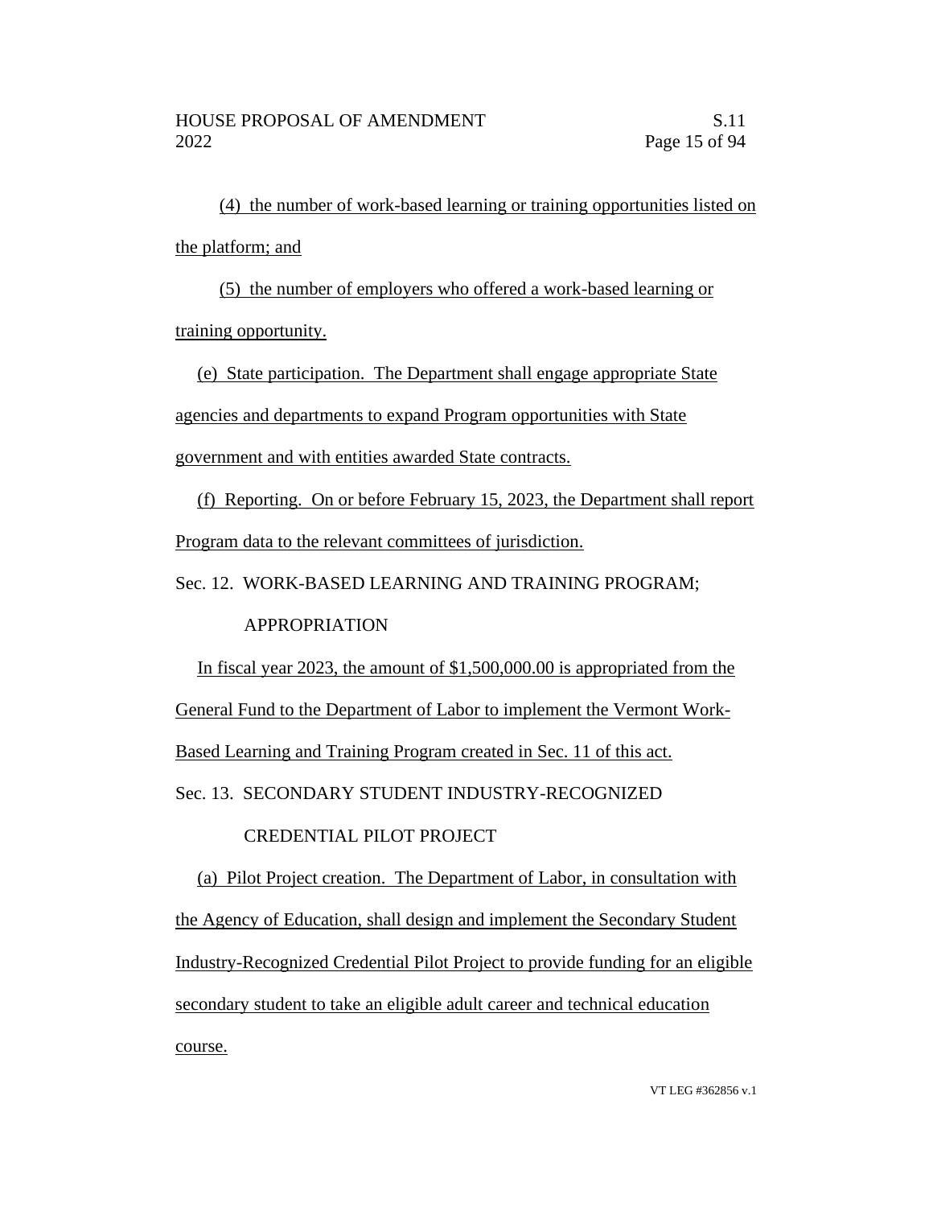(4) the number of work-based learning or training opportunities listed on the platform; and

(5) the number of employers who offered a work-based learning or training opportunity.

(e) State participation. The Department shall engage appropriate State agencies and departments to expand Program opportunities with State government and with entities awarded State contracts.

(f) Reporting. On or before February 15, 2023, the Department shall report Program data to the relevant committees of jurisdiction.

Sec. 12. WORK-BASED LEARNING AND TRAINING PROGRAM; APPROPRIATION

In fiscal year 2023, the amount of $1,500,000.00 is appropriated from the General Fund to the Department of Labor to implement the Vermont Work-Based Learning and Training Program created in Sec. 11 of this act.

Sec. 13. SECONDARY STUDENT INDUSTRY-RECOGNIZED CREDENTIAL PILOT PROJECT

(a) Pilot Project creation. The Department of Labor, in consultation with the Agency of Education, shall design and implement the Secondary Student Industry-Recognized Credential Pilot Project to provide funding for an eligible secondary student to take an eligible adult career and technical education course.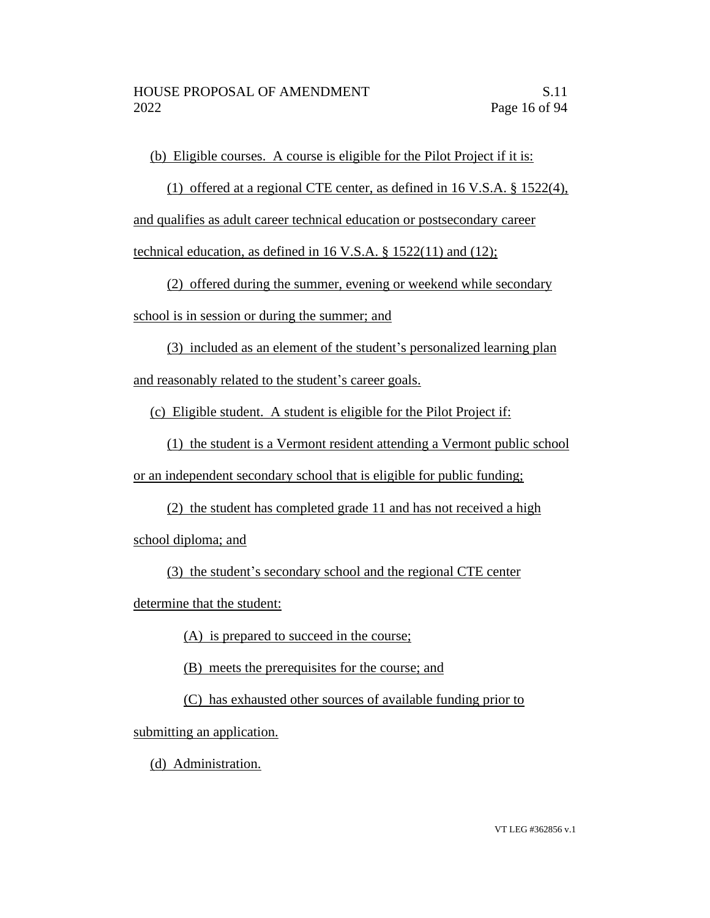(b) Eligible courses. A course is eligible for the Pilot Project if it is:

(1) offered at a regional CTE center, as defined in 16 V.S.A. § 1522(4), and qualifies as adult career technical education or postsecondary career technical education, as defined in 16 V.S.A. § 1522(11) and (12);

(2) offered during the summer, evening or weekend while secondary school is in session or during the summer; and

(3) included as an element of the student's personalized learning plan and reasonably related to the student's career goals.

(c) Eligible student. A student is eligible for the Pilot Project if:

(1) the student is a Vermont resident attending a Vermont public school or an independent secondary school that is eligible for public funding;

(2) the student has completed grade 11 and has not received a high school diploma; and

(3) the student's secondary school and the regional CTE center determine that the student:

(A) is prepared to succeed in the course;

(B) meets the prerequisites for the course; and

(C) has exhausted other sources of available funding prior to submitting an application.

(d) Administration.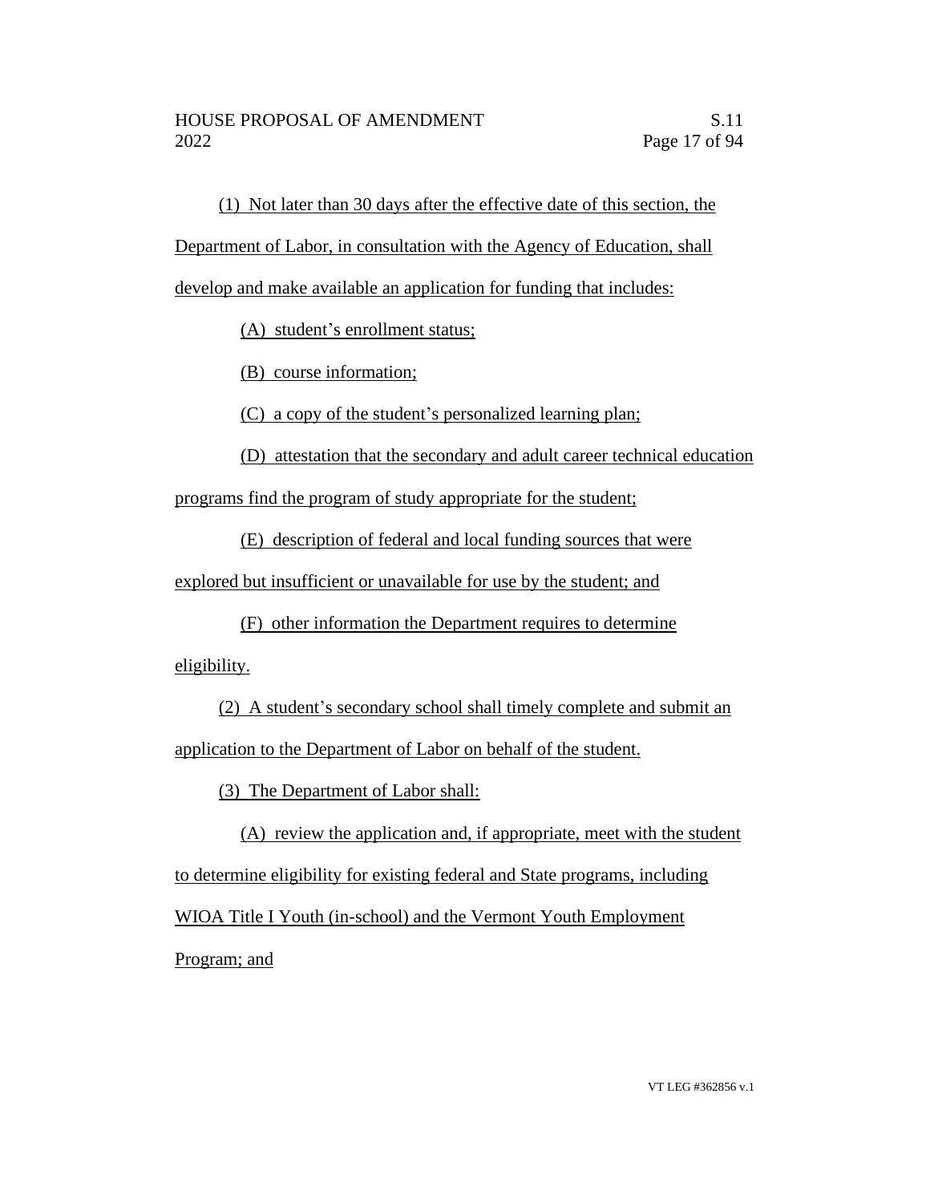(1) Not later than 30 days after the effective date of this section, the Department of Labor, in consultation with the Agency of Education, shall develop and make available an application for funding that includes:

(A) student's enrollment status;

(B) course information;

(C) a copy of the student's personalized learning plan;

(D) attestation that the secondary and adult career technical education programs find the program of study appropriate for the student;

(E) description of federal and local funding sources that were explored but insufficient or unavailable for use by the student; and

(F) other information the Department requires to determine eligibility.

(2) A student's secondary school shall timely complete and submit an application to the Department of Labor on behalf of the student.

(3) The Department of Labor shall:

(A) review the application and, if appropriate, meet with the student to determine eligibility for existing federal and State programs, including WIOA Title I Youth (in-school) and the Vermont Youth Employment Program; and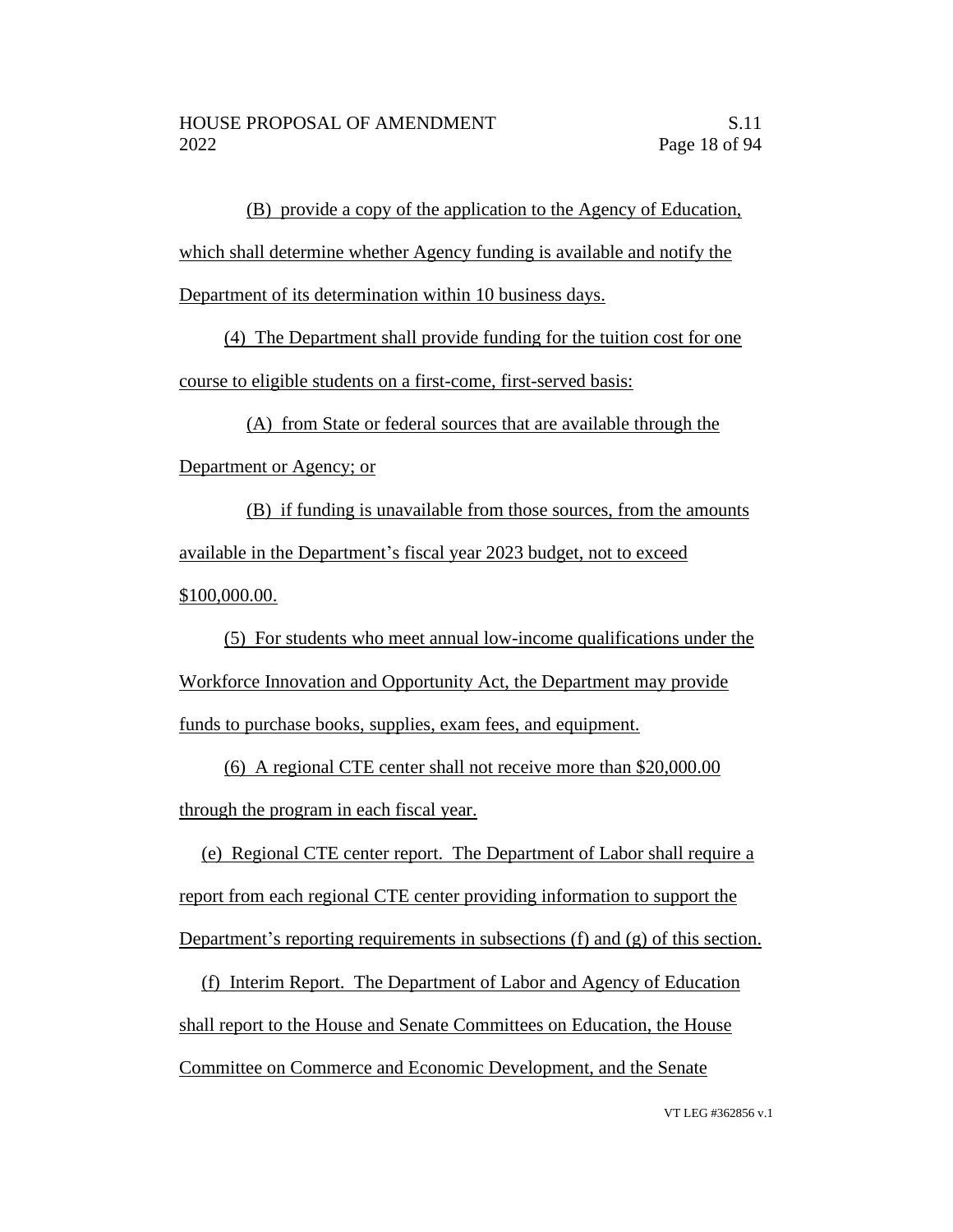(B) provide a copy of the application to the Agency of Education, which shall determine whether Agency funding is available and notify the Department of its determination within 10 business days.

(4) The Department shall provide funding for the tuition cost for one course to eligible students on a first-come, first-served basis:

(A) from State or federal sources that are available through the Department or Agency; or

(B) if funding is unavailable from those sources, from the amounts available in the Department's fiscal year 2023 budget, not to exceed $100,000.00.

(5) For students who meet annual low-income qualifications under the Workforce Innovation and Opportunity Act, the Department may provide funds to purchase books, supplies, exam fees, and equipment.

(6) A regional CTE center shall not receive more than $20,000.00 through the program in each fiscal year.

(e) Regional CTE center report. The Department of Labor shall require a report from each regional CTE center providing information to support the Department's reporting requirements in subsections (f) and (g) of this section.

(f) Interim Report. The Department of Labor and Agency of Education shall report to the House and Senate Committees on Education, the House Committee on Commerce and Economic Development, and the Senate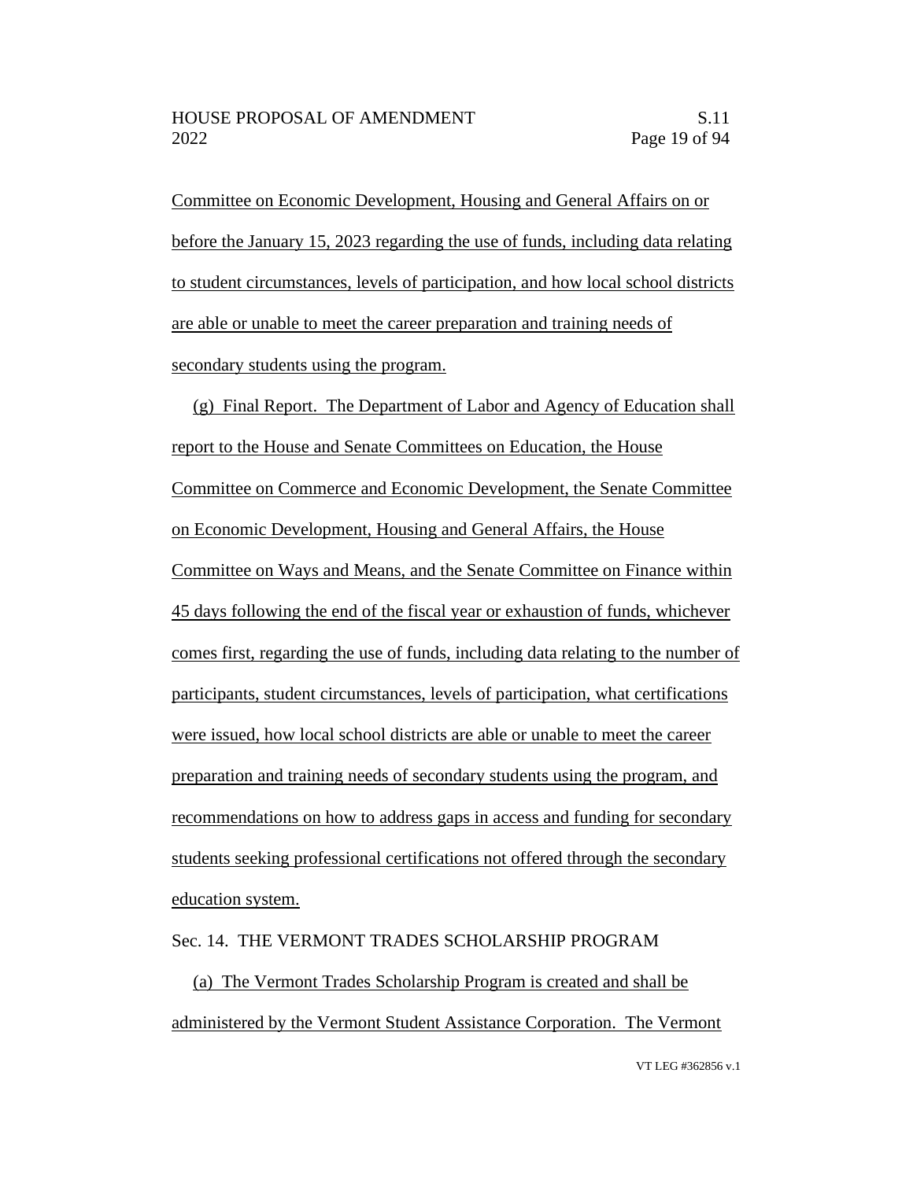Committee on Economic Development, Housing and General Affairs on or before the January 15, 2023 regarding the use of funds, including data relating to student circumstances, levels of participation, and how local school districts are able or unable to meet the career preparation and training needs of secondary students using the program.

(g) Final Report. The Department of Labor and Agency of Education shall report to the House and Senate Committees on Education, the House Committee on Commerce and Economic Development, the Senate Committee on Economic Development, Housing and General Affairs, the House Committee on Ways and Means, and the Senate Committee on Finance within 45 days following the end of the fiscal year or exhaustion of funds, whichever comes first, regarding the use of funds, including data relating to the number of participants, student circumstances, levels of participation, what certifications were issued, how local school districts are able or unable to meet the career preparation and training needs of secondary students using the program, and recommendations on how to address gaps in access and funding for secondary students seeking professional certifications not offered through the secondary education system.

Sec. 14. THE VERMONT TRADES SCHOLARSHIP PROGRAM

(a) The Vermont Trades Scholarship Program is created and shall be administered by the Vermont Student Assistance Corporation. The Vermont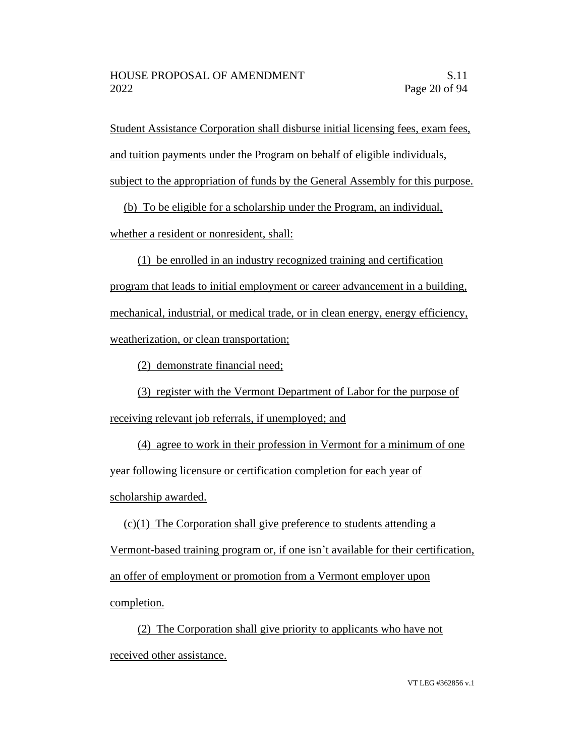Student Assistance Corporation shall disburse initial licensing fees, exam fees, and tuition payments under the Program on behalf of eligible individuals, subject to the appropriation of funds by the General Assembly for this purpose.

(b) To be eligible for a scholarship under the Program, an individual, whether a resident or nonresident, shall:

(1) be enrolled in an industry recognized training and certification program that leads to initial employment or career advancement in a building, mechanical, industrial, or medical trade, or in clean energy, energy efficiency, weatherization, or clean transportation;

(2) demonstrate financial need;

(3) register with the Vermont Department of Labor for the purpose of receiving relevant job referrals, if unemployed; and

(4) agree to work in their profession in Vermont for a minimum of one year following licensure or certification completion for each year of scholarship awarded.

(c)(1) The Corporation shall give preference to students attending a Vermont-based training program or, if one isn't available for their certification, an offer of employment or promotion from a Vermont employer upon completion.

(2) The Corporation shall give priority to applicants who have not received other assistance.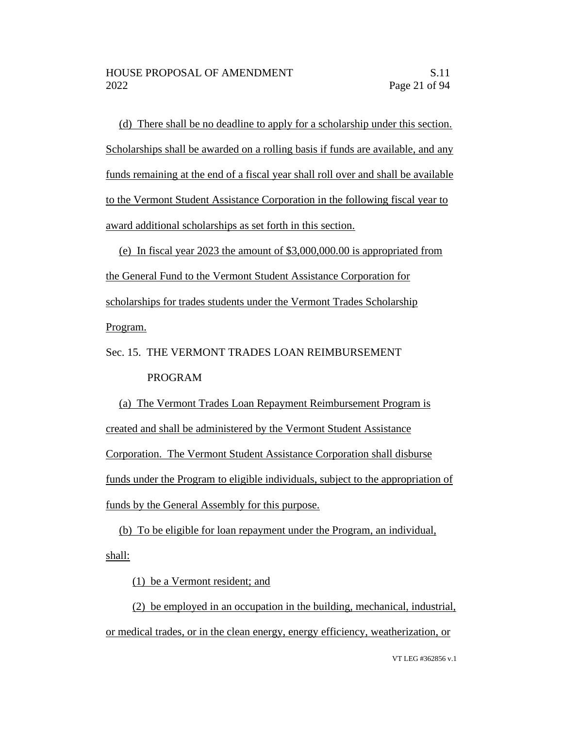(d) There shall be no deadline to apply for a scholarship under this section. Scholarships shall be awarded on a rolling basis if funds are available, and any funds remaining at the end of a fiscal year shall roll over and shall be available to the Vermont Student Assistance Corporation in the following fiscal year to award additional scholarships as set forth in this section.

(e) In fiscal year 2023 the amount of $3,000,000.00 is appropriated from the General Fund to the Vermont Student Assistance Corporation for scholarships for trades students under the Vermont Trades Scholarship Program.

Sec. 15. THE VERMONT TRADES LOAN REIMBURSEMENT PROGRAM

(a) The Vermont Trades Loan Repayment Reimbursement Program is created and shall be administered by the Vermont Student Assistance Corporation. The Vermont Student Assistance Corporation shall disburse funds under the Program to eligible individuals, subject to the appropriation of funds by the General Assembly for this purpose.

(b) To be eligible for loan repayment under the Program, an individual, shall:

(1) be a Vermont resident; and

(2) be employed in an occupation in the building, mechanical, industrial, or medical trades, or in the clean energy, energy efficiency, weatherization, or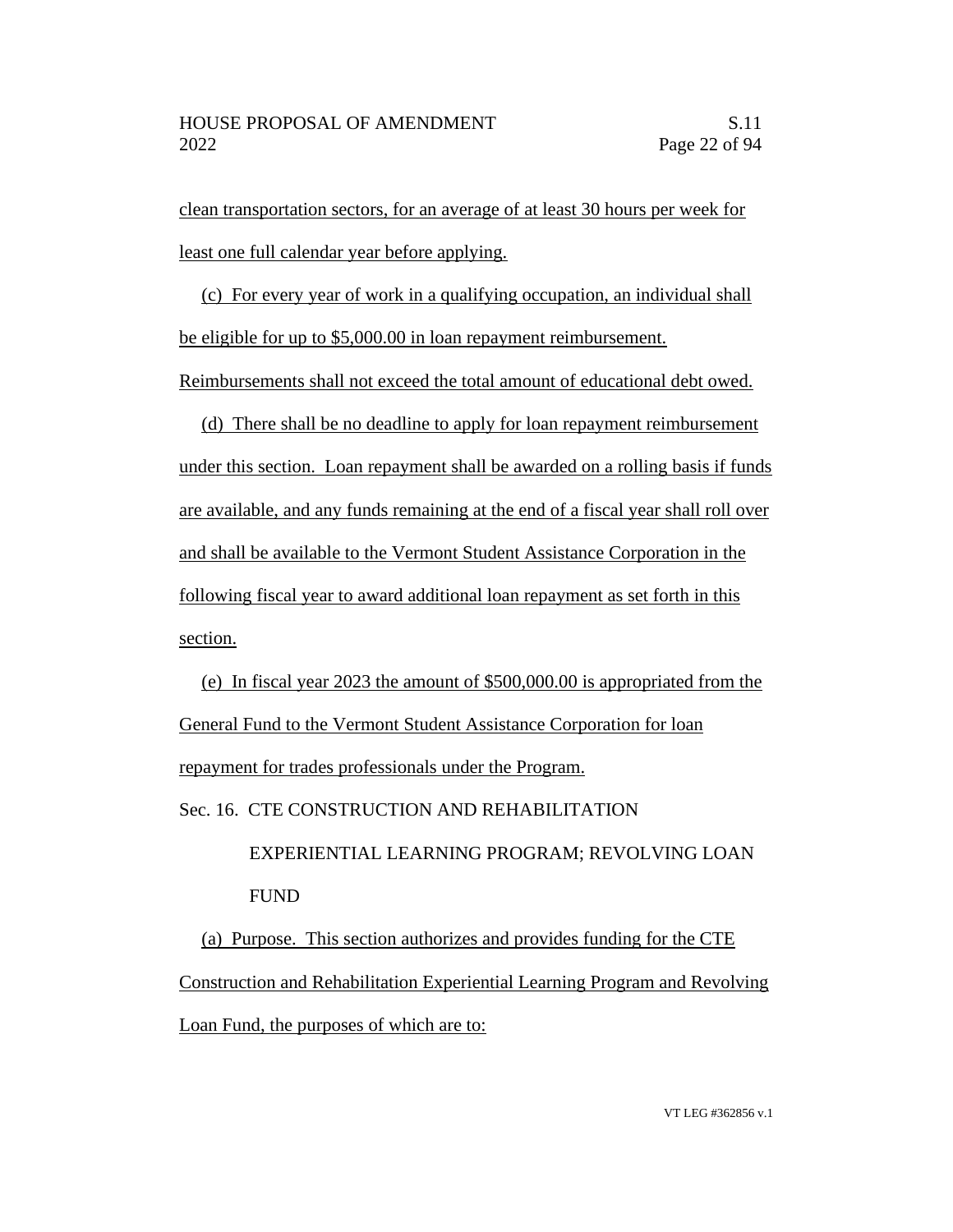clean transportation sectors, for an average of at least 30 hours per week for least one full calendar year before applying.

(c) For every year of work in a qualifying occupation, an individual shall be eligible for up to $5,000.00 in loan repayment reimbursement. Reimbursements shall not exceed the total amount of educational debt owed.

(d) There shall be no deadline to apply for loan repayment reimbursement under this section. Loan repayment shall be awarded on a rolling basis if funds are available, and any funds remaining at the end of a fiscal year shall roll over and shall be available to the Vermont Student Assistance Corporation in the following fiscal year to award additional loan repayment as set forth in this section.

(e) In fiscal year 2023 the amount of $500,000.00 is appropriated from the General Fund to the Vermont Student Assistance Corporation for loan repayment for trades professionals under the Program.

Sec. 16. CTE CONSTRUCTION AND REHABILITATION EXPERIENTIAL LEARNING PROGRAM; REVOLVING LOAN FUND

(a) Purpose. This section authorizes and provides funding for the CTE Construction and Rehabilitation Experiential Learning Program and Revolving Loan Fund, the purposes of which are to: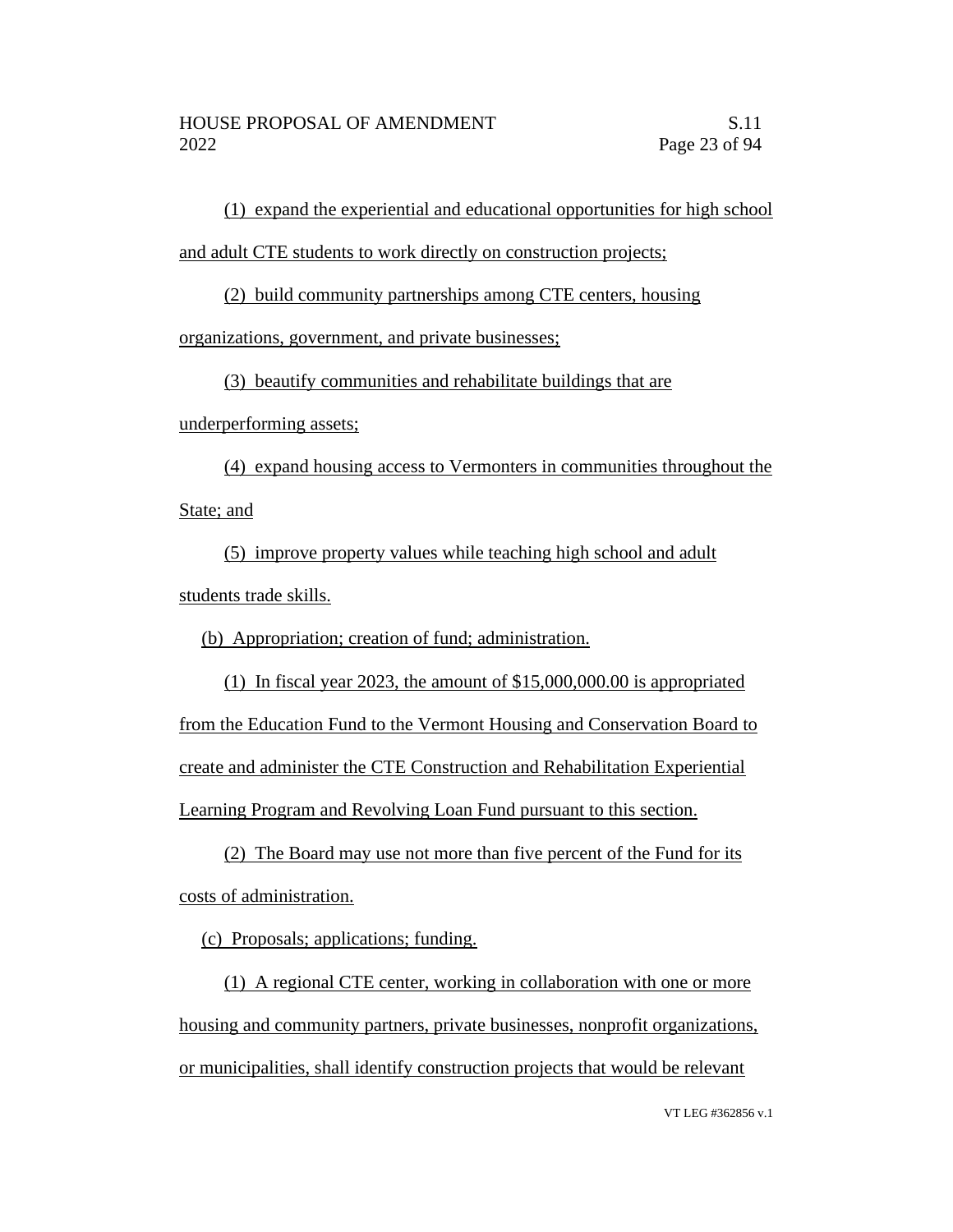(1) expand the experiential and educational opportunities for high school and adult CTE students to work directly on construction projects;

(2) build community partnerships among CTE centers, housing organizations, government, and private businesses;

(3) beautify communities and rehabilitate buildings that are underperforming assets;

(4) expand housing access to Vermonters in communities throughout the State; and

(5) improve property values while teaching high school and adult students trade skills.

(b) Appropriation; creation of fund; administration.

(1) In fiscal year 2023, the amount of $15,000,000.00 is appropriated from the Education Fund to the Vermont Housing and Conservation Board to create and administer the CTE Construction and Rehabilitation Experiential Learning Program and Revolving Loan Fund pursuant to this section.

(2) The Board may use not more than five percent of the Fund for its costs of administration.

(c) Proposals; applications; funding.

(1) A regional CTE center, working in collaboration with one or more housing and community partners, private businesses, nonprofit organizations, or municipalities, shall identify construction projects that would be relevant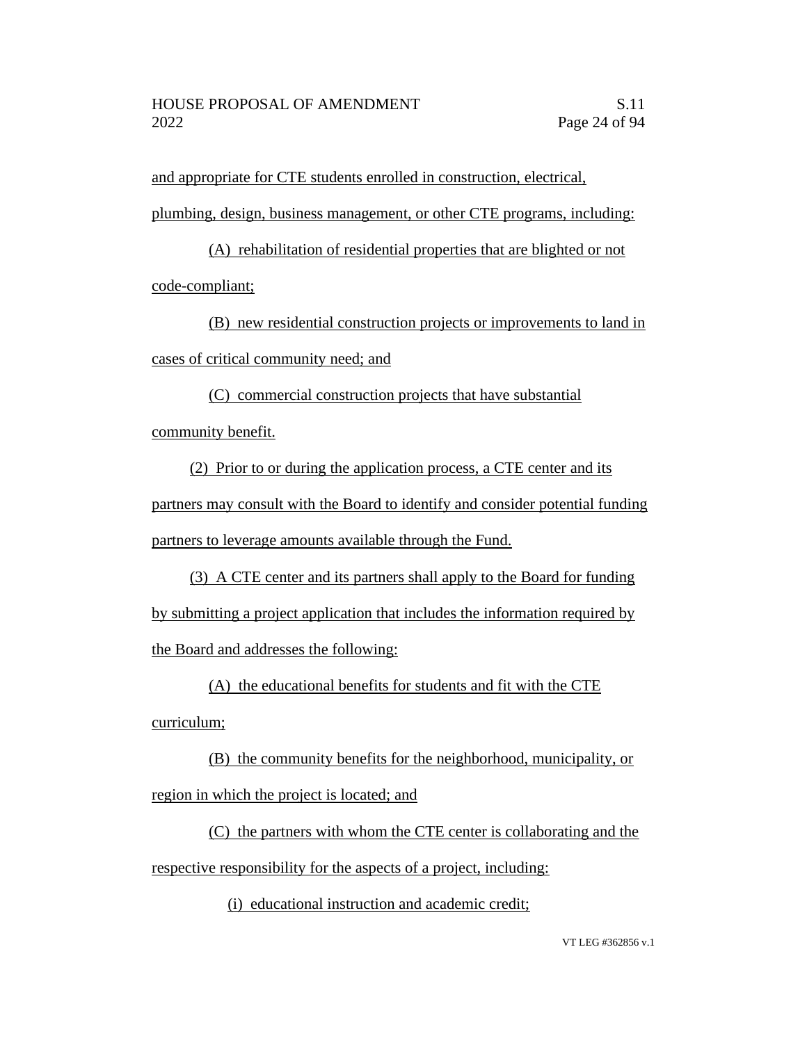and appropriate for CTE students enrolled in construction, electrical, plumbing, design, business management, or other CTE programs, including:

(A) rehabilitation of residential properties that are blighted or not code-compliant;

(B) new residential construction projects or improvements to land in cases of critical community need; and

(C) commercial construction projects that have substantial community benefit.

(2) Prior to or during the application process, a CTE center and its partners may consult with the Board to identify and consider potential funding partners to leverage amounts available through the Fund.

(3) A CTE center and its partners shall apply to the Board for funding by submitting a project application that includes the information required by the Board and addresses the following:

(A) the educational benefits for students and fit with the CTE curriculum;

(B) the community benefits for the neighborhood, municipality, or region in which the project is located; and

(C) the partners with whom the CTE center is collaborating and the respective responsibility for the aspects of a project, including:

(i) educational instruction and academic credit;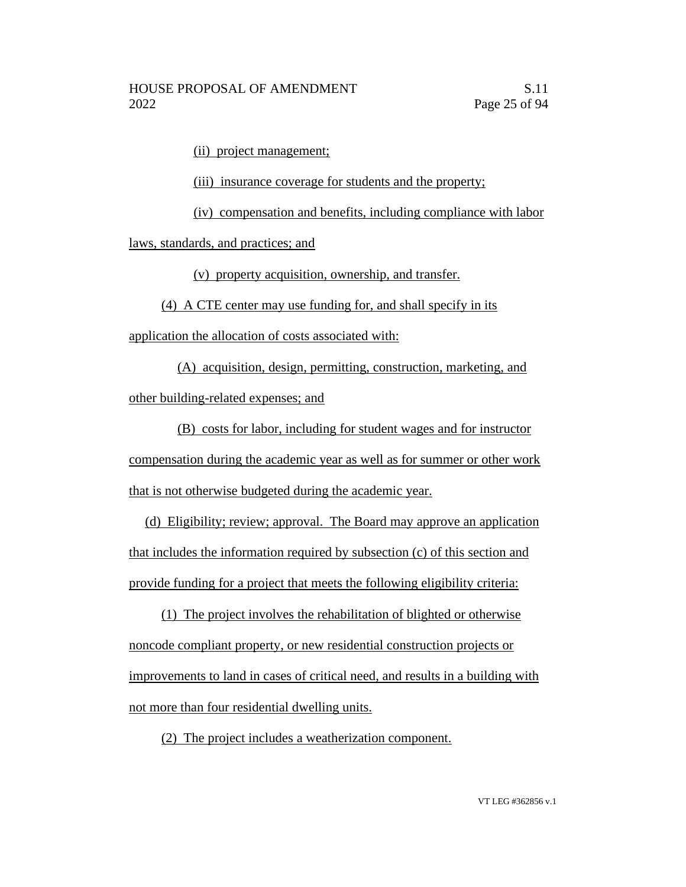(ii) project management;

(iii) insurance coverage for students and the property;

(iv) compensation and benefits, including compliance with labor laws, standards, and practices; and

(v) property acquisition, ownership, and transfer.

(4) A CTE center may use funding for, and shall specify in its application the allocation of costs associated with:

(A) acquisition, design, permitting, construction, marketing, and other building-related expenses; and

(B) costs for labor, including for student wages and for instructor compensation during the academic year as well as for summer or other work that is not otherwise budgeted during the academic year.

(d) Eligibility; review; approval. The Board may approve an application that includes the information required by subsection (c) of this section and provide funding for a project that meets the following eligibility criteria:

(1) The project involves the rehabilitation of blighted or otherwise noncode compliant property, or new residential construction projects or improvements to land in cases of critical need, and results in a building with not more than four residential dwelling units.

(2) The project includes a weatherization component.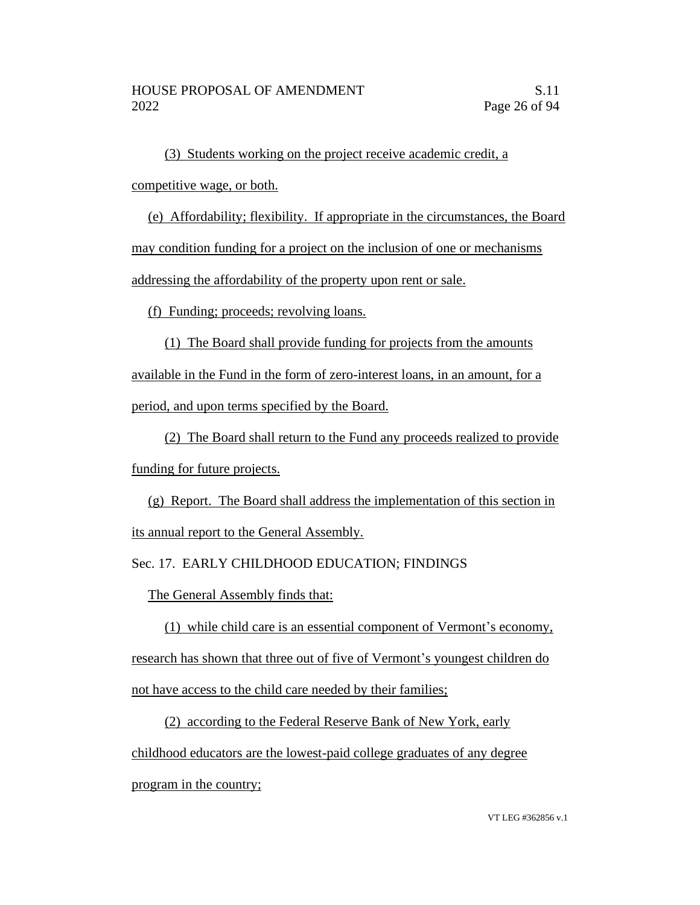(3) Students working on the project receive academic credit, a competitive wage, or both.

(e) Affordability; flexibility. If appropriate in the circumstances, the Board may condition funding for a project on the inclusion of one or mechanisms addressing the affordability of the property upon rent or sale.

(f) Funding; proceeds; revolving loans.

(1) The Board shall provide funding for projects from the amounts available in the Fund in the form of zero-interest loans, in an amount, for a period, and upon terms specified by the Board.

(2) The Board shall return to the Fund any proceeds realized to provide funding for future projects.

(g) Report. The Board shall address the implementation of this section in its annual report to the General Assembly.

Sec. 17. EARLY CHILDHOOD EDUCATION; FINDINGS

The General Assembly finds that:

(1) while child care is an essential component of Vermont's economy, research has shown that three out of five of Vermont's youngest children do not have access to the child care needed by their families;

(2) according to the Federal Reserve Bank of New York, early childhood educators are the lowest-paid college graduates of any degree program in the country;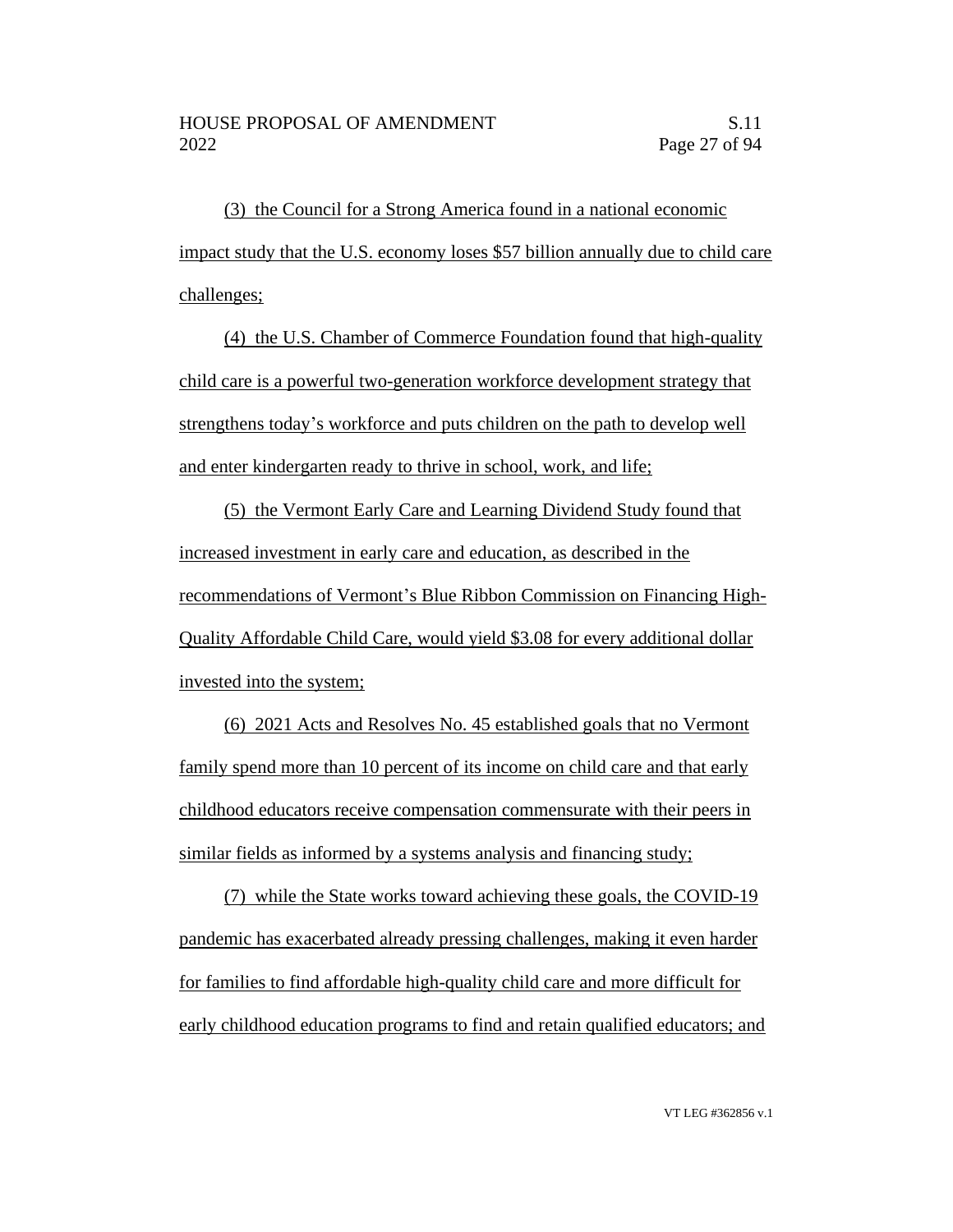(3) the Council for a Strong America found in a national economic impact study that the U.S. economy loses $57 billion annually due to child care challenges;

(4) the U.S. Chamber of Commerce Foundation found that high-quality child care is a powerful two-generation workforce development strategy that strengthens today's workforce and puts children on the path to develop well and enter kindergarten ready to thrive in school, work, and life;

(5) the Vermont Early Care and Learning Dividend Study found that increased investment in early care and education, as described in the recommendations of Vermont's Blue Ribbon Commission on Financing High-Quality Affordable Child Care, would yield $3.08 for every additional dollar invested into the system;

(6) 2021 Acts and Resolves No. 45 established goals that no Vermont family spend more than 10 percent of its income on child care and that early childhood educators receive compensation commensurate with their peers in similar fields as informed by a systems analysis and financing study;

(7) while the State works toward achieving these goals, the COVID-19 pandemic has exacerbated already pressing challenges, making it even harder for families to find affordable high-quality child care and more difficult for early childhood education programs to find and retain qualified educators; and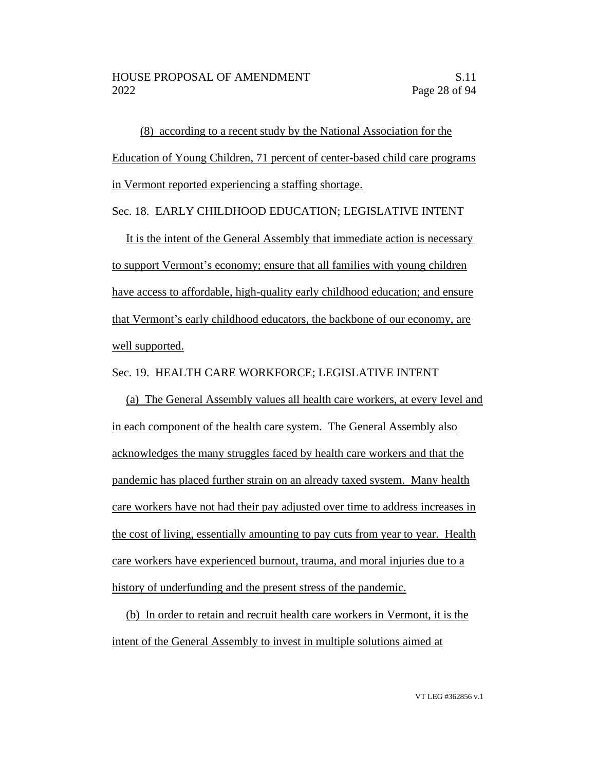(8) according to a recent study by the National Association for the Education of Young Children, 71 percent of center-based child care programs in Vermont reported experiencing a staffing shortage.

Sec. 18. EARLY CHILDHOOD EDUCATION; LEGISLATIVE INTENT

It is the intent of the General Assembly that immediate action is necessary to support Vermont's economy; ensure that all families with young children have access to affordable, high-quality early childhood education; and ensure that Vermont's early childhood educators, the backbone of our economy, are well supported.

Sec. 19. HEALTH CARE WORKFORCE; LEGISLATIVE INTENT

(a) The General Assembly values all health care workers, at every level and in each component of the health care system. The General Assembly also acknowledges the many struggles faced by health care workers and that the pandemic has placed further strain on an already taxed system. Many health care workers have not had their pay adjusted over time to address increases in the cost of living, essentially amounting to pay cuts from year to year. Health care workers have experienced burnout, trauma, and moral injuries due to a history of underfunding and the present stress of the pandemic.

(b) In order to retain and recruit health care workers in Vermont, it is the intent of the General Assembly to invest in multiple solutions aimed at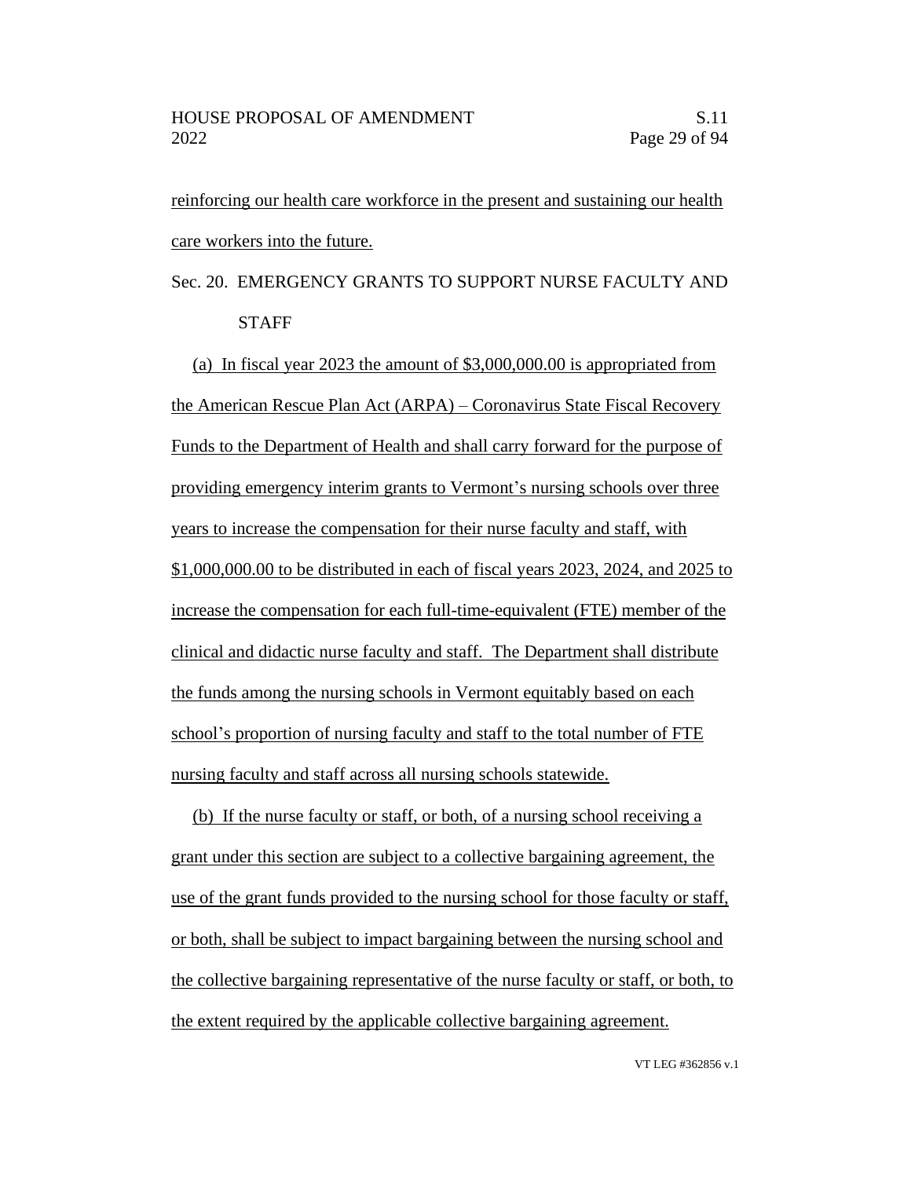reinforcing our health care workforce in the present and sustaining our health care workers into the future.

Sec. 20. EMERGENCY GRANTS TO SUPPORT NURSE FACULTY AND STAFF

(a) In fiscal year 2023 the amount of $3,000,000.00 is appropriated from the American Rescue Plan Act (ARPA) – Coronavirus State Fiscal Recovery Funds to the Department of Health and shall carry forward for the purpose of providing emergency interim grants to Vermont's nursing schools over three years to increase the compensation for their nurse faculty and staff, with $1,000,000.00 to be distributed in each of fiscal years 2023, 2024, and 2025 to increase the compensation for each full-time-equivalent (FTE) member of the clinical and didactic nurse faculty and staff. The Department shall distribute the funds among the nursing schools in Vermont equitably based on each school's proportion of nursing faculty and staff to the total number of FTE nursing faculty and staff across all nursing schools statewide.

(b) If the nurse faculty or staff, or both, of a nursing school receiving a grant under this section are subject to a collective bargaining agreement, the use of the grant funds provided to the nursing school for those faculty or staff, or both, shall be subject to impact bargaining between the nursing school and the collective bargaining representative of the nurse faculty or staff, or both, to the extent required by the applicable collective bargaining agreement.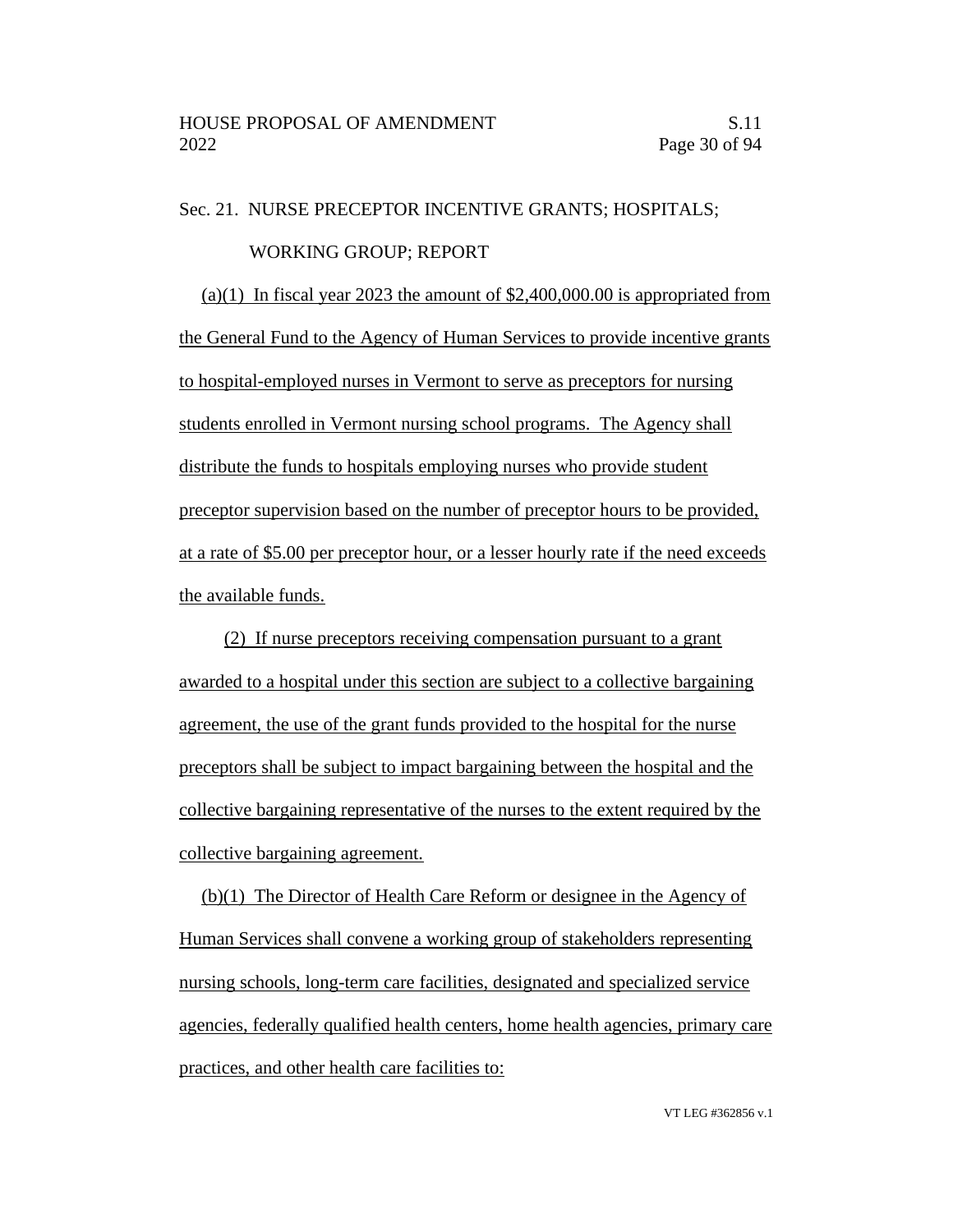Sec. 21. NURSE PRECEPTOR INCENTIVE GRANTS; HOSPITALS; WORKING GROUP; REPORT

(a)(1) In fiscal year 2023 the amount of $2,400,000.00 is appropriated from the General Fund to the Agency of Human Services to provide incentive grants to hospital-employed nurses in Vermont to serve as preceptors for nursing students enrolled in Vermont nursing school programs. The Agency shall distribute the funds to hospitals employing nurses who provide student preceptor supervision based on the number of preceptor hours to be provided, at a rate of $5.00 per preceptor hour, or a lesser hourly rate if the need exceeds the available funds.

(2) If nurse preceptors receiving compensation pursuant to a grant awarded to a hospital under this section are subject to a collective bargaining agreement, the use of the grant funds provided to the hospital for the nurse preceptors shall be subject to impact bargaining between the hospital and the collective bargaining representative of the nurses to the extent required by the collective bargaining agreement.

(b)(1) The Director of Health Care Reform or designee in the Agency of Human Services shall convene a working group of stakeholders representing nursing schools, long-term care facilities, designated and specialized service agencies, federally qualified health centers, home health agencies, primary care practices, and other health care facilities to: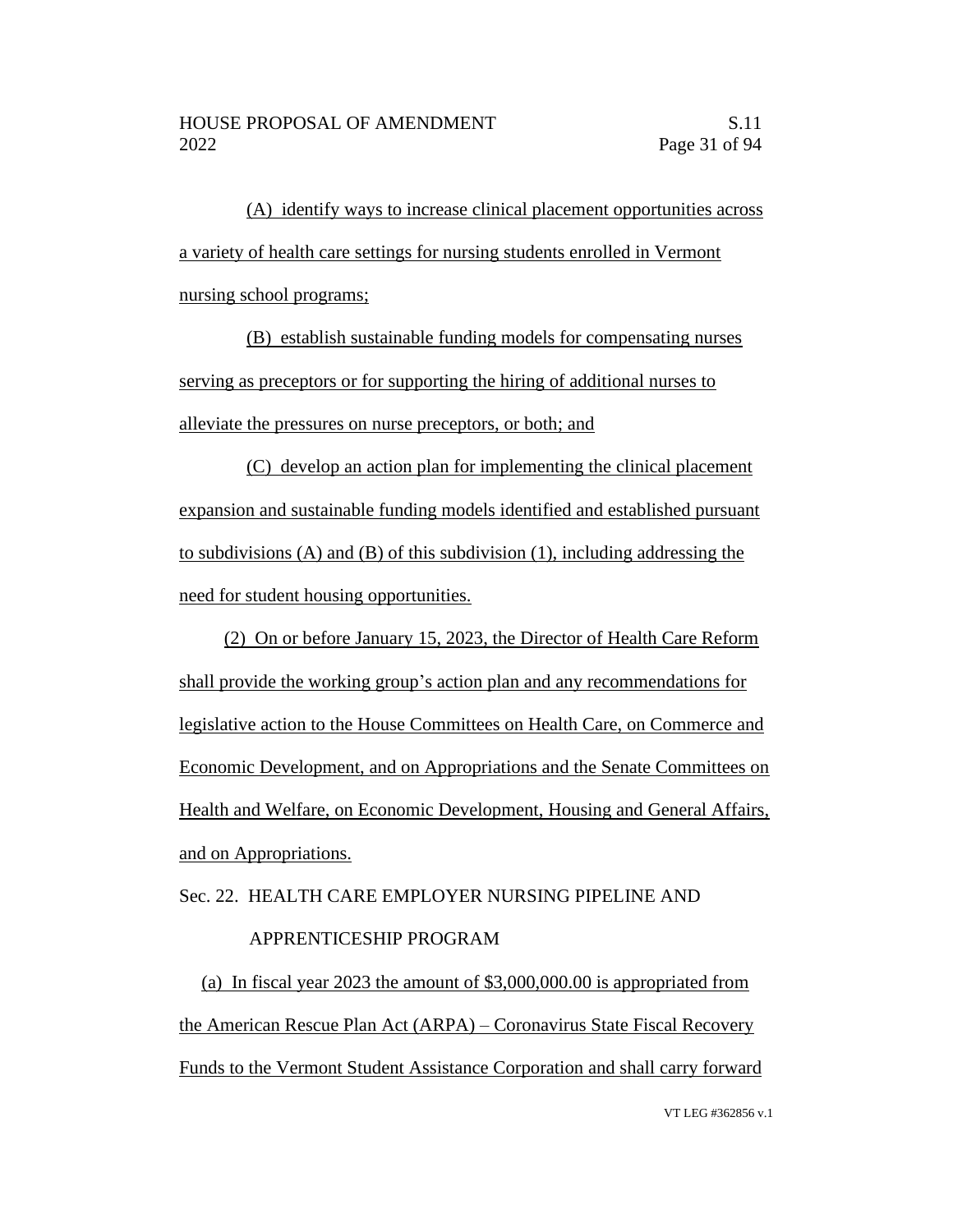(A) identify ways to increase clinical placement opportunities across a variety of health care settings for nursing students enrolled in Vermont nursing school programs;

(B) establish sustainable funding models for compensating nurses serving as preceptors or for supporting the hiring of additional nurses to alleviate the pressures on nurse preceptors, or both; and

(C) develop an action plan for implementing the clinical placement expansion and sustainable funding models identified and established pursuant to subdivisions (A) and (B) of this subdivision (1), including addressing the need for student housing opportunities.

(2) On or before January 15, 2023, the Director of Health Care Reform shall provide the working group's action plan and any recommendations for legislative action to the House Committees on Health Care, on Commerce and Economic Development, and on Appropriations and the Senate Committees on Health and Welfare, on Economic Development, Housing and General Affairs, and on Appropriations.

Sec. 22. HEALTH CARE EMPLOYER NURSING PIPELINE AND APPRENTICESHIP PROGRAM

(a) In fiscal year 2023 the amount of $3,000,000.00 is appropriated from the American Rescue Plan Act (ARPA) – Coronavirus State Fiscal Recovery Funds to the Vermont Student Assistance Corporation and shall carry forward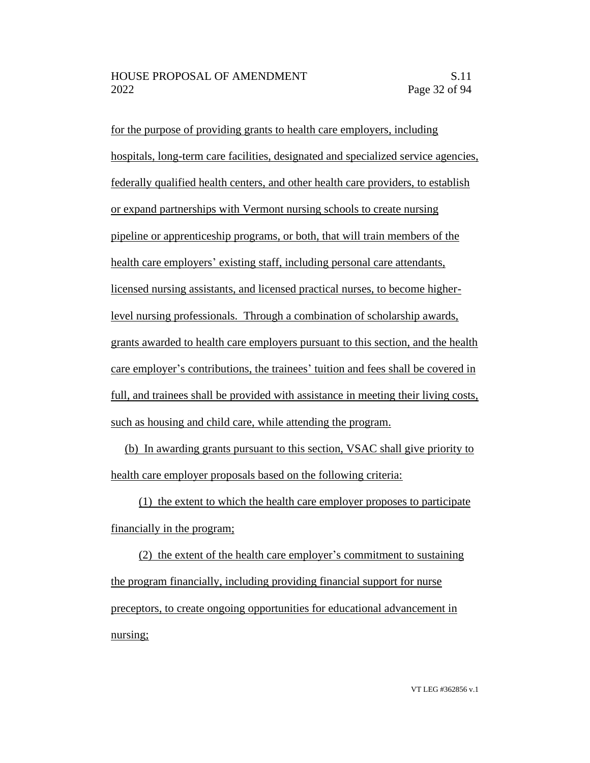for the purpose of providing grants to health care employers, including hospitals, long-term care facilities, designated and specialized service agencies, federally qualified health centers, and other health care providers, to establish or expand partnerships with Vermont nursing schools to create nursing pipeline or apprenticeship programs, or both, that will train members of the health care employers' existing staff, including personal care attendants, licensed nursing assistants, and licensed practical nurses, to become higher-level nursing professionals. Through a combination of scholarship awards, grants awarded to health care employers pursuant to this section, and the health care employer's contributions, the trainees' tuition and fees shall be covered in full, and trainees shall be provided with assistance in meeting their living costs, such as housing and child care, while attending the program.

(b) In awarding grants pursuant to this section, VSAC shall give priority to health care employer proposals based on the following criteria:

(1) the extent to which the health care employer proposes to participate financially in the program;

(2) the extent of the health care employer's commitment to sustaining the program financially, including providing financial support for nurse preceptors, to create ongoing opportunities for educational advancement in nursing;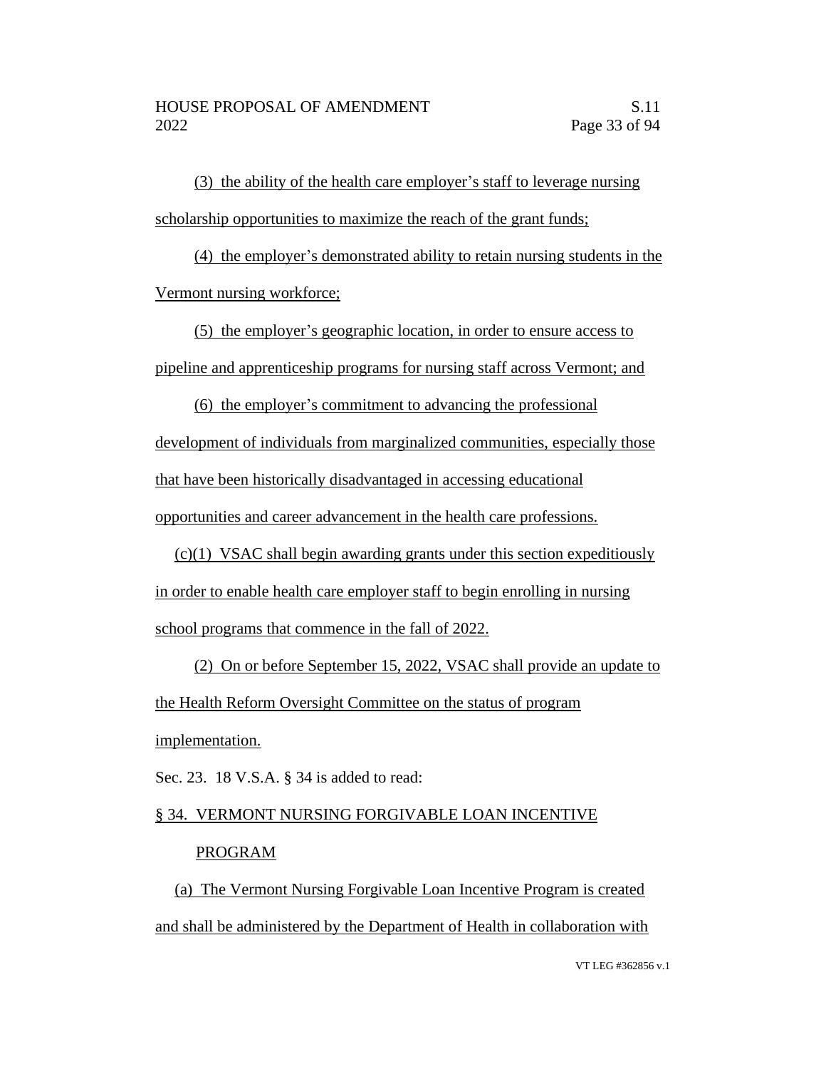(3) the ability of the health care employer's staff to leverage nursing scholarship opportunities to maximize the reach of the grant funds;

(4) the employer's demonstrated ability to retain nursing students in the Vermont nursing workforce;

(5) the employer's geographic location, in order to ensure access to pipeline and apprenticeship programs for nursing staff across Vermont; and

(6) the employer's commitment to advancing the professional development of individuals from marginalized communities, especially those that have been historically disadvantaged in accessing educational opportunities and career advancement in the health care professions.

(c)(1) VSAC shall begin awarding grants under this section expeditiously in order to enable health care employer staff to begin enrolling in nursing school programs that commence in the fall of 2022.

(2) On or before September 15, 2022, VSAC shall provide an update to the Health Reform Oversight Committee on the status of program implementation.

Sec. 23. 18 V.S.A. § 34 is added to read:

§ 34. VERMONT NURSING FORGIVABLE LOAN INCENTIVE PROGRAM

(a) The Vermont Nursing Forgivable Loan Incentive Program is created and shall be administered by the Department of Health in collaboration with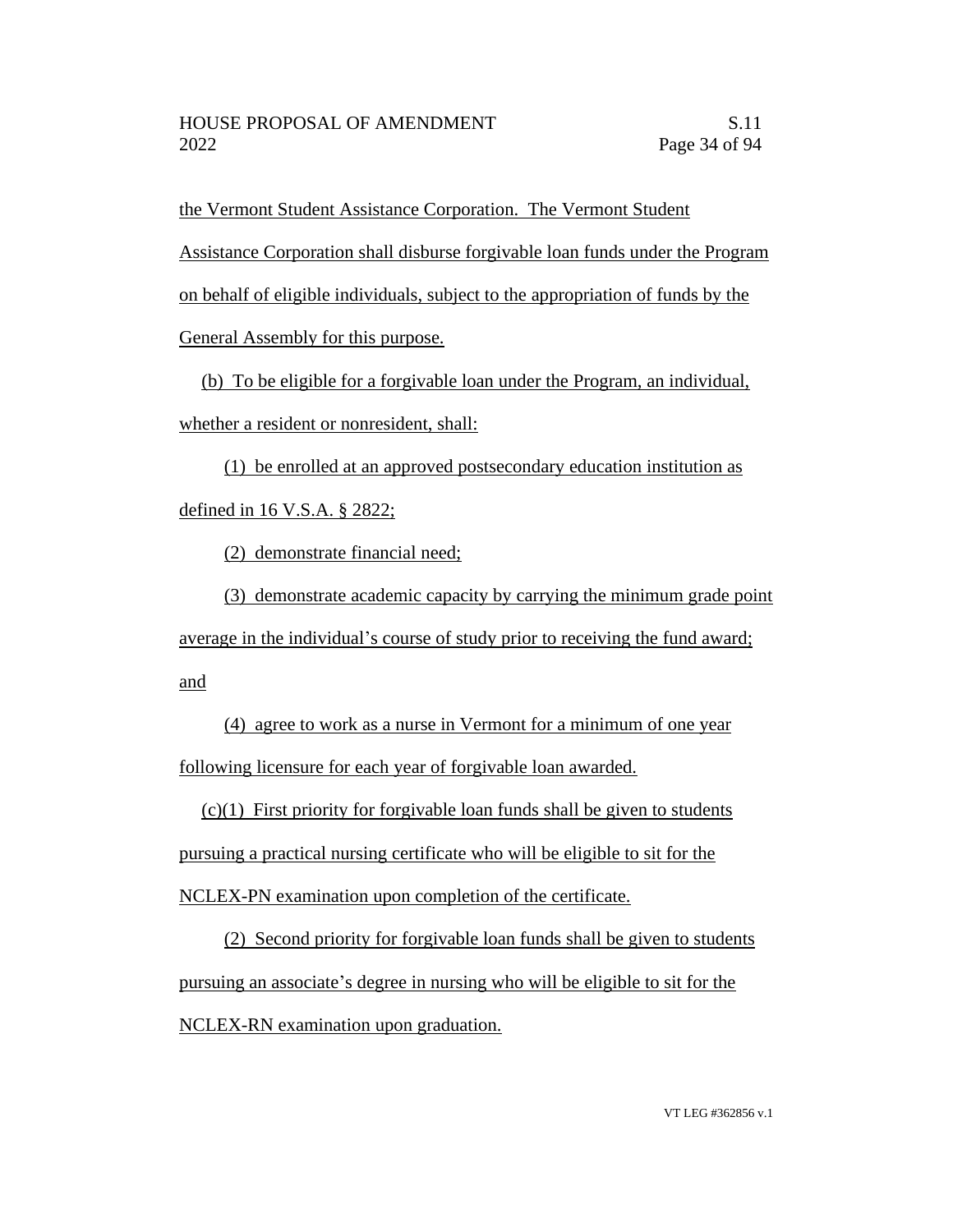the Vermont Student Assistance Corporation. The Vermont Student Assistance Corporation shall disburse forgivable loan funds under the Program on behalf of eligible individuals, subject to the appropriation of funds by the General Assembly for this purpose.

(b) To be eligible for a forgivable loan under the Program, an individual, whether a resident or nonresident, shall:

(1) be enrolled at an approved postsecondary education institution as defined in 16 V.S.A. § 2822;

(2) demonstrate financial need;

(3) demonstrate academic capacity by carrying the minimum grade point average in the individual's course of study prior to receiving the fund award; and

(4) agree to work as a nurse in Vermont for a minimum of one year following licensure for each year of forgivable loan awarded.

(c)(1) First priority for forgivable loan funds shall be given to students pursuing a practical nursing certificate who will be eligible to sit for the NCLEX-PN examination upon completion of the certificate.

(2) Second priority for forgivable loan funds shall be given to students pursuing an associate's degree in nursing who will be eligible to sit for the NCLEX-RN examination upon graduation.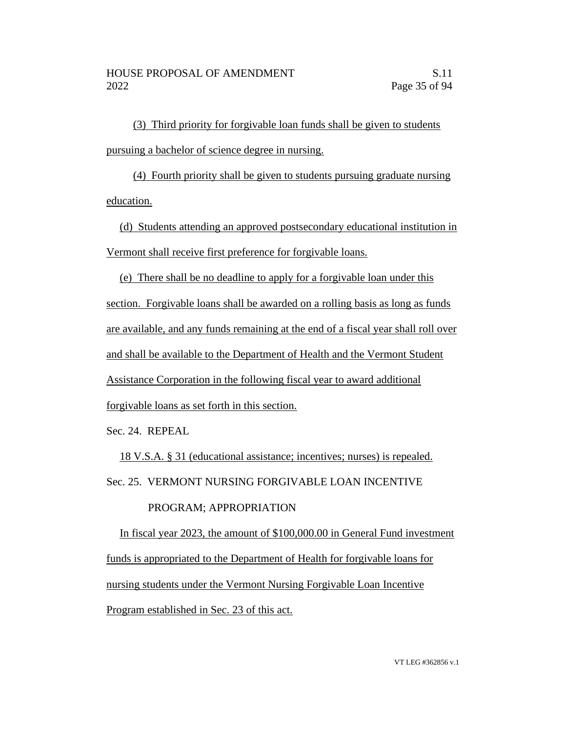(3) Third priority for forgivable loan funds shall be given to students pursuing a bachelor of science degree in nursing.

(4) Fourth priority shall be given to students pursuing graduate nursing education.

(d) Students attending an approved postsecondary educational institution in Vermont shall receive first preference for forgivable loans.

(e) There shall be no deadline to apply for a forgivable loan under this section. Forgivable loans shall be awarded on a rolling basis as long as funds are available, and any funds remaining at the end of a fiscal year shall roll over and shall be available to the Department of Health and the Vermont Student Assistance Corporation in the following fiscal year to award additional forgivable loans as set forth in this section.

Sec. 24. REPEAL

18 V.S.A. § 31 (educational assistance; incentives; nurses) is repealed.

Sec. 25. VERMONT NURSING FORGIVABLE LOAN INCENTIVE PROGRAM; APPROPRIATION

In fiscal year 2023, the amount of $100,000.00 in General Fund investment funds is appropriated to the Department of Health for forgivable loans for nursing students under the Vermont Nursing Forgivable Loan Incentive Program established in Sec. 23 of this act.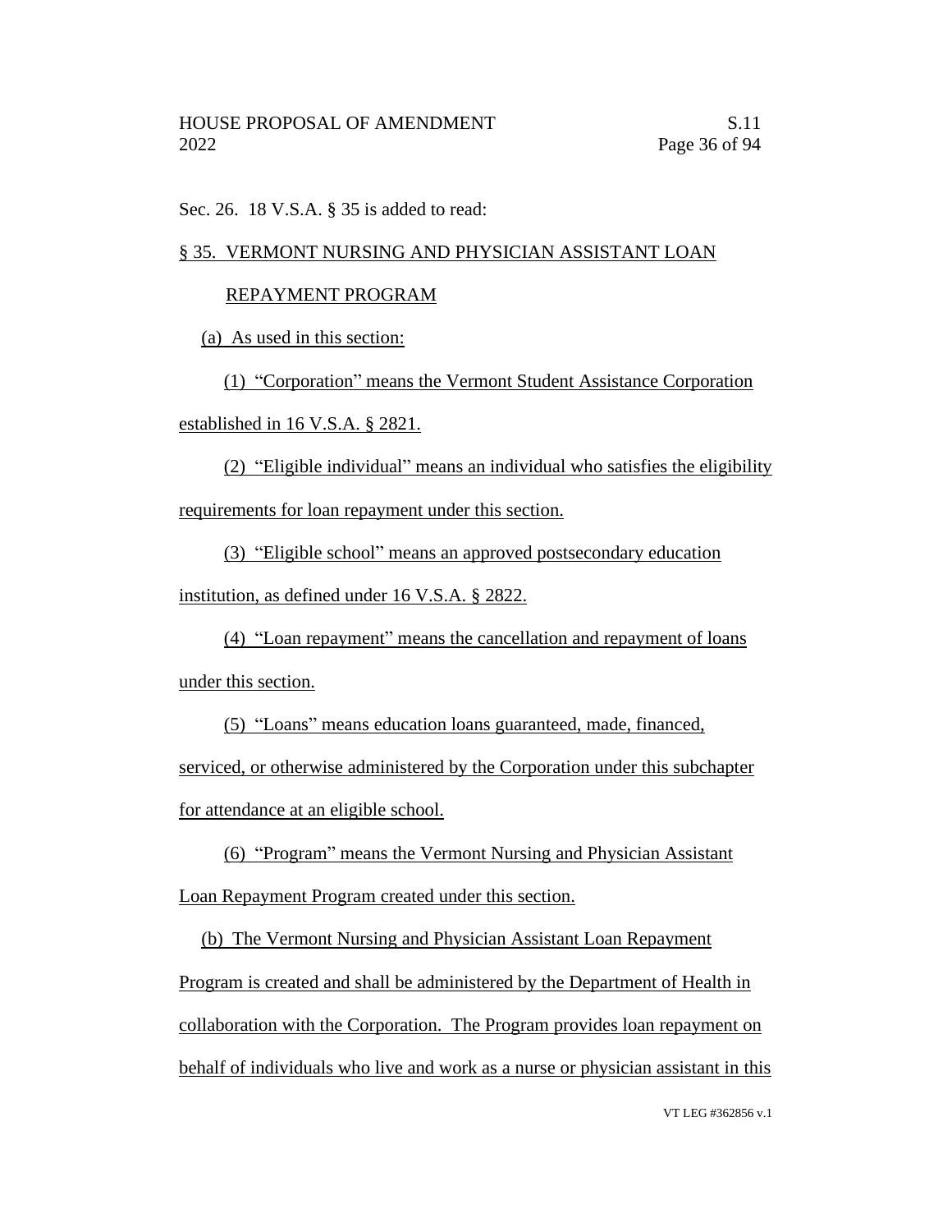Sec. 26. 18 V.S.A. § 35 is added to read:

§ 35. VERMONT NURSING AND PHYSICIAN ASSISTANT LOAN REPAYMENT PROGRAM

(a) As used in this section:

(1) "Corporation" means the Vermont Student Assistance Corporation established in 16 V.S.A. § 2821.

(2) "Eligible individual" means an individual who satisfies the eligibility requirements for loan repayment under this section.

(3) "Eligible school" means an approved postsecondary education institution, as defined under 16 V.S.A. § 2822.

(4) "Loan repayment" means the cancellation and repayment of loans under this section.

(5) "Loans" means education loans guaranteed, made, financed, serviced, or otherwise administered by the Corporation under this subchapter for attendance at an eligible school.

(6) "Program" means the Vermont Nursing and Physician Assistant Loan Repayment Program created under this section.

(b) The Vermont Nursing and Physician Assistant Loan Repayment Program is created and shall be administered by the Department of Health in collaboration with the Corporation. The Program provides loan repayment on behalf of individuals who live and work as a nurse or physician assistant in this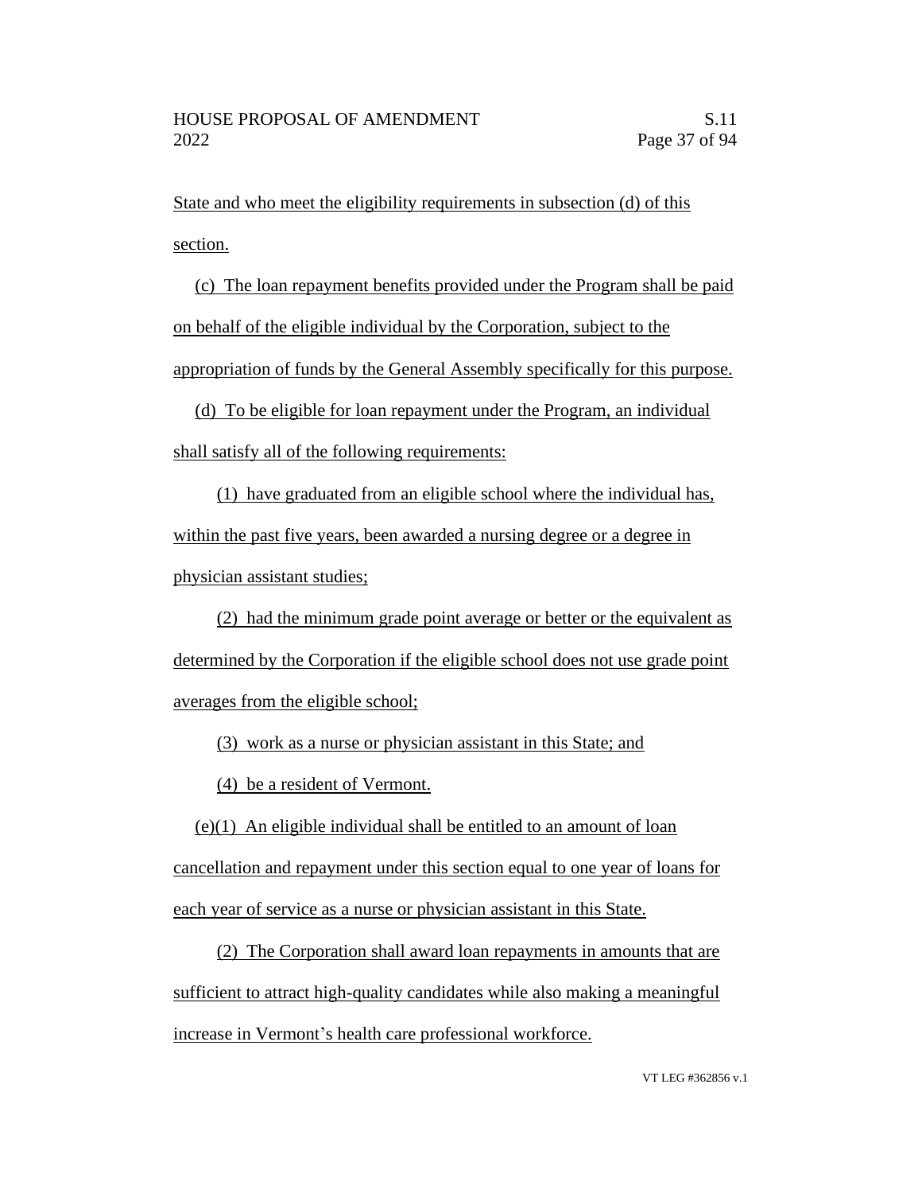State and who meet the eligibility requirements in subsection (d) of this section.

(c) The loan repayment benefits provided under the Program shall be paid on behalf of the eligible individual by the Corporation, subject to the appropriation of funds by the General Assembly specifically for this purpose.

(d) To be eligible for loan repayment under the Program, an individual shall satisfy all of the following requirements:

(1) have graduated from an eligible school where the individual has, within the past five years, been awarded a nursing degree or a degree in physician assistant studies;

(2) had the minimum grade point average or better or the equivalent as determined by the Corporation if the eligible school does not use grade point averages from the eligible school;

(3) work as a nurse or physician assistant in this State; and

(4) be a resident of Vermont.

(e)(1) An eligible individual shall be entitled to an amount of loan cancellation and repayment under this section equal to one year of loans for each year of service as a nurse or physician assistant in this State.

(2) The Corporation shall award loan repayments in amounts that are sufficient to attract high-quality candidates while also making a meaningful increase in Vermont's health care professional workforce.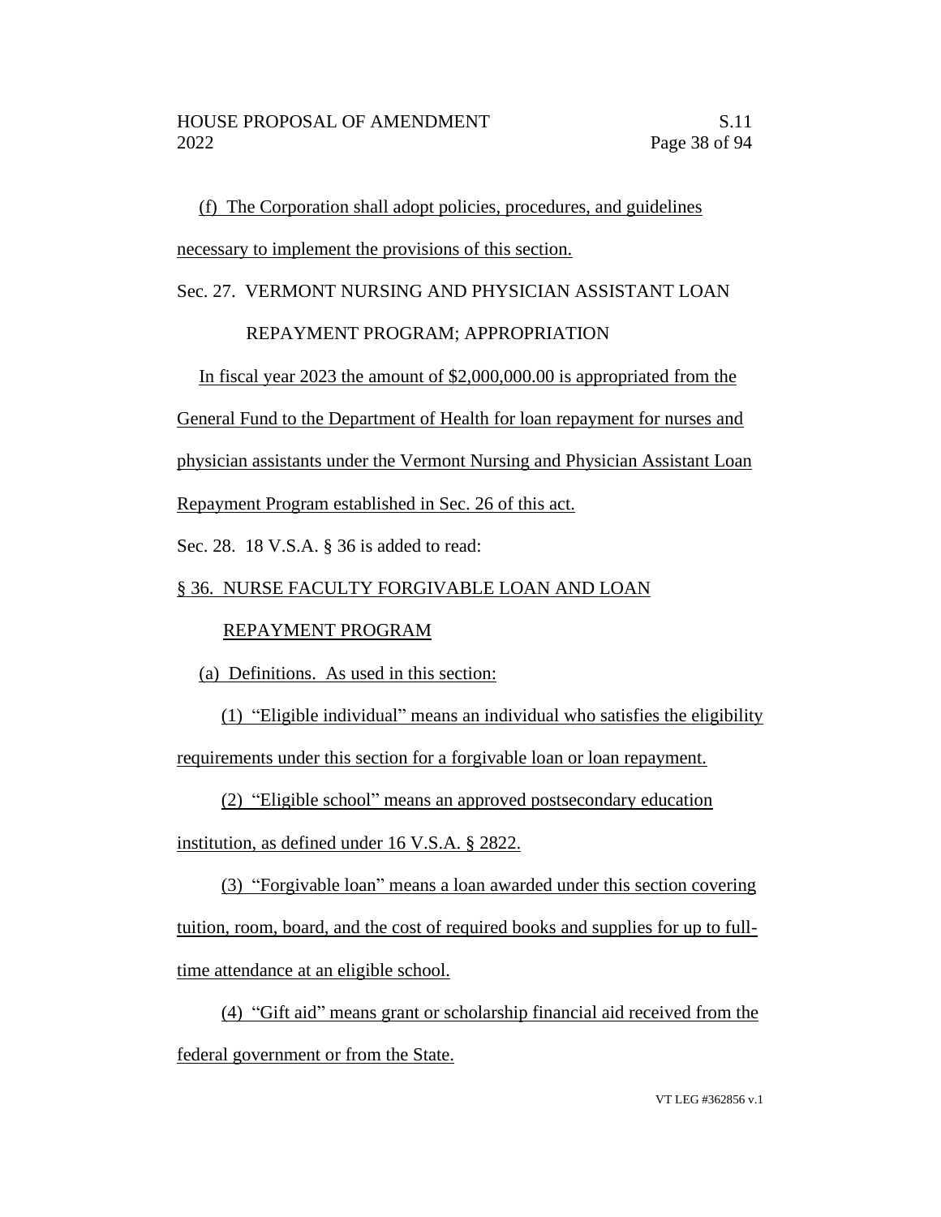(f) The Corporation shall adopt policies, procedures, and guidelines necessary to implement the provisions of this section.

Sec. 27. VERMONT NURSING AND PHYSICIAN ASSISTANT LOAN REPAYMENT PROGRAM; APPROPRIATION

In fiscal year 2023 the amount of $2,000,000.00 is appropriated from the General Fund to the Department of Health for loan repayment for nurses and physician assistants under the Vermont Nursing and Physician Assistant Loan Repayment Program established in Sec. 26 of this act.

Sec. 28. 18 V.S.A. § 36 is added to read:

§ 36. NURSE FACULTY FORGIVABLE LOAN AND LOAN REPAYMENT PROGRAM

(a) Definitions. As used in this section:

(1) "Eligible individual" means an individual who satisfies the eligibility requirements under this section for a forgivable loan or loan repayment.

(2) "Eligible school" means an approved postsecondary education institution, as defined under 16 V.S.A. § 2822.

(3) "Forgivable loan" means a loan awarded under this section covering tuition, room, board, and the cost of required books and supplies for up to full-time attendance at an eligible school.

(4) "Gift aid" means grant or scholarship financial aid received from the federal government or from the State.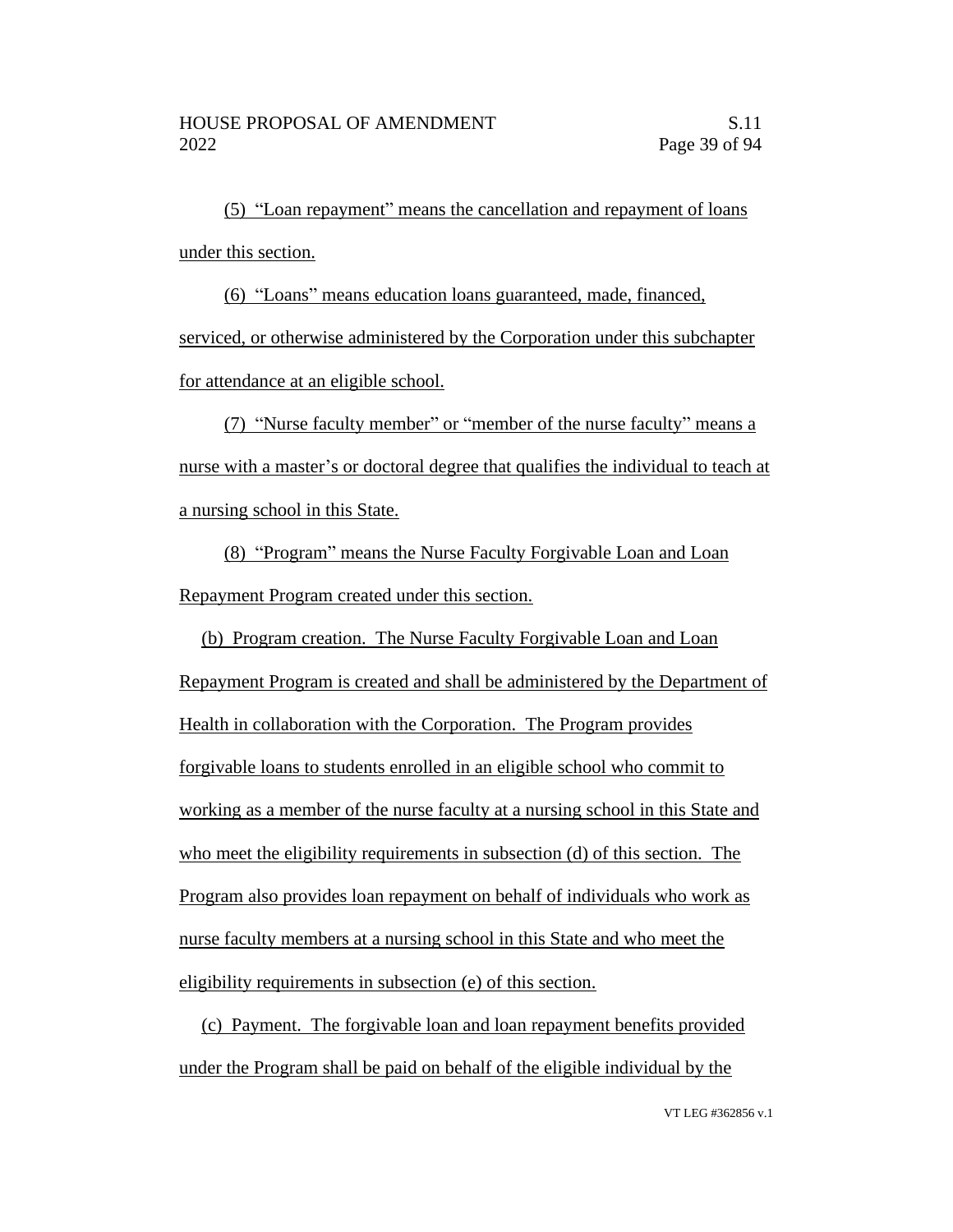(5) "Loan repayment" means the cancellation and repayment of loans under this section.

(6) "Loans" means education loans guaranteed, made, financed, serviced, or otherwise administered by the Corporation under this subchapter for attendance at an eligible school.

(7) "Nurse faculty member" or "member of the nurse faculty" means a nurse with a master's or doctoral degree that qualifies the individual to teach at a nursing school in this State.

(8) "Program" means the Nurse Faculty Forgivable Loan and Loan Repayment Program created under this section.

(b) Program creation. The Nurse Faculty Forgivable Loan and Loan Repayment Program is created and shall be administered by the Department of Health in collaboration with the Corporation. The Program provides forgivable loans to students enrolled in an eligible school who commit to working as a member of the nurse faculty at a nursing school in this State and who meet the eligibility requirements in subsection (d) of this section. The Program also provides loan repayment on behalf of individuals who work as nurse faculty members at a nursing school in this State and who meet the eligibility requirements in subsection (e) of this section.

(c) Payment. The forgivable loan and loan repayment benefits provided under the Program shall be paid on behalf of the eligible individual by the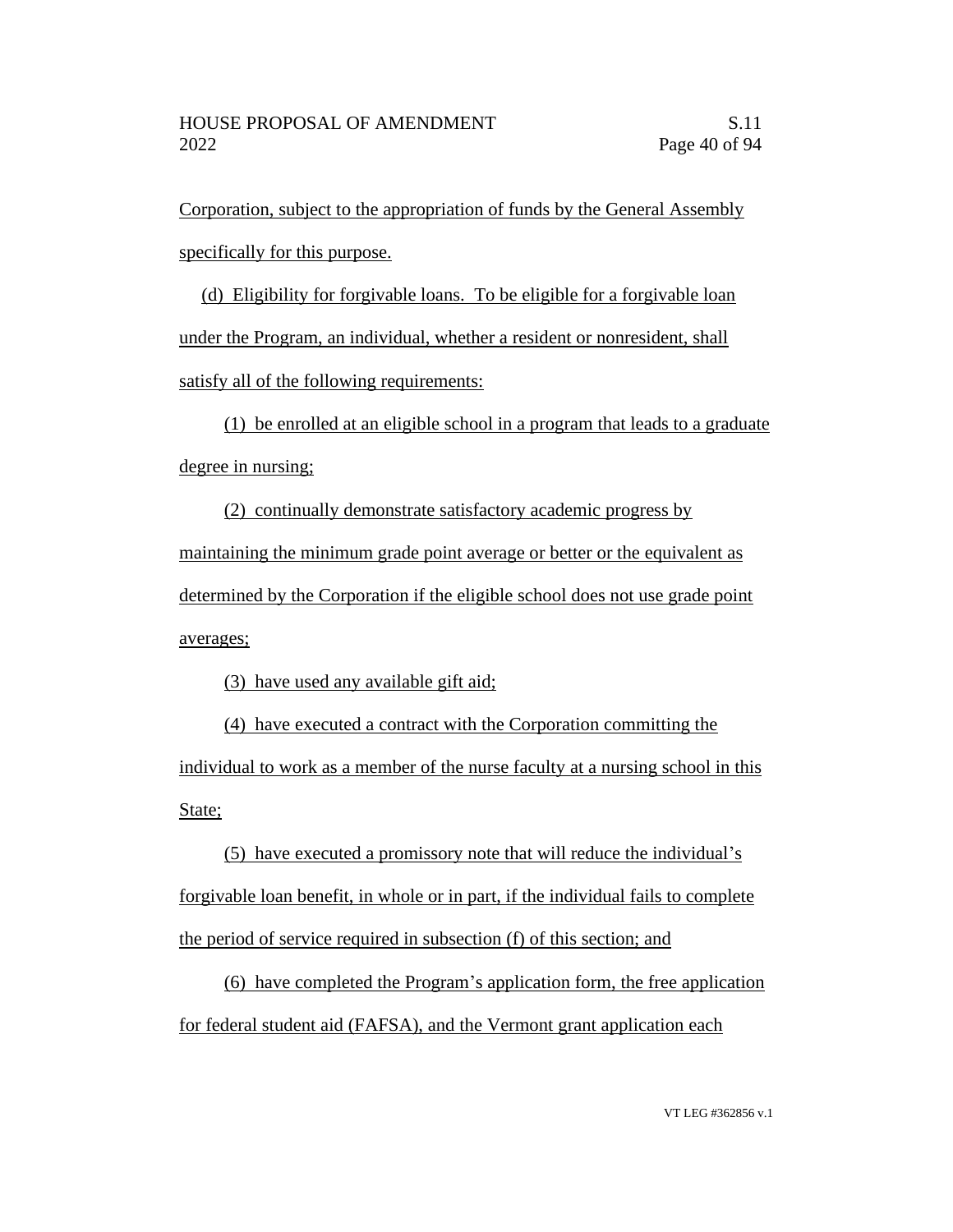Corporation, subject to the appropriation of funds by the General Assembly specifically for this purpose.

(d) Eligibility for forgivable loans. To be eligible for a forgivable loan under the Program, an individual, whether a resident or nonresident, shall satisfy all of the following requirements:

(1) be enrolled at an eligible school in a program that leads to a graduate degree in nursing;

(2) continually demonstrate satisfactory academic progress by maintaining the minimum grade point average or better or the equivalent as determined by the Corporation if the eligible school does not use grade point averages;

(3) have used any available gift aid;

(4) have executed a contract with the Corporation committing the individual to work as a member of the nurse faculty at a nursing school in this State;

(5) have executed a promissory note that will reduce the individual's forgivable loan benefit, in whole or in part, if the individual fails to complete the period of service required in subsection (f) of this section; and

(6) have completed the Program's application form, the free application for federal student aid (FAFSA), and the Vermont grant application each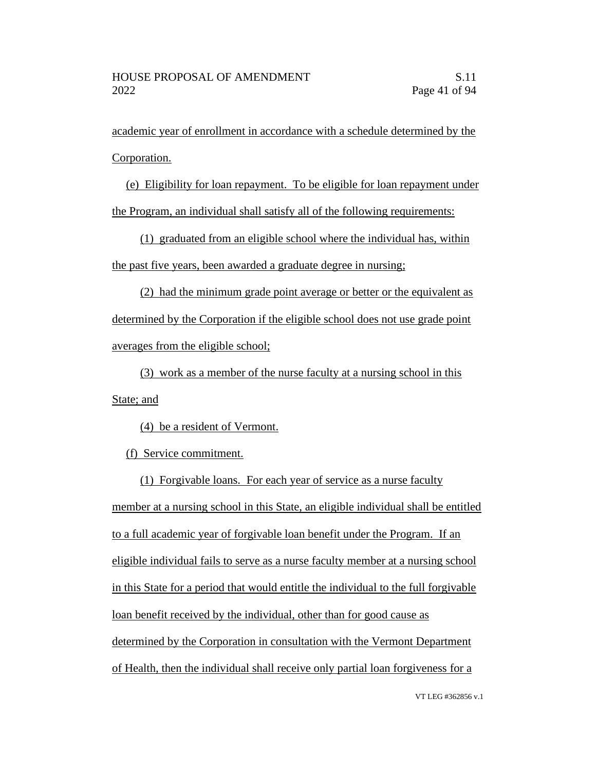academic year of enrollment in accordance with a schedule determined by the Corporation.

(e) Eligibility for loan repayment. To be eligible for loan repayment under the Program, an individual shall satisfy all of the following requirements:

(1) graduated from an eligible school where the individual has, within the past five years, been awarded a graduate degree in nursing;

(2) had the minimum grade point average or better or the equivalent as determined by the Corporation if the eligible school does not use grade point averages from the eligible school;

(3) work as a member of the nurse faculty at a nursing school in this State; and

(4) be a resident of Vermont.

(f) Service commitment.

(1) Forgivable loans. For each year of service as a nurse faculty member at a nursing school in this State, an eligible individual shall be entitled to a full academic year of forgivable loan benefit under the Program. If an eligible individual fails to serve as a nurse faculty member at a nursing school in this State for a period that would entitle the individual to the full forgivable loan benefit received by the individual, other than for good cause as determined by the Corporation in consultation with the Vermont Department of Health, then the individual shall receive only partial loan forgiveness for a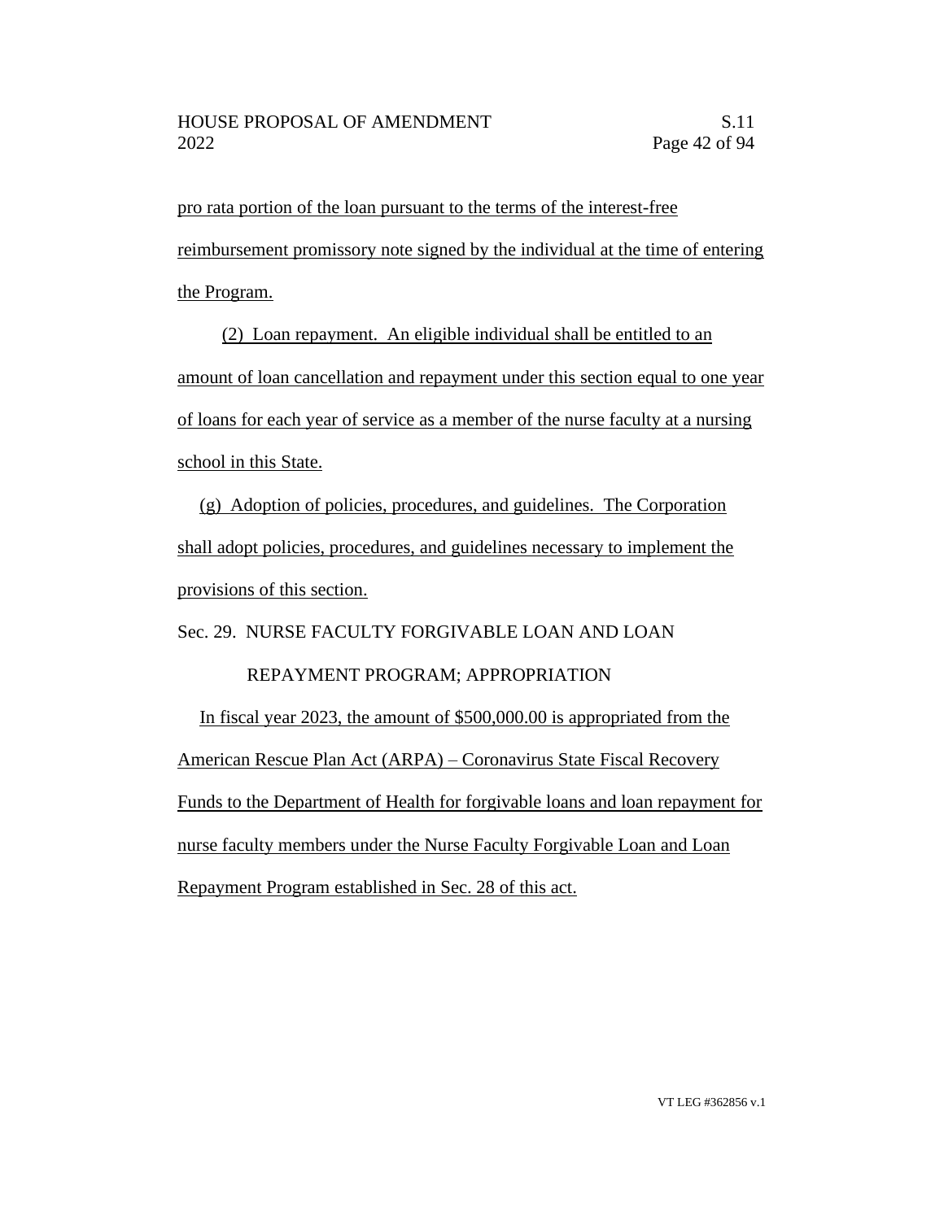pro rata portion of the loan pursuant to the terms of the interest-free reimbursement promissory note signed by the individual at the time of entering the Program.

(2) Loan repayment. An eligible individual shall be entitled to an amount of loan cancellation and repayment under this section equal to one year of loans for each year of service as a member of the nurse faculty at a nursing school in this State.

(g) Adoption of policies, procedures, and guidelines. The Corporation shall adopt policies, procedures, and guidelines necessary to implement the provisions of this section.

Sec. 29. NURSE FACULTY FORGIVABLE LOAN AND LOAN REPAYMENT PROGRAM; APPROPRIATION

In fiscal year 2023, the amount of $500,000.00 is appropriated from the American Rescue Plan Act (ARPA) – Coronavirus State Fiscal Recovery Funds to the Department of Health for forgivable loans and loan repayment for nurse faculty members under the Nurse Faculty Forgivable Loan and Loan Repayment Program established in Sec. 28 of this act.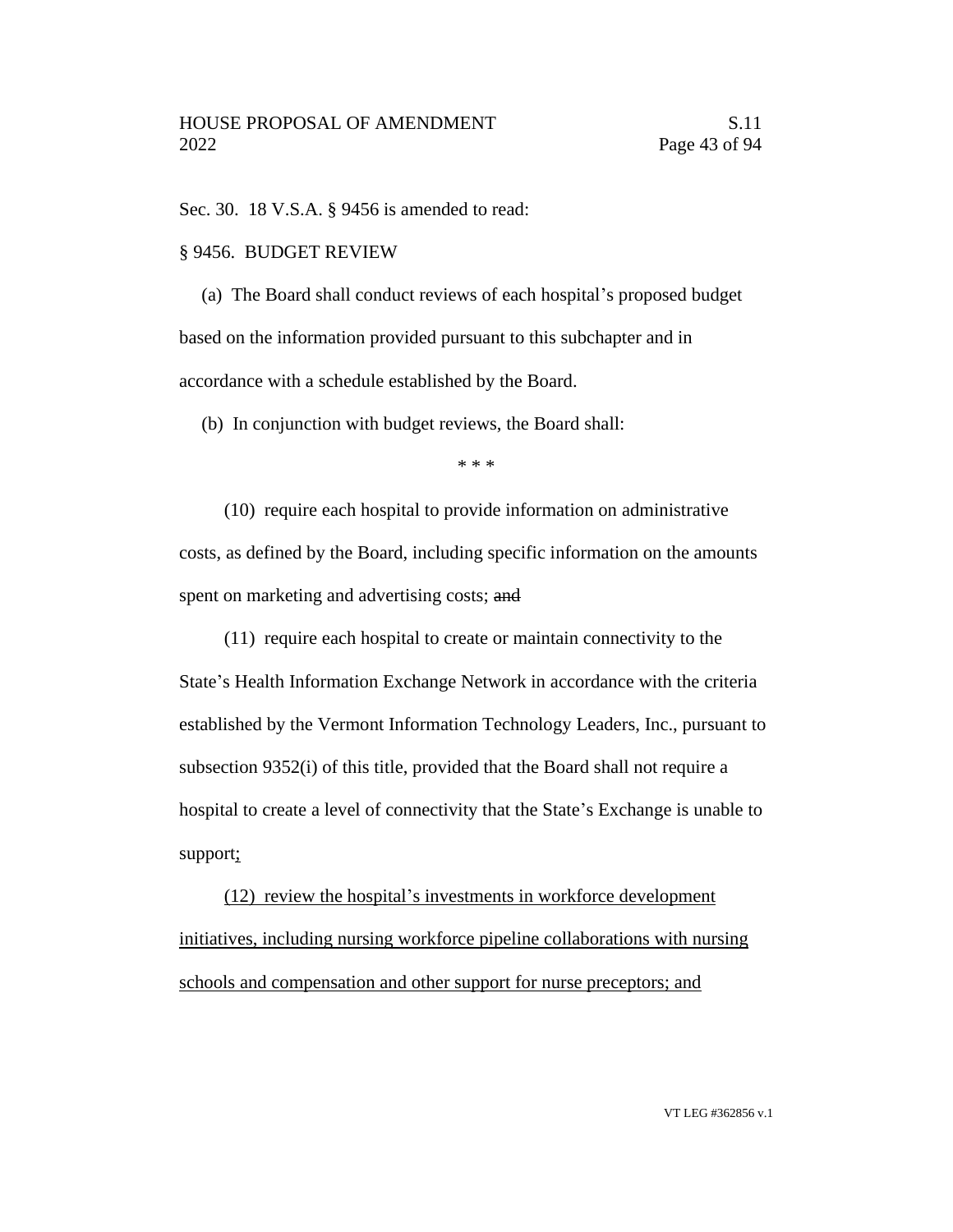Sec. 30. 18 V.S.A. § 9456 is amended to read:

§ 9456. BUDGET REVIEW

(a) The Board shall conduct reviews of each hospital's proposed budget based on the information provided pursuant to this subchapter and in accordance with a schedule established by the Board.

(b) In conjunction with budget reviews, the Board shall:

\* \* \*

(10) require each hospital to provide information on administrative costs, as defined by the Board, including specific information on the amounts spent on marketing and advertising costs; ~~and~~

(11) require each hospital to create or maintain connectivity to the State's Health Information Exchange Network in accordance with the criteria established by the Vermont Information Technology Leaders, Inc., pursuant to subsection 9352(i) of this title, provided that the Board shall not require a hospital to create a level of connectivity that the State's Exchange is unable to support<u>;</u>

<u>(12) review the hospital's investments in workforce development initiatives, including nursing workforce pipeline collaborations with nursing schools and compensation and other support for nurse preceptors; and</u>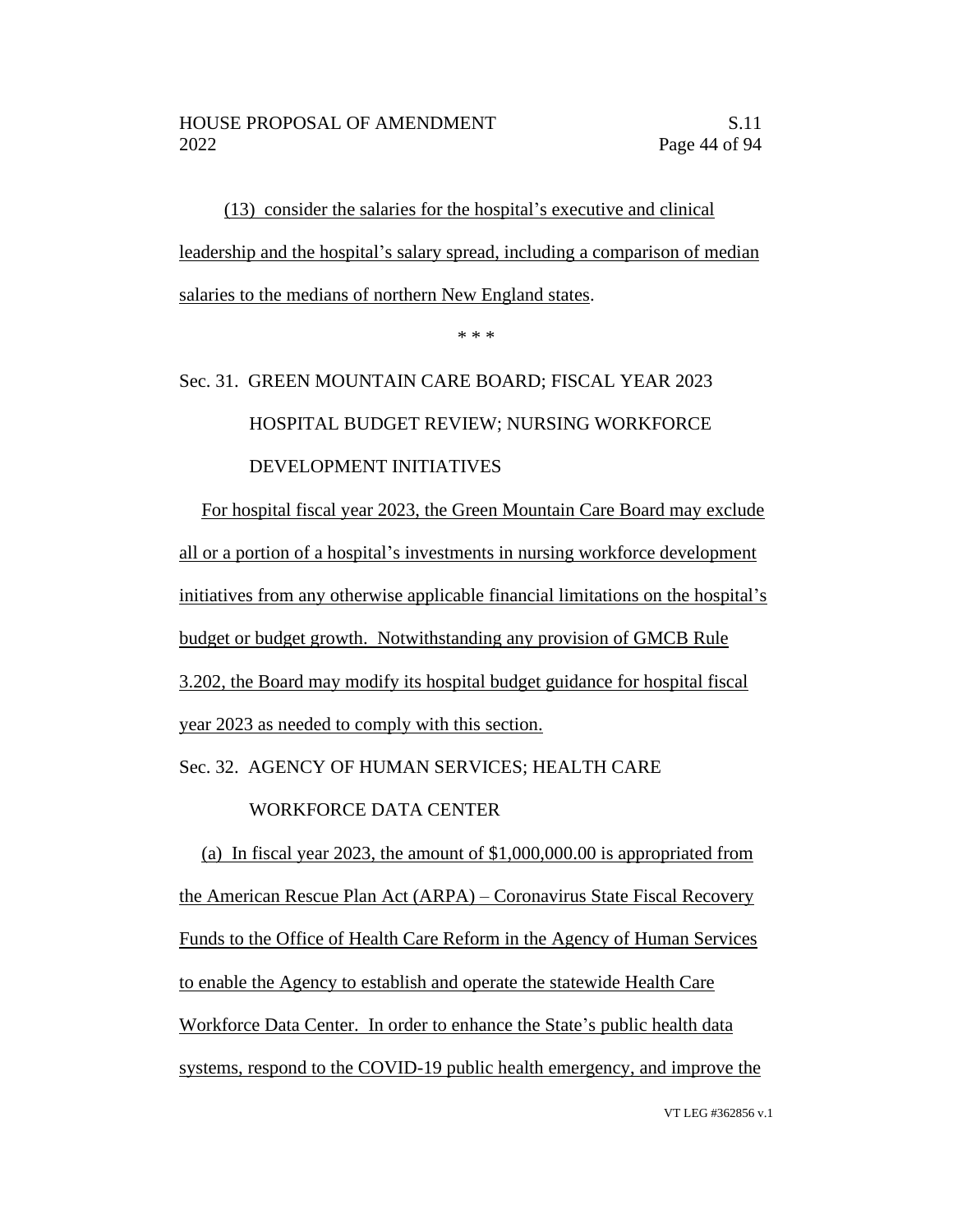(13) consider the salaries for the hospital's executive and clinical leadership and the hospital's salary spread, including a comparison of median salaries to the medians of northern New England states.

\* \* \*

Sec. 31. GREEN MOUNTAIN CARE BOARD; FISCAL YEAR 2023 HOSPITAL BUDGET REVIEW; NURSING WORKFORCE DEVELOPMENT INITIATIVES

For hospital fiscal year 2023, the Green Mountain Care Board may exclude all or a portion of a hospital's investments in nursing workforce development initiatives from any otherwise applicable financial limitations on the hospital's budget or budget growth. Notwithstanding any provision of GMCB Rule 3.202, the Board may modify its hospital budget guidance for hospital fiscal year 2023 as needed to comply with this section.

Sec. 32. AGENCY OF HUMAN SERVICES; HEALTH CARE WORKFORCE DATA CENTER

(a) In fiscal year 2023, the amount of $1,000,000.00 is appropriated from the American Rescue Plan Act (ARPA) – Coronavirus State Fiscal Recovery Funds to the Office of Health Care Reform in the Agency of Human Services to enable the Agency to establish and operate the statewide Health Care Workforce Data Center. In order to enhance the State's public health data systems, respond to the COVID-19 public health emergency, and improve the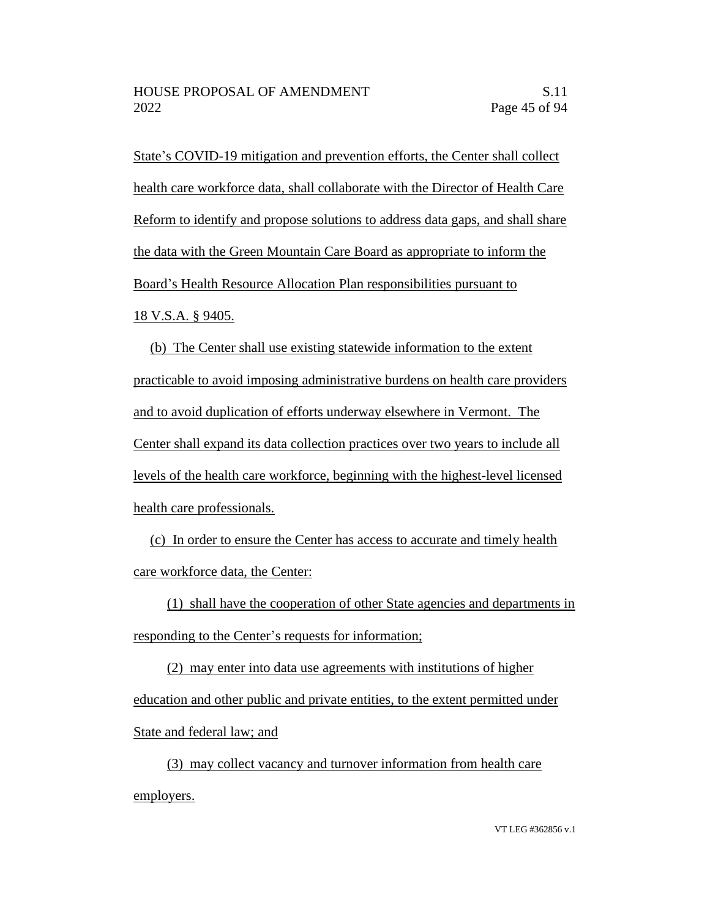State's COVID-19 mitigation and prevention efforts, the Center shall collect health care workforce data, shall collaborate with the Director of Health Care Reform to identify and propose solutions to address data gaps, and shall share the data with the Green Mountain Care Board as appropriate to inform the Board's Health Resource Allocation Plan responsibilities pursuant to 18 V.S.A. § 9405.

(b) The Center shall use existing statewide information to the extent practicable to avoid imposing administrative burdens on health care providers and to avoid duplication of efforts underway elsewhere in Vermont. The Center shall expand its data collection practices over two years to include all levels of the health care workforce, beginning with the highest-level licensed health care professionals.

(c) In order to ensure the Center has access to accurate and timely health care workforce data, the Center:

(1) shall have the cooperation of other State agencies and departments in responding to the Center's requests for information;

(2) may enter into data use agreements with institutions of higher education and other public and private entities, to the extent permitted under State and federal law; and

(3) may collect vacancy and turnover information from health care employers.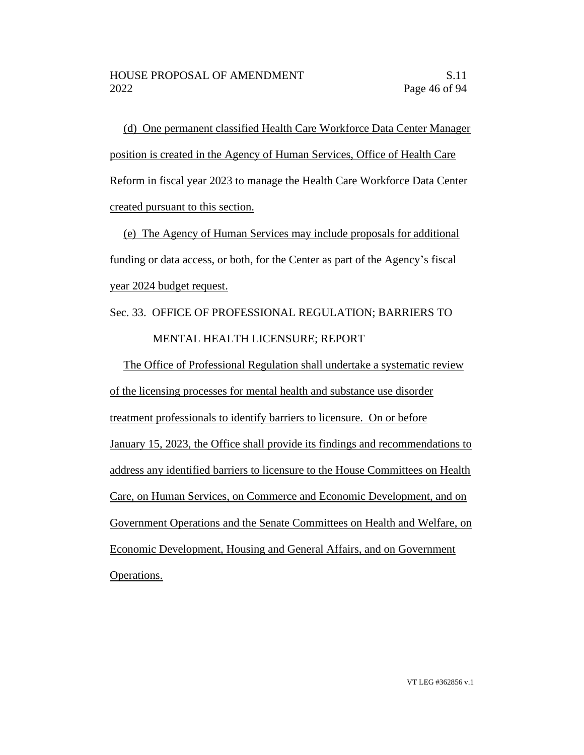(d) One permanent classified Health Care Workforce Data Center Manager position is created in the Agency of Human Services, Office of Health Care Reform in fiscal year 2023 to manage the Health Care Workforce Data Center created pursuant to this section.

(e) The Agency of Human Services may include proposals for additional funding or data access, or both, for the Center as part of the Agency's fiscal year 2024 budget request.

Sec. 33. OFFICE OF PROFESSIONAL REGULATION; BARRIERS TO MENTAL HEALTH LICENSURE; REPORT

The Office of Professional Regulation shall undertake a systematic review of the licensing processes for mental health and substance use disorder treatment professionals to identify barriers to licensure. On or before January 15, 2023, the Office shall provide its findings and recommendations to address any identified barriers to licensure to the House Committees on Health Care, on Human Services, on Commerce and Economic Development, and on Government Operations and the Senate Committees on Health and Welfare, on Economic Development, Housing and General Affairs, and on Government Operations.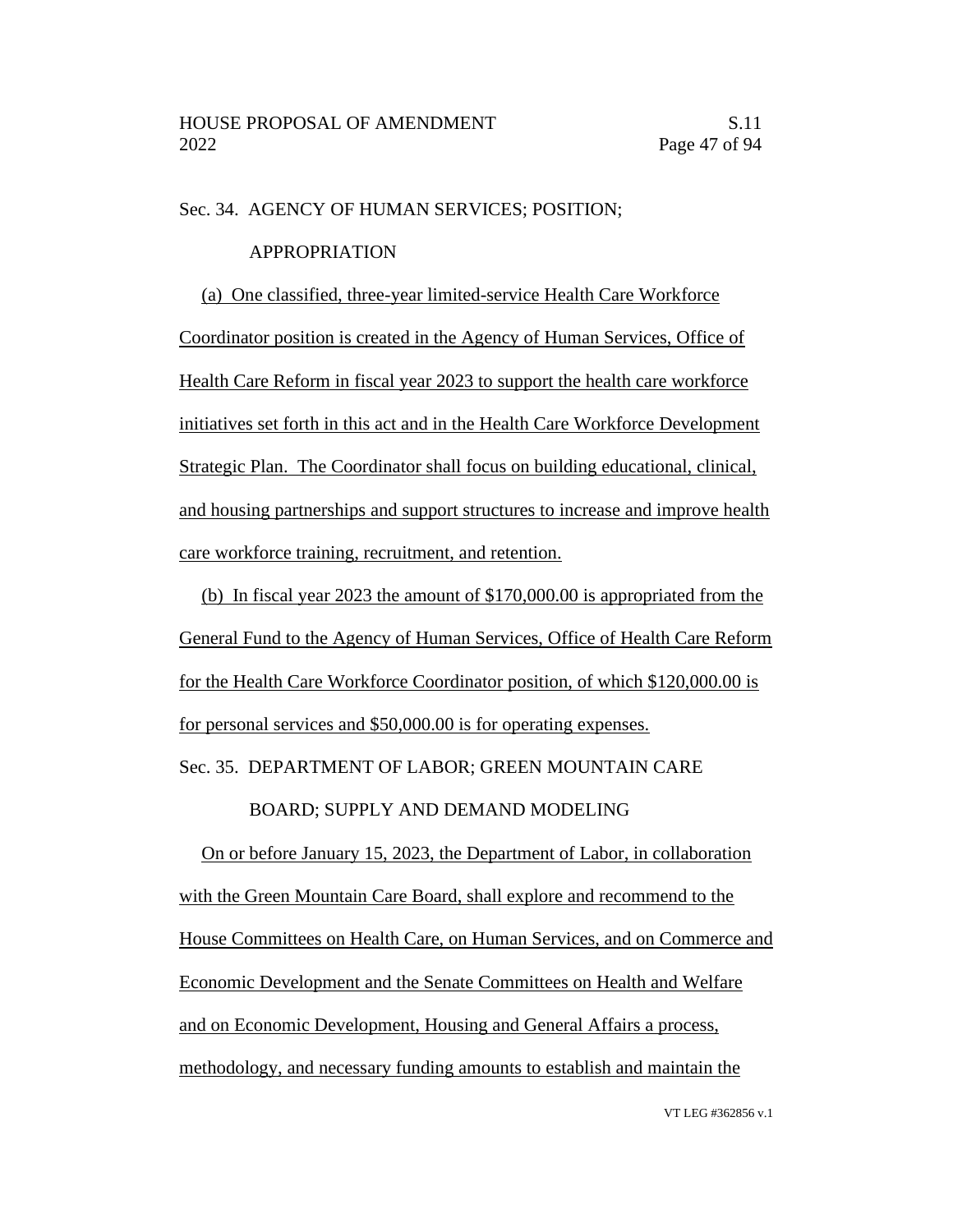Sec. 34. AGENCY OF HUMAN SERVICES; POSITION; APPROPRIATION

(a) One classified, three-year limited-service Health Care Workforce Coordinator position is created in the Agency of Human Services, Office of Health Care Reform in fiscal year 2023 to support the health care workforce initiatives set forth in this act and in the Health Care Workforce Development Strategic Plan. The Coordinator shall focus on building educational, clinical, and housing partnerships and support structures to increase and improve health care workforce training, recruitment, and retention.

(b) In fiscal year 2023 the amount of $170,000.00 is appropriated from the General Fund to the Agency of Human Services, Office of Health Care Reform for the Health Care Workforce Coordinator position, of which $120,000.00 is for personal services and $50,000.00 is for operating expenses.

Sec. 35. DEPARTMENT OF LABOR; GREEN MOUNTAIN CARE BOARD; SUPPLY AND DEMAND MODELING

On or before January 15, 2023, the Department of Labor, in collaboration with the Green Mountain Care Board, shall explore and recommend to the House Committees on Health Care, on Human Services, and on Commerce and Economic Development and the Senate Committees on Health and Welfare and on Economic Development, Housing and General Affairs a process, methodology, and necessary funding amounts to establish and maintain the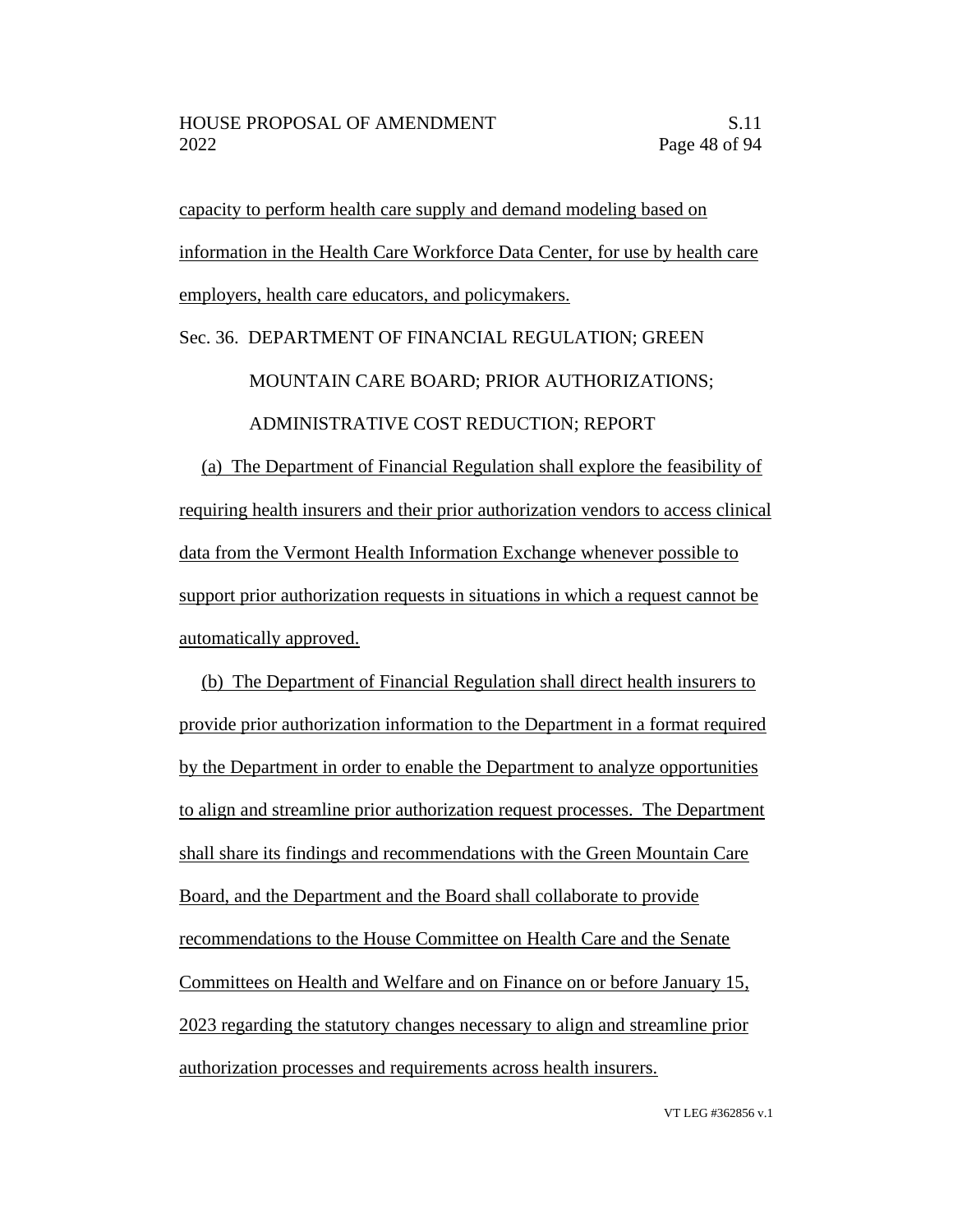capacity to perform health care supply and demand modeling based on information in the Health Care Workforce Data Center, for use by health care employers, health care educators, and policymakers.

Sec. 36. DEPARTMENT OF FINANCIAL REGULATION; GREEN MOUNTAIN CARE BOARD; PRIOR AUTHORIZATIONS; ADMINISTRATIVE COST REDUCTION; REPORT

(a) The Department of Financial Regulation shall explore the feasibility of requiring health insurers and their prior authorization vendors to access clinical data from the Vermont Health Information Exchange whenever possible to support prior authorization requests in situations in which a request cannot be automatically approved.

(b) The Department of Financial Regulation shall direct health insurers to provide prior authorization information to the Department in a format required by the Department in order to enable the Department to analyze opportunities to align and streamline prior authorization request processes. The Department shall share its findings and recommendations with the Green Mountain Care Board, and the Department and the Board shall collaborate to provide recommendations to the House Committee on Health Care and the Senate Committees on Health and Welfare and on Finance on or before January 15, 2023 regarding the statutory changes necessary to align and streamline prior authorization processes and requirements across health insurers.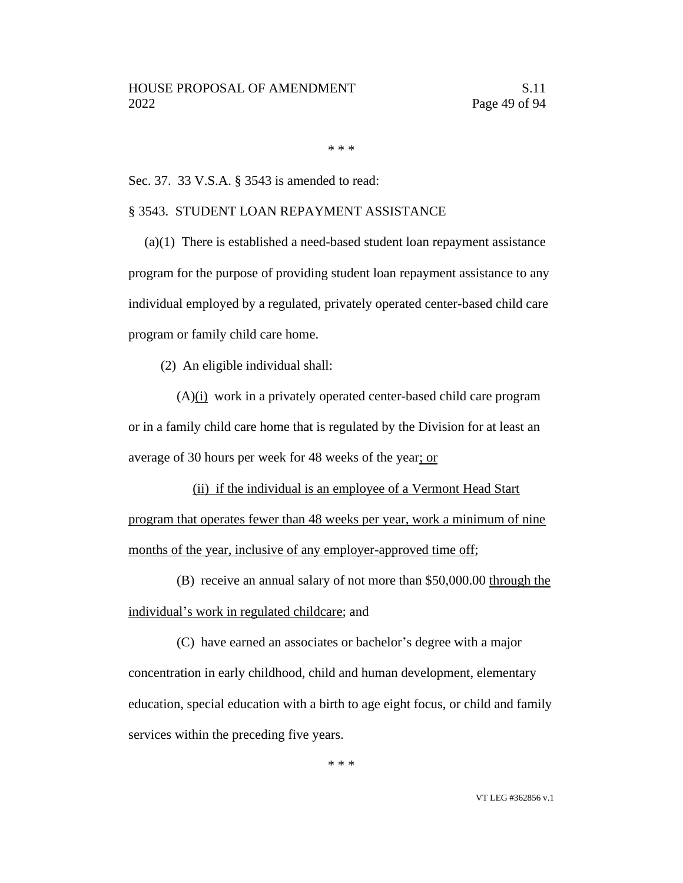\* \* \*

Sec. 37. 33 V.S.A. § 3543 is amended to read:

§ 3543. STUDENT LOAN REPAYMENT ASSISTANCE

(a)(1) There is established a need-based student loan repayment assistance program for the purpose of providing student loan repayment assistance to any individual employed by a regulated, privately operated center-based child care program or family child care home.

(2) An eligible individual shall:

(A)<u>(i)</u> work in a privately operated center-based child care program or in a family child care home that is regulated by the Division for at least an average of 30 hours per week for 48 weeks of the year<u>; or</u>

<u>(ii) if the individual is an employee of a Vermont Head Start program that operates fewer than 48 weeks per year, work a minimum of nine months of the year, inclusive of any employer-approved time off</u>;

(B) receive an annual salary of not more than \$50,000.00 <u>through the individual's work in regulated childcare</u>; and

(C) have earned an associates or bachelor's degree with a major concentration in early childhood, child and human development, elementary education, special education with a birth to age eight focus, or child and family services within the preceding five years.

\* \* \*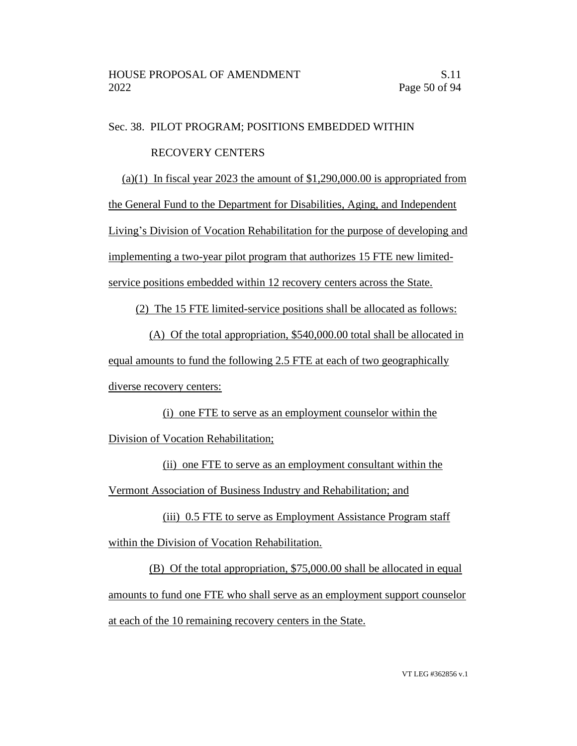Sec. 38. PILOT PROGRAM; POSITIONS EMBEDDED WITHIN RECOVERY CENTERS

(a)(1) In fiscal year 2023 the amount of $1,290,000.00 is appropriated from the General Fund to the Department for Disabilities, Aging, and Independent Living's Division of Vocation Rehabilitation for the purpose of developing and implementing a two-year pilot program that authorizes 15 FTE new limited-service positions embedded within 12 recovery centers across the State.

(2) The 15 FTE limited-service positions shall be allocated as follows:

(A) Of the total appropriation, $540,000.00 total shall be allocated in equal amounts to fund the following 2.5 FTE at each of two geographically diverse recovery centers:

(i) one FTE to serve as an employment counselor within the Division of Vocation Rehabilitation;

(ii) one FTE to serve as an employment consultant within the Vermont Association of Business Industry and Rehabilitation; and

(iii) 0.5 FTE to serve as Employment Assistance Program staff within the Division of Vocation Rehabilitation.

(B) Of the total appropriation, $75,000.00 shall be allocated in equal amounts to fund one FTE who shall serve as an employment support counselor at each of the 10 remaining recovery centers in the State.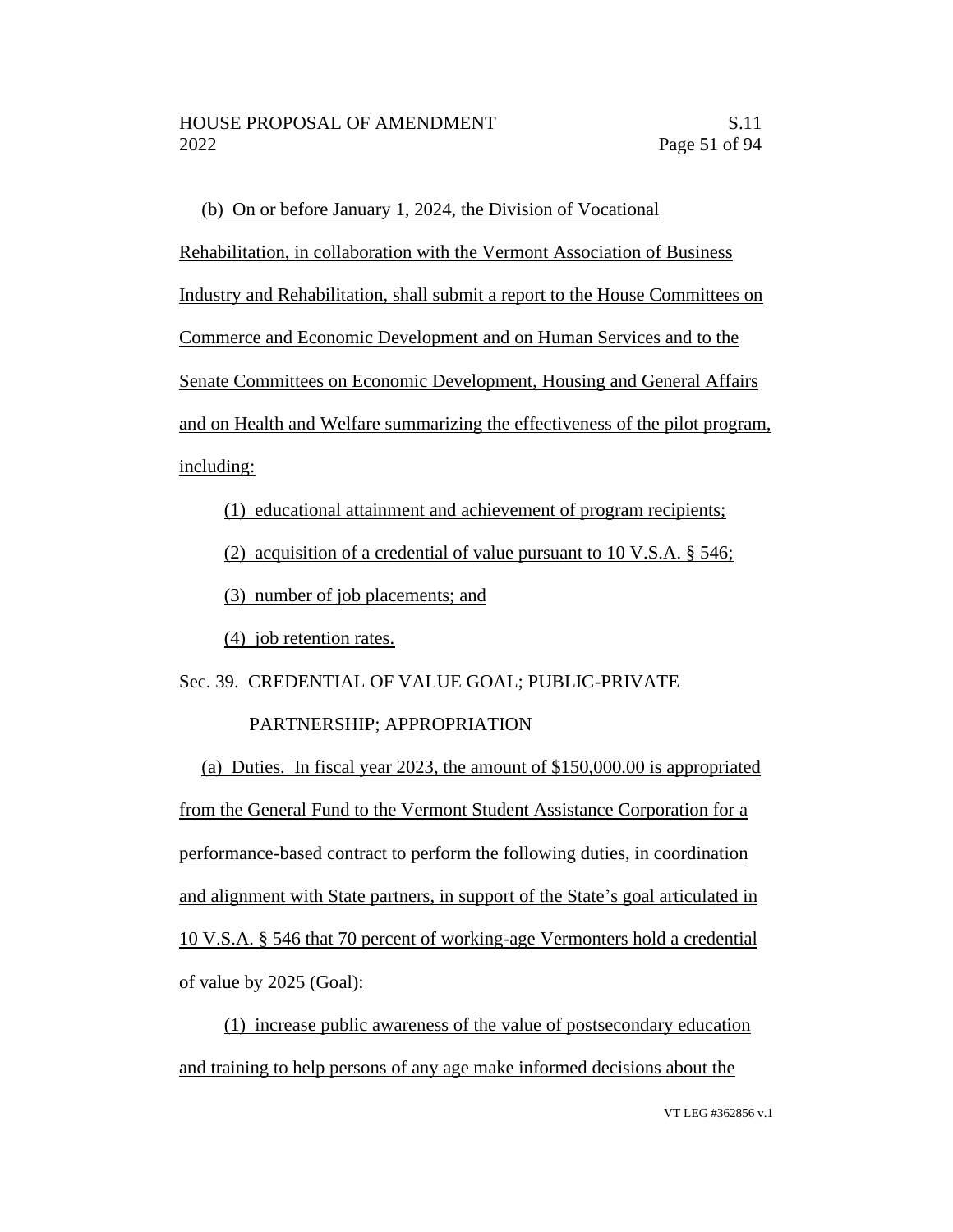(b) On or before January 1, 2024, the Division of Vocational Rehabilitation, in collaboration with the Vermont Association of Business Industry and Rehabilitation, shall submit a report to the House Committees on Commerce and Economic Development and on Human Services and to the Senate Committees on Economic Development, Housing and General Affairs and on Health and Welfare summarizing the effectiveness of the pilot program, including:

(1) educational attainment and achievement of program recipients;

(2) acquisition of a credential of value pursuant to 10 V.S.A. § 546;

(3) number of job placements; and

(4) job retention rates.

Sec. 39. CREDENTIAL OF VALUE GOAL; PUBLIC-PRIVATE PARTNERSHIP; APPROPRIATION

(a) Duties. In fiscal year 2023, the amount of $150,000.00 is appropriated from the General Fund to the Vermont Student Assistance Corporation for a performance-based contract to perform the following duties, in coordination and alignment with State partners, in support of the State's goal articulated in 10 V.S.A. § 546 that 70 percent of working-age Vermonters hold a credential of value by 2025 (Goal):

(1) increase public awareness of the value of postsecondary education and training to help persons of any age make informed decisions about the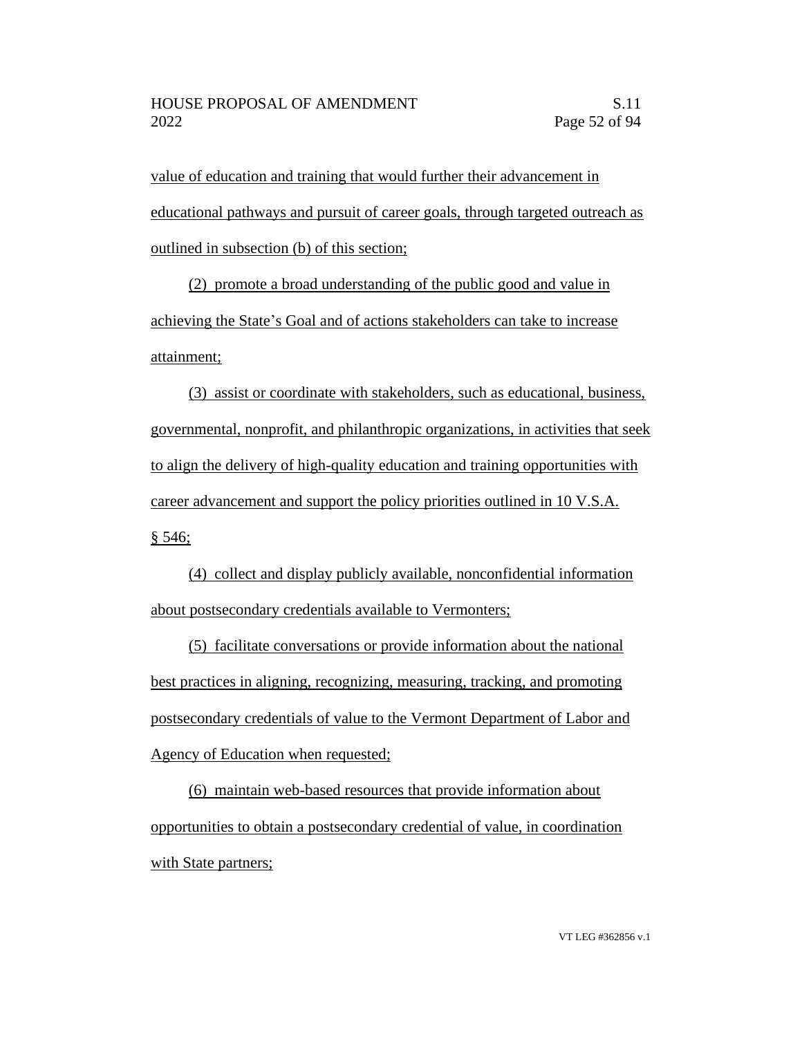value of education and training that would further their advancement in educational pathways and pursuit of career goals, through targeted outreach as outlined in subsection (b) of this section;

(2) promote a broad understanding of the public good and value in achieving the State's Goal and of actions stakeholders can take to increase attainment;

(3) assist or coordinate with stakeholders, such as educational, business, governmental, nonprofit, and philanthropic organizations, in activities that seek to align the delivery of high-quality education and training opportunities with career advancement and support the policy priorities outlined in 10 V.S.A. § 546;

(4) collect and display publicly available, nonconfidential information about postsecondary credentials available to Vermonters;

(5) facilitate conversations or provide information about the national best practices in aligning, recognizing, measuring, tracking, and promoting postsecondary credentials of value to the Vermont Department of Labor and Agency of Education when requested;

(6) maintain web-based resources that provide information about opportunities to obtain a postsecondary credential of value, in coordination with State partners;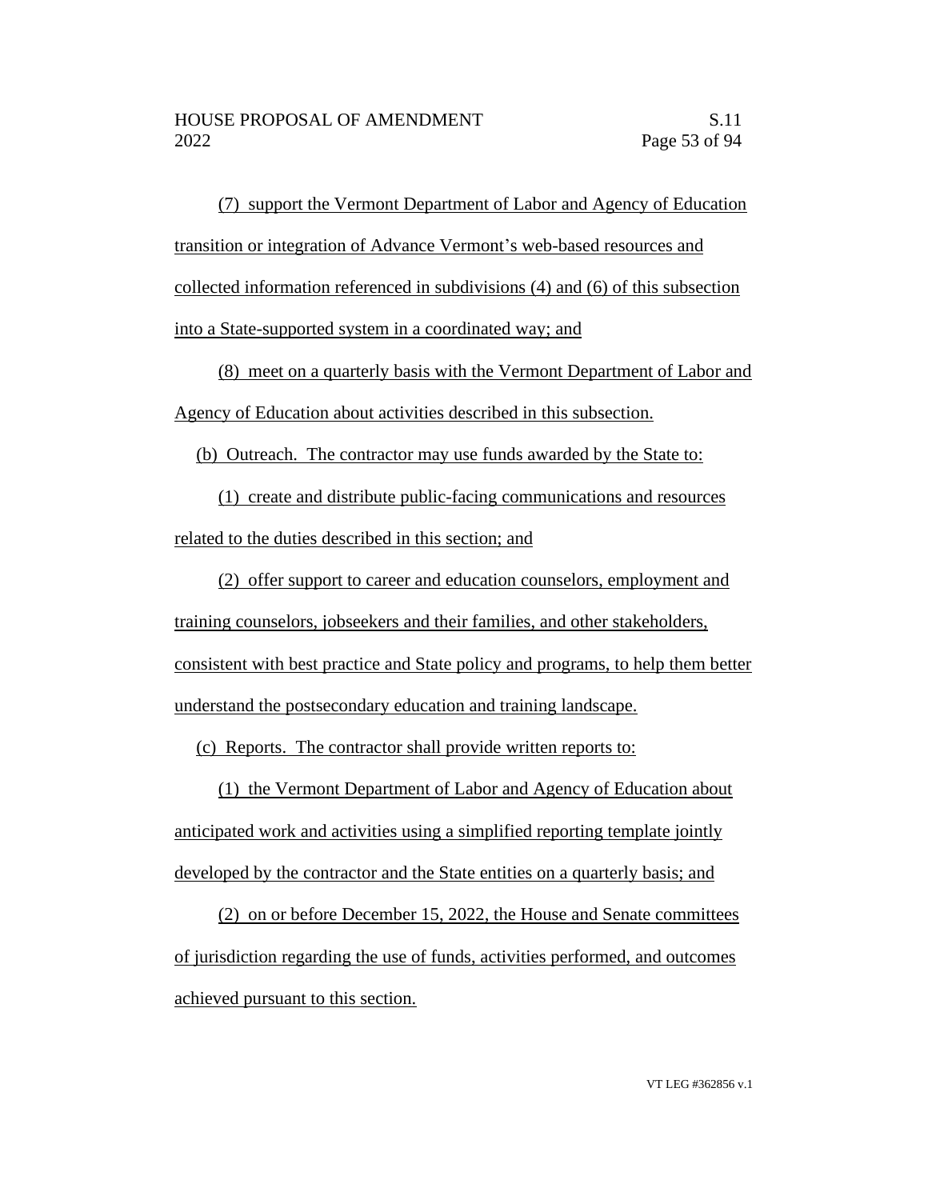(7) support the Vermont Department of Labor and Agency of Education transition or integration of Advance Vermont's web-based resources and collected information referenced in subdivisions (4) and (6) of this subsection into a State-supported system in a coordinated way; and

(8) meet on a quarterly basis with the Vermont Department of Labor and Agency of Education about activities described in this subsection.

(b) Outreach. The contractor may use funds awarded by the State to:

(1) create and distribute public-facing communications and resources related to the duties described in this section; and

(2) offer support to career and education counselors, employment and training counselors, jobseekers and their families, and other stakeholders, consistent with best practice and State policy and programs, to help them better understand the postsecondary education and training landscape.

(c) Reports. The contractor shall provide written reports to:

(1) the Vermont Department of Labor and Agency of Education about anticipated work and activities using a simplified reporting template jointly developed by the contractor and the State entities on a quarterly basis; and

(2) on or before December 15, 2022, the House and Senate committees of jurisdiction regarding the use of funds, activities performed, and outcomes achieved pursuant to this section.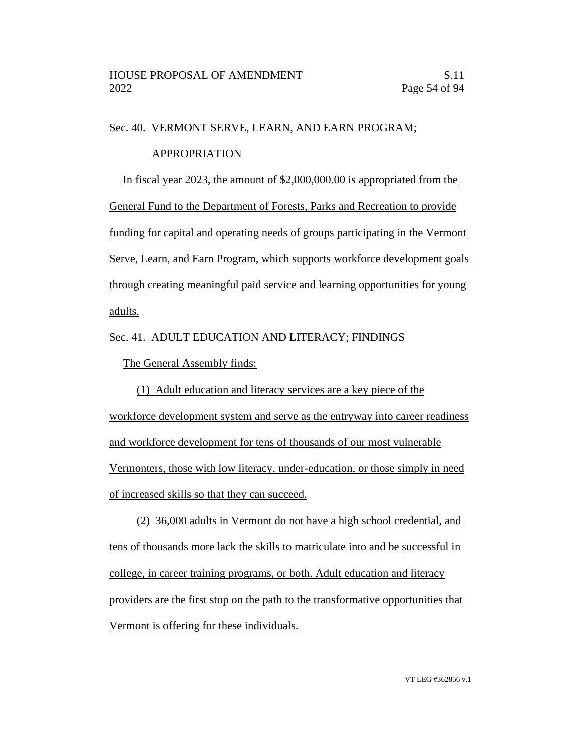Sec. 40. VERMONT SERVE, LEARN, AND EARN PROGRAM; APPROPRIATION

In fiscal year 2023, the amount of $2,000,000.00 is appropriated from the General Fund to the Department of Forests, Parks and Recreation to provide funding for capital and operating needs of groups participating in the Vermont Serve, Learn, and Earn Program, which supports workforce development goals through creating meaningful paid service and learning opportunities for young adults.

Sec. 41. ADULT EDUCATION AND LITERACY; FINDINGS

The General Assembly finds:

(1) Adult education and literacy services are a key piece of the workforce development system and serve as the entryway into career readiness and workforce development for tens of thousands of our most vulnerable Vermonters, those with low literacy, under-education, or those simply in need of increased skills so that they can succeed.

(2) 36,000 adults in Vermont do not have a high school credential, and tens of thousands more lack the skills to matriculate into and be successful in college, in career training programs, or both. Adult education and literacy providers are the first stop on the path to the transformative opportunities that Vermont is offering for these individuals.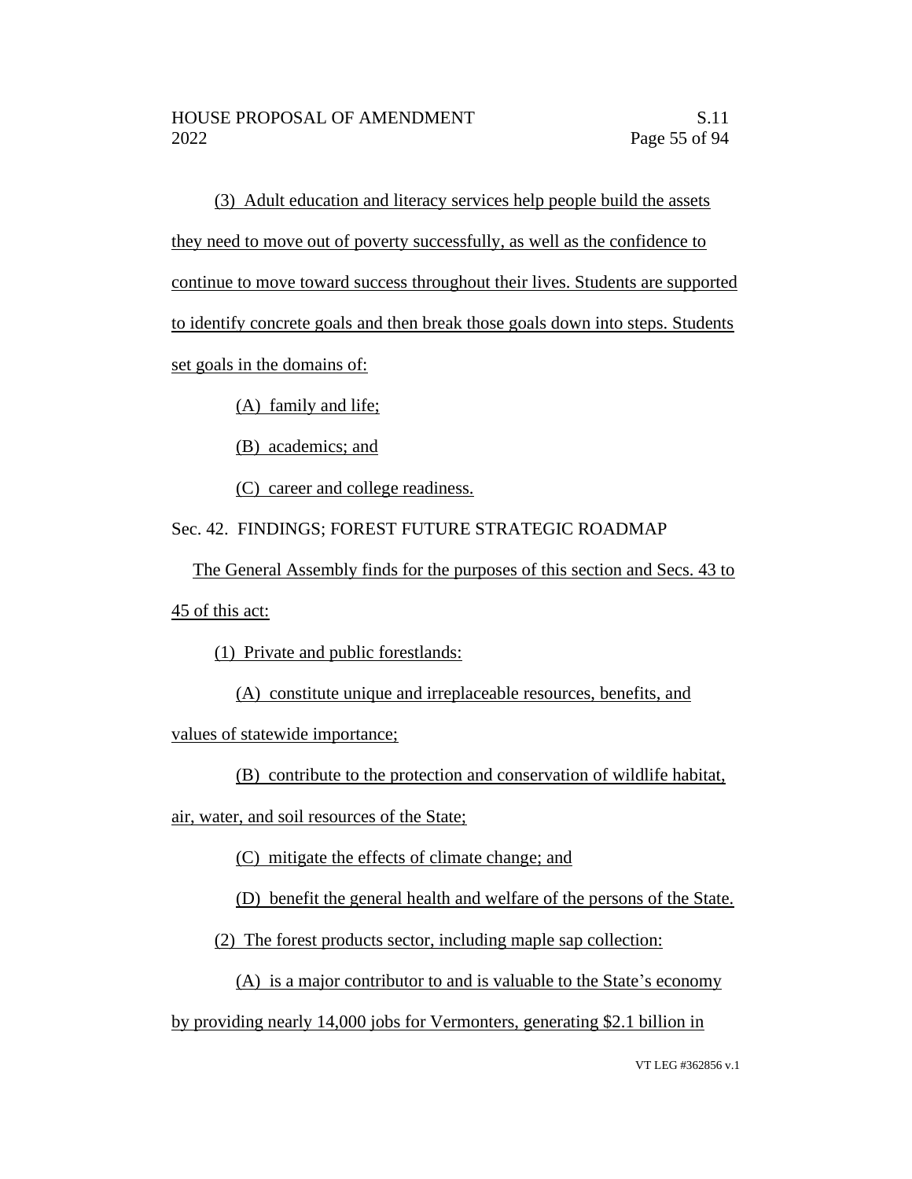(3) Adult education and literacy services help people build the assets they need to move out of poverty successfully, as well as the confidence to continue to move toward success throughout their lives. Students are supported to identify concrete goals and then break those goals down into steps. Students set goals in the domains of:

(A) family and life;

(B) academics; and

(C) career and college readiness.

Sec. 42. FINDINGS; FOREST FUTURE STRATEGIC ROADMAP

The General Assembly finds for the purposes of this section and Secs. 43 to 45 of this act:

(1) Private and public forestlands:

(A) constitute unique and irreplaceable resources, benefits, and values of statewide importance;

(B) contribute to the protection and conservation of wildlife habitat, air, water, and soil resources of the State;

(C) mitigate the effects of climate change; and

(D) benefit the general health and welfare of the persons of the State.

(2) The forest products sector, including maple sap collection:

(A) is a major contributor to and is valuable to the State's economy by providing nearly 14,000 jobs for Vermonters, generating $2.1 billion in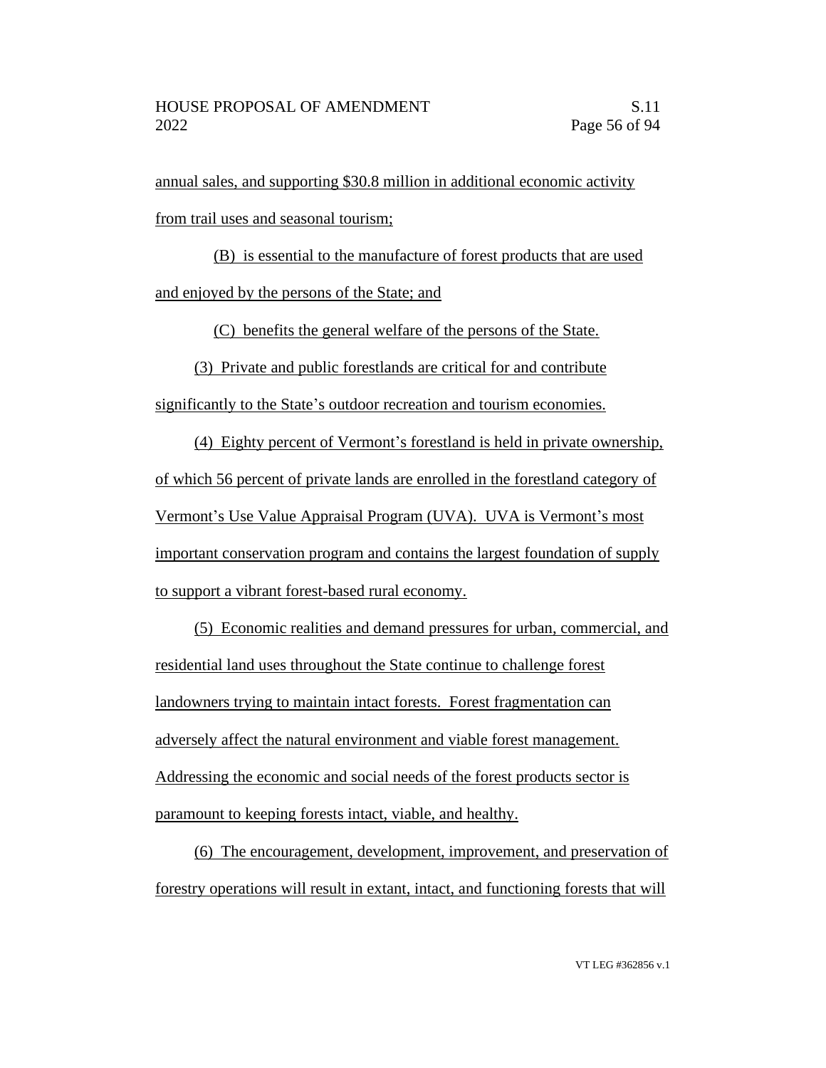annual sales, and supporting $30.8 million in additional economic activity from trail uses and seasonal tourism;

(B) is essential to the manufacture of forest products that are used and enjoyed by the persons of the State; and

(C) benefits the general welfare of the persons of the State.

(3) Private and public forestlands are critical for and contribute significantly to the State's outdoor recreation and tourism economies.

(4) Eighty percent of Vermont's forestland is held in private ownership, of which 56 percent of private lands are enrolled in the forestland category of Vermont's Use Value Appraisal Program (UVA). UVA is Vermont's most important conservation program and contains the largest foundation of supply to support a vibrant forest-based rural economy.

(5) Economic realities and demand pressures for urban, commercial, and residential land uses throughout the State continue to challenge forest landowners trying to maintain intact forests. Forest fragmentation can adversely affect the natural environment and viable forest management. Addressing the economic and social needs of the forest products sector is paramount to keeping forests intact, viable, and healthy.

(6) The encouragement, development, improvement, and preservation of forestry operations will result in extant, intact, and functioning forests that will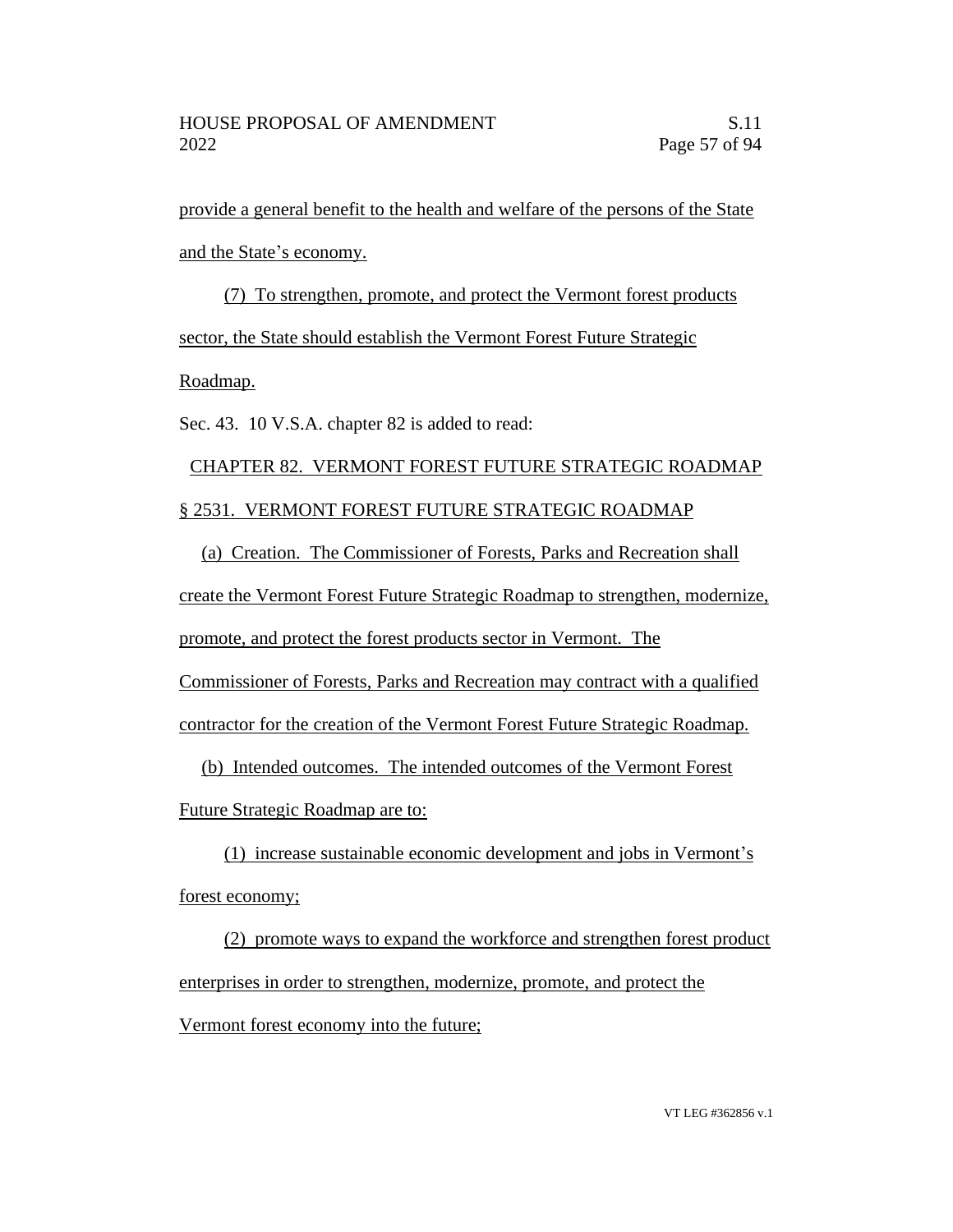provide a general benefit to the health and welfare of the persons of the State and the State's economy.

(7) To strengthen, promote, and protect the Vermont forest products sector, the State should establish the Vermont Forest Future Strategic Roadmap.

Sec. 43. 10 V.S.A. chapter 82 is added to read:

CHAPTER 82. VERMONT FOREST FUTURE STRATEGIC ROADMAP

§ 2531. VERMONT FOREST FUTURE STRATEGIC ROADMAP

(a) Creation. The Commissioner of Forests, Parks and Recreation shall create the Vermont Forest Future Strategic Roadmap to strengthen, modernize, promote, and protect the forest products sector in Vermont. The Commissioner of Forests, Parks and Recreation may contract with a qualified contractor for the creation of the Vermont Forest Future Strategic Roadmap.

(b) Intended outcomes. The intended outcomes of the Vermont Forest Future Strategic Roadmap are to:

(1) increase sustainable economic development and jobs in Vermont's forest economy;

(2) promote ways to expand the workforce and strengthen forest product enterprises in order to strengthen, modernize, promote, and protect the Vermont forest economy into the future;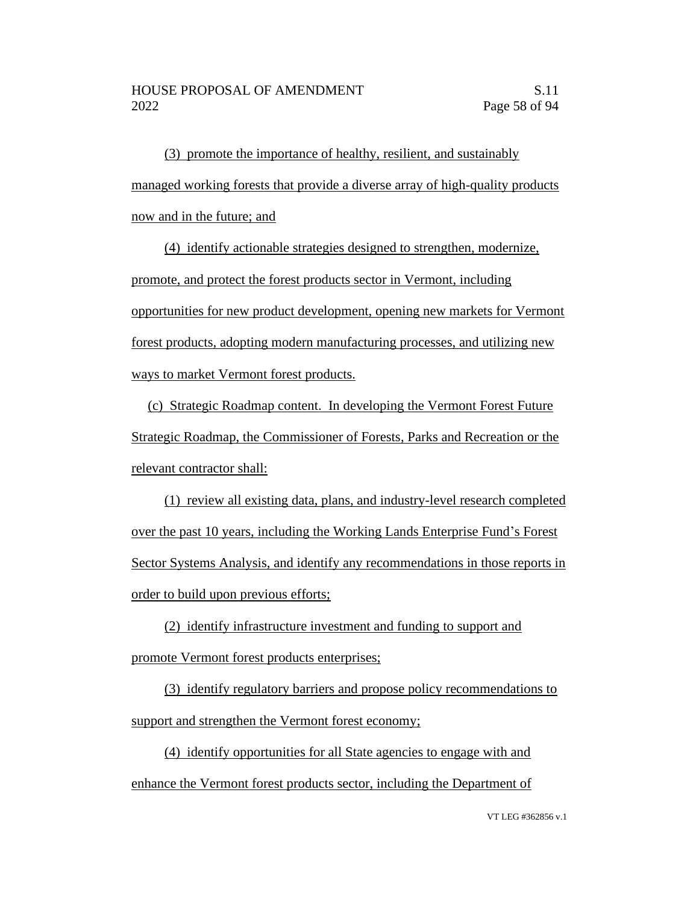(3) promote the importance of healthy, resilient, and sustainably managed working forests that provide a diverse array of high-quality products now and in the future; and

(4) identify actionable strategies designed to strengthen, modernize, promote, and protect the forest products sector in Vermont, including opportunities for new product development, opening new markets for Vermont forest products, adopting modern manufacturing processes, and utilizing new ways to market Vermont forest products.

(c) Strategic Roadmap content. In developing the Vermont Forest Future Strategic Roadmap, the Commissioner of Forests, Parks and Recreation or the relevant contractor shall:

(1) review all existing data, plans, and industry-level research completed over the past 10 years, including the Working Lands Enterprise Fund's Forest Sector Systems Analysis, and identify any recommendations in those reports in order to build upon previous efforts;

(2) identify infrastructure investment and funding to support and promote Vermont forest products enterprises;

(3) identify regulatory barriers and propose policy recommendations to support and strengthen the Vermont forest economy;

(4) identify opportunities for all State agencies to engage with and enhance the Vermont forest products sector, including the Department of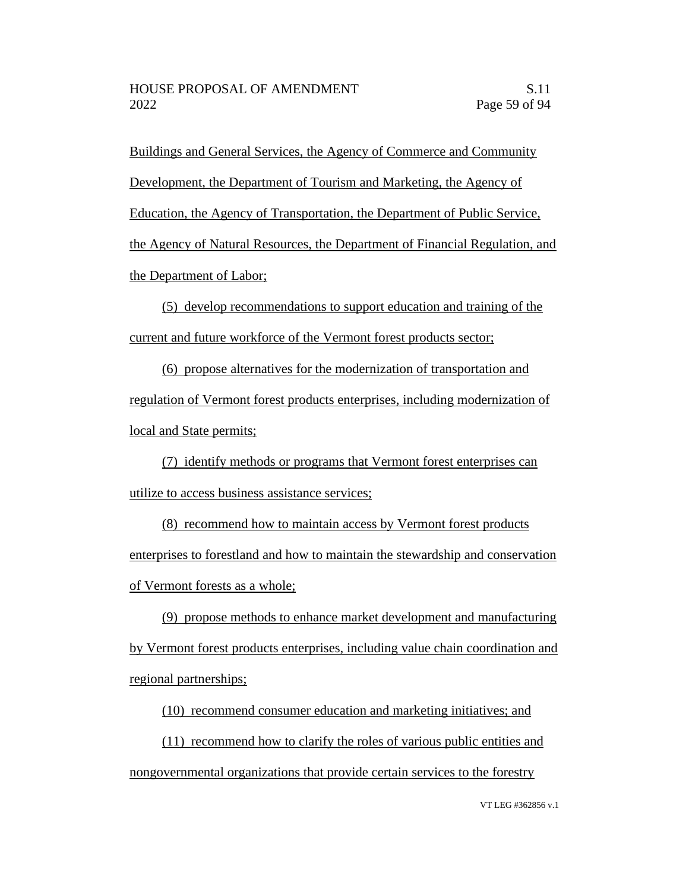Buildings and General Services, the Agency of Commerce and Community Development, the Department of Tourism and Marketing, the Agency of Education, the Agency of Transportation, the Department of Public Service, the Agency of Natural Resources, the Department of Financial Regulation, and the Department of Labor;

(5) develop recommendations to support education and training of the current and future workforce of the Vermont forest products sector;

(6) propose alternatives for the modernization of transportation and regulation of Vermont forest products enterprises, including modernization of local and State permits;

(7) identify methods or programs that Vermont forest enterprises can utilize to access business assistance services;

(8) recommend how to maintain access by Vermont forest products enterprises to forestland and how to maintain the stewardship and conservation of Vermont forests as a whole;

(9) propose methods to enhance market development and manufacturing by Vermont forest products enterprises, including value chain coordination and regional partnerships;

(10) recommend consumer education and marketing initiatives; and

(11) recommend how to clarify the roles of various public entities and nongovernmental organizations that provide certain services to the forestry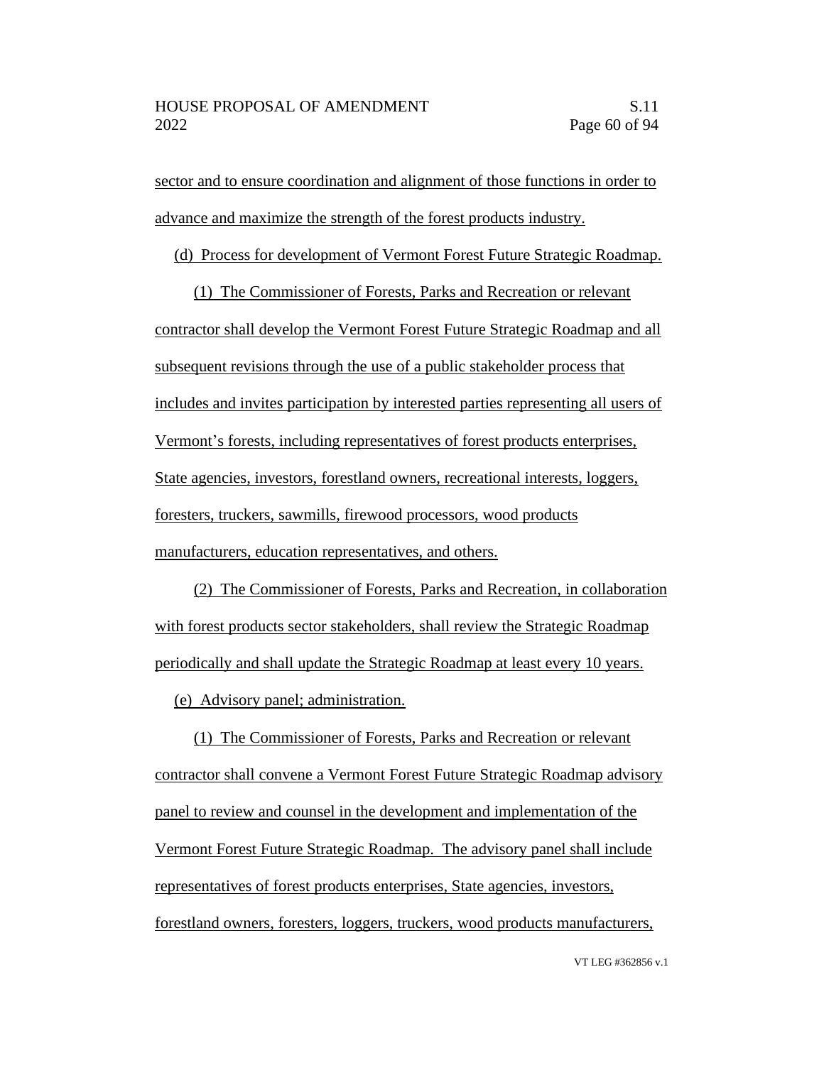sector and to ensure coordination and alignment of those functions in order to advance and maximize the strength of the forest products industry.

(d) Process for development of Vermont Forest Future Strategic Roadmap.

(1) The Commissioner of Forests, Parks and Recreation or relevant contractor shall develop the Vermont Forest Future Strategic Roadmap and all subsequent revisions through the use of a public stakeholder process that includes and invites participation by interested parties representing all users of Vermont's forests, including representatives of forest products enterprises, State agencies, investors, forestland owners, recreational interests, loggers, foresters, truckers, sawmills, firewood processors, wood products manufacturers, education representatives, and others.

(2) The Commissioner of Forests, Parks and Recreation, in collaboration with forest products sector stakeholders, shall review the Strategic Roadmap periodically and shall update the Strategic Roadmap at least every 10 years.

(e) Advisory panel; administration.

(1) The Commissioner of Forests, Parks and Recreation or relevant contractor shall convene a Vermont Forest Future Strategic Roadmap advisory panel to review and counsel in the development and implementation of the Vermont Forest Future Strategic Roadmap. The advisory panel shall include representatives of forest products enterprises, State agencies, investors, forestland owners, foresters, loggers, truckers, wood products manufacturers,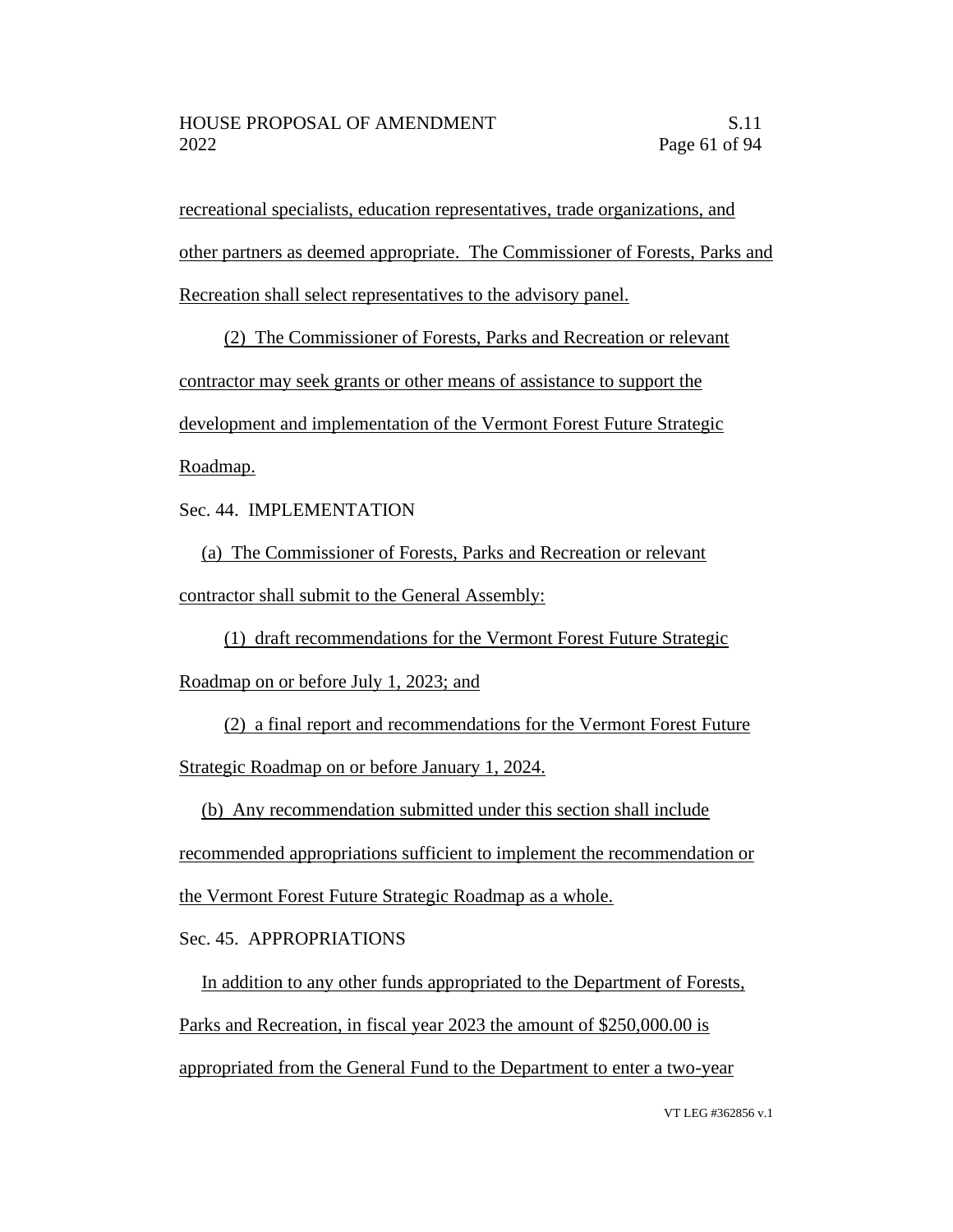recreational specialists, education representatives, trade organizations, and other partners as deemed appropriate. The Commissioner of Forests, Parks and Recreation shall select representatives to the advisory panel.

(2) The Commissioner of Forests, Parks and Recreation or relevant contractor may seek grants or other means of assistance to support the development and implementation of the Vermont Forest Future Strategic Roadmap.

Sec. 44. IMPLEMENTATION

(a) The Commissioner of Forests, Parks and Recreation or relevant contractor shall submit to the General Assembly:

(1) draft recommendations for the Vermont Forest Future Strategic Roadmap on or before July 1, 2023; and

(2) a final report and recommendations for the Vermont Forest Future Strategic Roadmap on or before January 1, 2024.

(b) Any recommendation submitted under this section shall include recommended appropriations sufficient to implement the recommendation or the Vermont Forest Future Strategic Roadmap as a whole.

Sec. 45. APPROPRIATIONS

In addition to any other funds appropriated to the Department of Forests, Parks and Recreation, in fiscal year 2023 the amount of $250,000.00 is appropriated from the General Fund to the Department to enter a two-year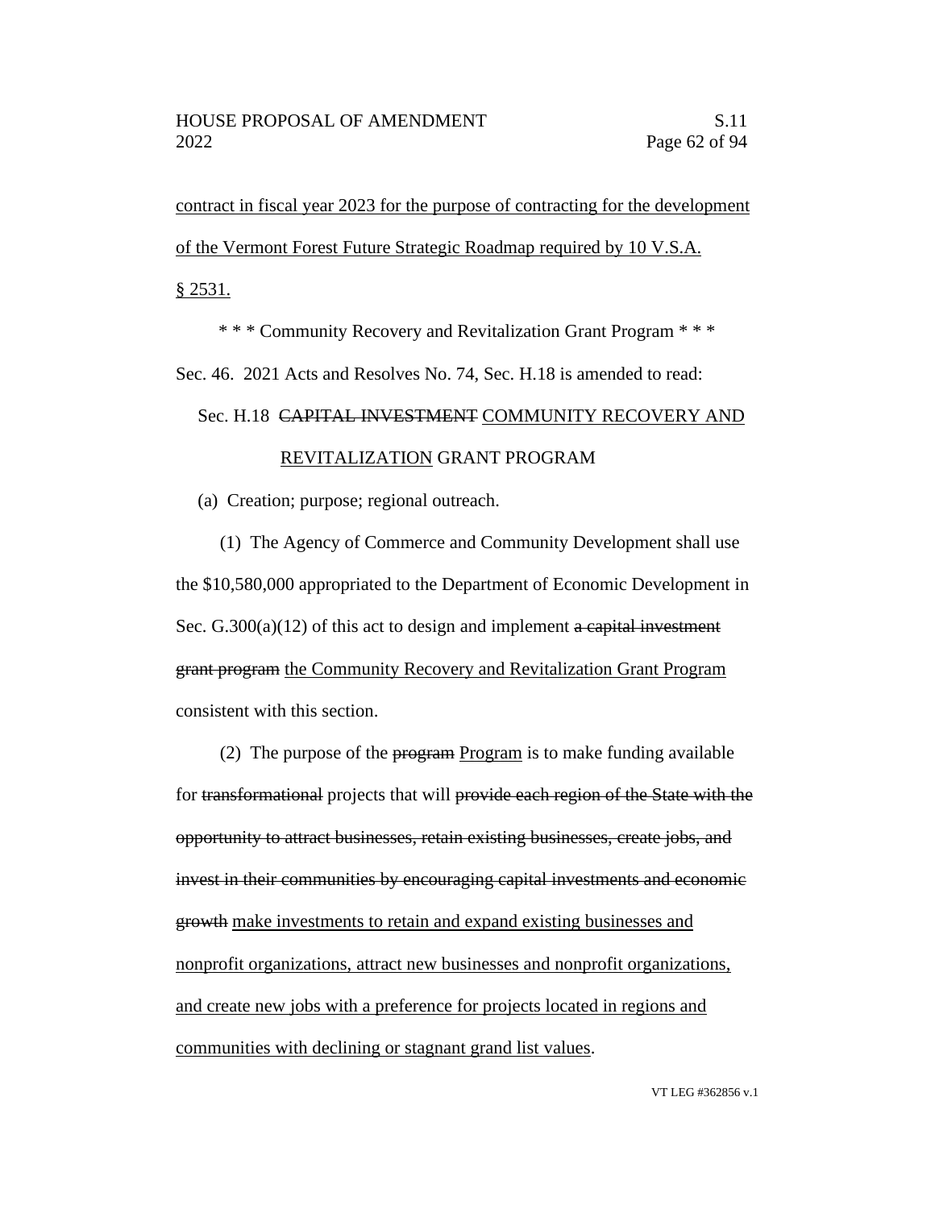contract in fiscal year 2023 for the purpose of contracting for the development of the Vermont Forest Future Strategic Roadmap required by 10 V.S.A. § 2531.

\* \* \* Community Recovery and Revitalization Grant Program \* \* \*

Sec. 46. 2021 Acts and Resolves No. 74, Sec. H.18 is amended to read:

Sec. H.18 ~~CAPITAL INVESTMENT~~ COMMUNITY RECOVERY AND REVITALIZATION GRANT PROGRAM

(a) Creation; purpose; regional outreach.

(1) The Agency of Commerce and Community Development shall use the $10,580,000 appropriated to the Department of Economic Development in Sec. G.300(a)(12) of this act to design and implement ~~a capital investment grant program~~ the Community Recovery and Revitalization Grant Program consistent with this section.

(2) The purpose of the ~~program~~ Program is to make funding available for ~~transformational~~ projects that will ~~provide each region of the State with the opportunity to attract businesses, retain existing businesses, create jobs, and invest in their communities by encouraging capital investments and economic growth~~ make investments to retain and expand existing businesses and nonprofit organizations, attract new businesses and nonprofit organizations, and create new jobs with a preference for projects located in regions and communities with declining or stagnant grand list values.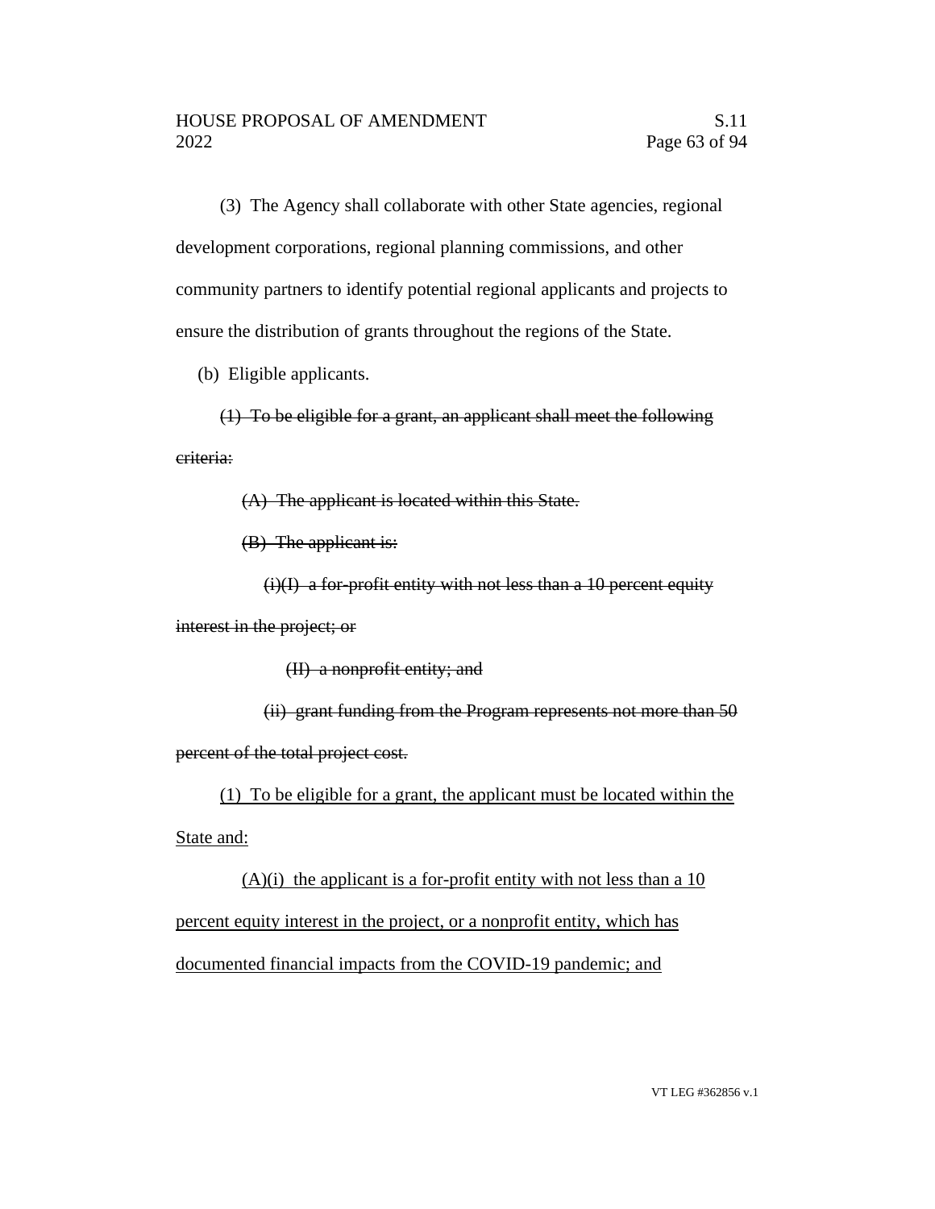(3) The Agency shall collaborate with other State agencies, regional development corporations, regional planning commissions, and other community partners to identify potential regional applicants and projects to ensure the distribution of grants throughout the regions of the State.

(b) Eligible applicants.

~~(1) To be eligible for a grant, an applicant shall meet the following criteria:~~

~~(A) The applicant is located within this State.~~

~~(B) The applicant is:~~

~~(i)(I) a for-profit entity with not less than a 10 percent equity interest in the project; or~~

~~(II) a nonprofit entity; and~~

~~(ii) grant funding from the Program represents not more than 50 percent of the total project cost.~~

<u>(1) To be eligible for a grant, the applicant must be located within the State and:</u>

<u>(A)(i) the applicant is a for-profit entity with not less than a 10 percent equity interest in the project, or a nonprofit entity, which has documented financial impacts from the COVID-19 pandemic; and</u>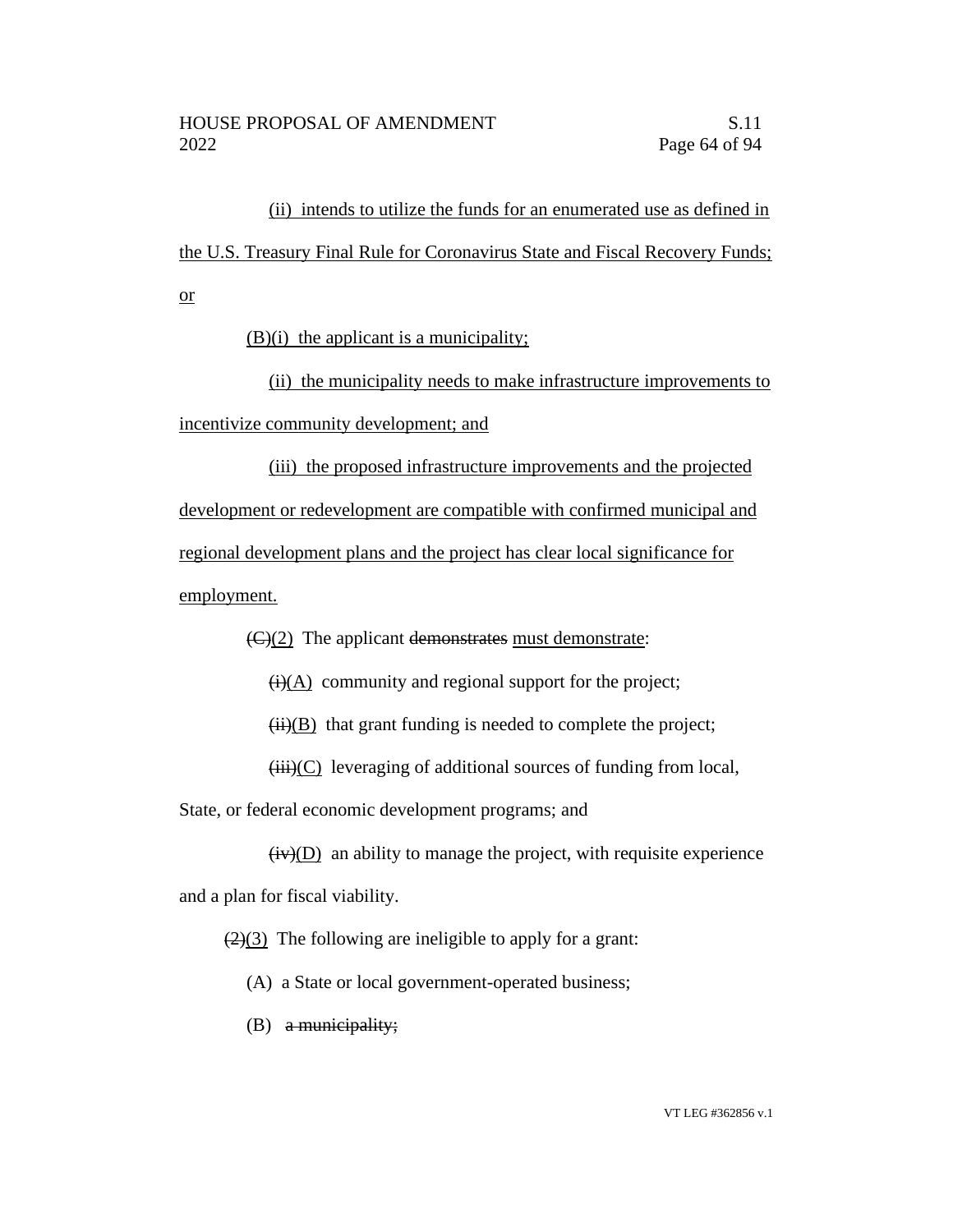(ii) intends to utilize the funds for an enumerated use as defined in the U.S. Treasury Final Rule for Coronavirus State and Fiscal Recovery Funds; or

(B)(i) the applicant is a municipality;

(ii) the municipality needs to make infrastructure improvements to incentivize community development; and

(iii) the proposed infrastructure improvements and the projected development or redevelopment are compatible with confirmed municipal and regional development plans and the project has clear local significance for employment.

~~(C)~~(2) The applicant ~~demonstrates~~ must demonstrate:

~~(i)~~(A) community and regional support for the project;

~~(ii)~~(B) that grant funding is needed to complete the project;

~~(iii)~~(C) leveraging of additional sources of funding from local, State, or federal economic development programs; and

~~(iv)~~(D) an ability to manage the project, with requisite experience and a plan for fiscal viability.

~~(2)~~(3) The following are ineligible to apply for a grant:

(A) a State or local government-operated business;

(B) ~~a municipality;~~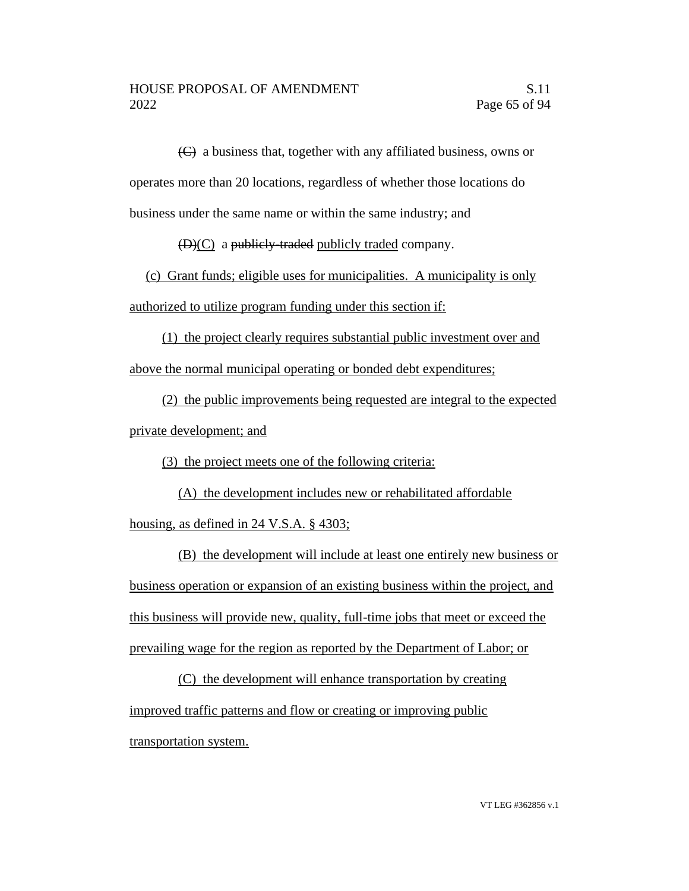~~(C)~~ a business that, together with any affiliated business, owns or operates more than 20 locations, regardless of whether those locations do business under the same name or within the same industry; and

~~(D)~~(C) a ~~publicly-traded~~ publicly traded company.

(c) Grant funds; eligible uses for municipalities. A municipality is only authorized to utilize program funding under this section if:

(1) the project clearly requires substantial public investment over and above the normal municipal operating or bonded debt expenditures;

(2) the public improvements being requested are integral to the expected private development; and

(3) the project meets one of the following criteria:

(A) the development includes new or rehabilitated affordable housing, as defined in 24 V.S.A. § 4303;

(B) the development will include at least one entirely new business or business operation or expansion of an existing business within the project, and this business will provide new, quality, full-time jobs that meet or exceed the prevailing wage for the region as reported by the Department of Labor; or

(C) the development will enhance transportation by creating improved traffic patterns and flow or creating or improving public transportation system.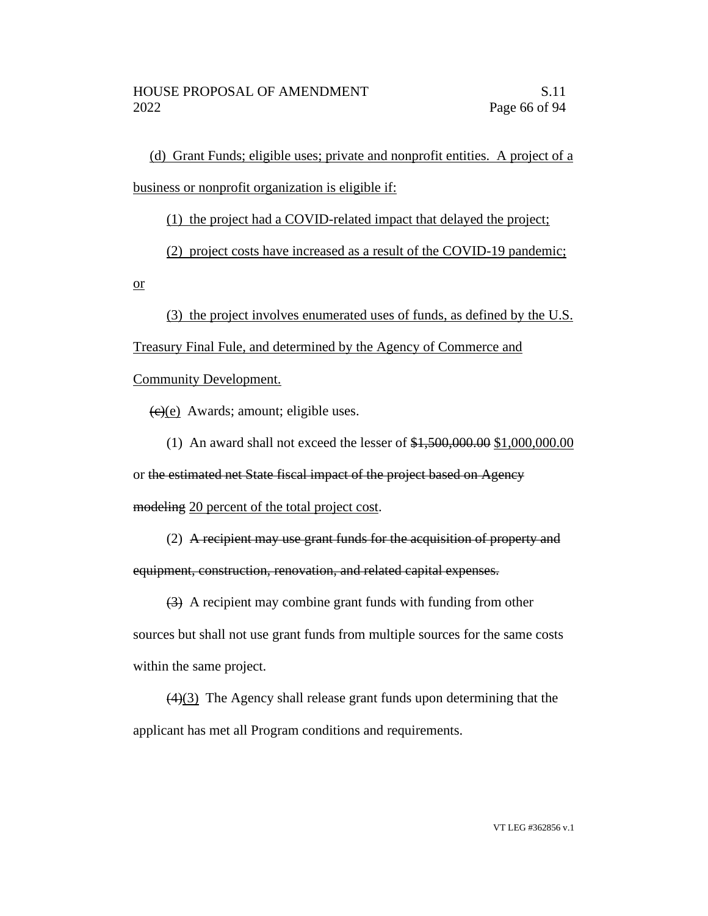(d) Grant Funds; eligible uses; private and nonprofit entities. A project of a business or nonprofit organization is eligible if:

(1) the project had a COVID-related impact that delayed the project;

(2) project costs have increased as a result of the COVID-19 pandemic; or

(3) the project involves enumerated uses of funds, as defined by the U.S. Treasury Final Fule, and determined by the Agency of Commerce and Community Development.

~~(c)~~(e) Awards; amount; eligible uses.

(1) An award shall not exceed the lesser of ~~$1,500,000.00~~ $1,000,000.00 or ~~the estimated net State fiscal impact of the project based on Agency modeling~~ 20 percent of the total project cost.

(2) ~~A recipient may use grant funds for the acquisition of property and equipment, construction, renovation, and related capital expenses.~~

~~(3)~~ A recipient may combine grant funds with funding from other sources but shall not use grant funds from multiple sources for the same costs within the same project.

~~(4)~~(3) The Agency shall release grant funds upon determining that the applicant has met all Program conditions and requirements.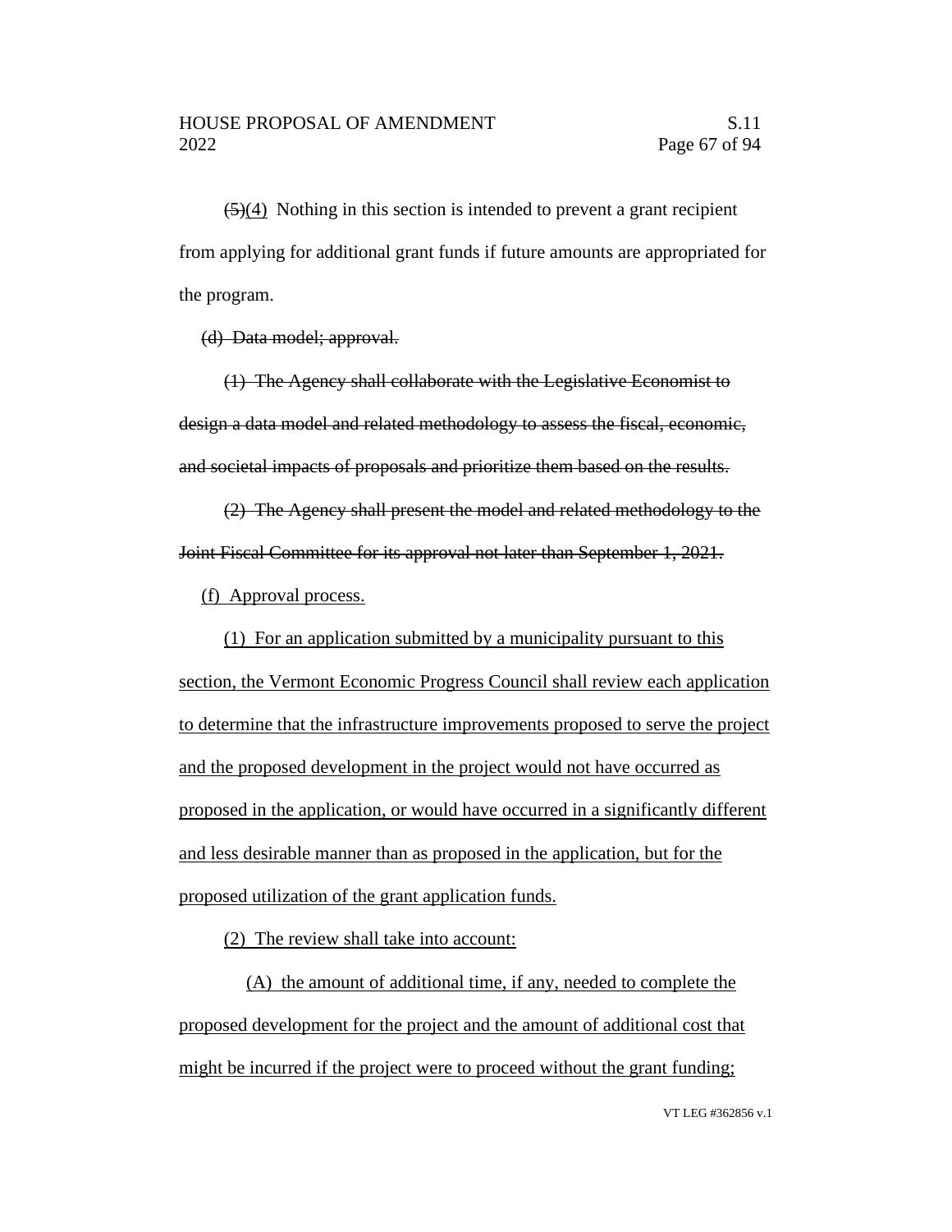~~(5)~~<u>(4)</u> Nothing in this section is intended to prevent a grant recipient from applying for additional grant funds if future amounts are appropriated for the program.

~~(d) Data model; approval.~~

~~(1) The Agency shall collaborate with the Legislative Economist to design a data model and related methodology to assess the fiscal, economic, and societal impacts of proposals and prioritize them based on the results.~~

~~(2) The Agency shall present the model and related methodology to the Joint Fiscal Committee for its approval not later than September 1, 2021.~~

<u>(f) Approval process.</u>

<u>(1) For an application submitted by a municipality pursuant to this section, the Vermont Economic Progress Council shall review each application to determine that the infrastructure improvements proposed to serve the project and the proposed development in the project would not have occurred as proposed in the application, or would have occurred in a significantly different and less desirable manner than as proposed in the application, but for the proposed utilization of the grant application funds.</u>

<u>(2) The review shall take into account:</u>

<u>(A) the amount of additional time, if any, needed to complete the proposed development for the project and the amount of additional cost that might be incurred if the project were to proceed without the grant funding;</u>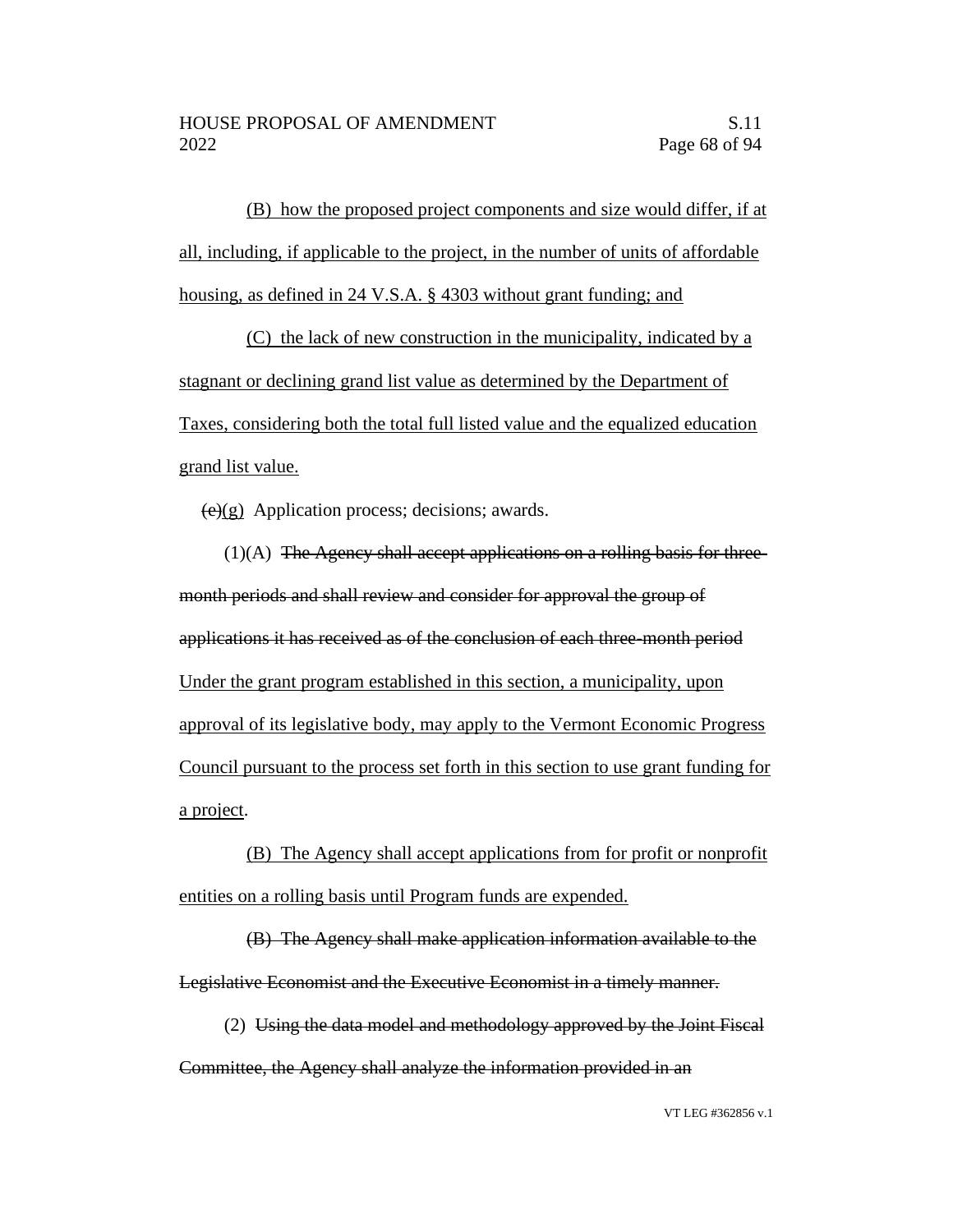(B) how the proposed project components and size would differ, if at all, including, if applicable to the project, in the number of units of affordable housing, as defined in 24 V.S.A. § 4303 without grant funding; and

(C) the lack of new construction in the municipality, indicated by a stagnant or declining grand list value as determined by the Department of Taxes, considering both the total full listed value and the equalized education grand list value.

~~(e)~~(g) Application process; decisions; awards.

(1)(A) ~~The Agency shall accept applications on a rolling basis for three-month periods and shall review and consider for approval the group of applications it has received as of the conclusion of each three-month period~~ Under the grant program established in this section, a municipality, upon approval of its legislative body, may apply to the Vermont Economic Progress Council pursuant to the process set forth in this section to use grant funding for a project.

(B) The Agency shall accept applications from for profit or nonprofit entities on a rolling basis until Program funds are expended.

~~(B) The Agency shall make application information available to the Legislative Economist and the Executive Economist in a timely manner.~~

(2) ~~Using the data model and methodology approved by the Joint Fiscal Committee, the Agency shall analyze the information provided in an~~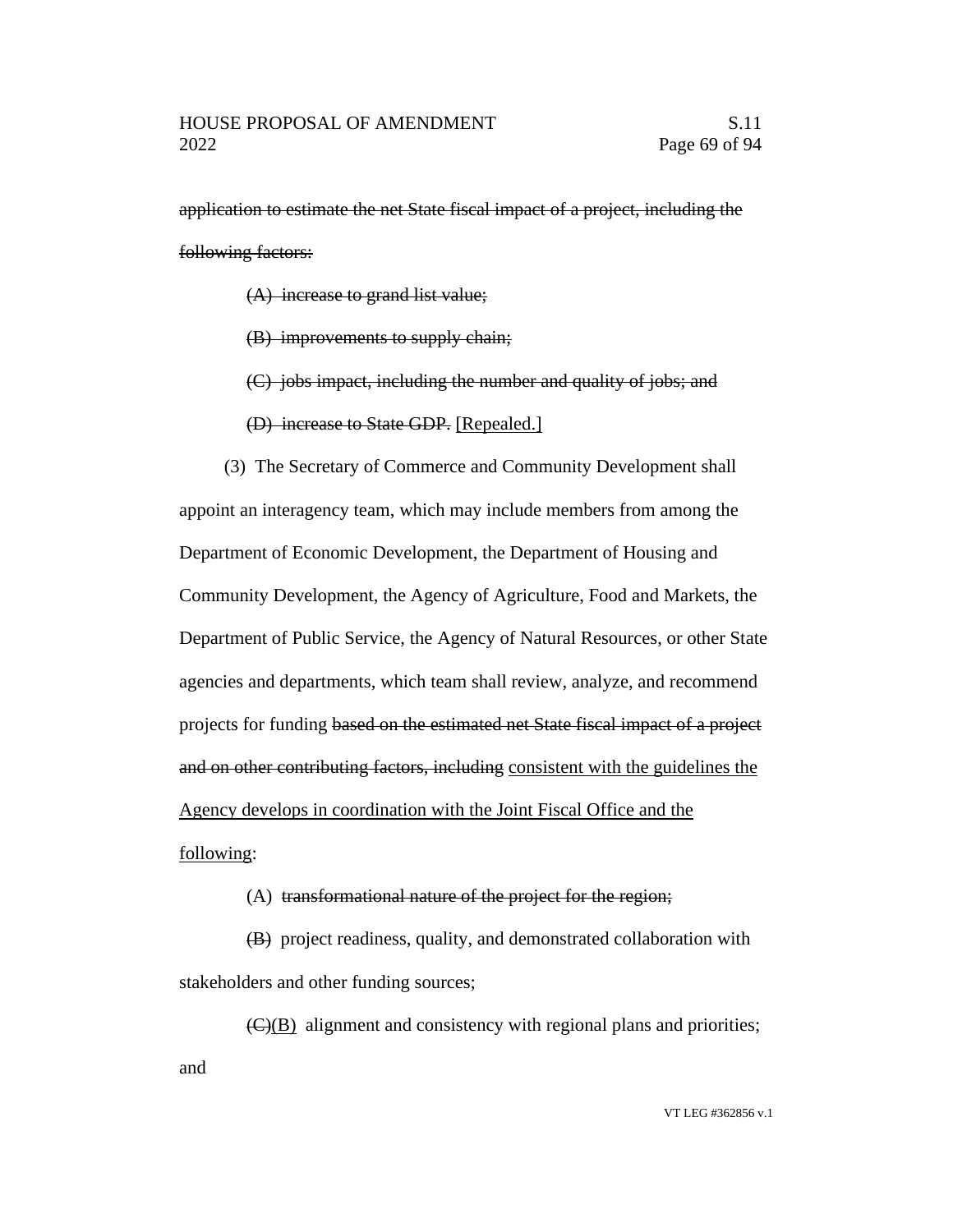~~application to estimate the net State fiscal impact of a project, including the following factors:~~

~~(A) increase to grand list value;~~

~~(B) improvements to supply chain;~~

~~(C) jobs impact, including the number and quality of jobs; and~~

~~(D) increase to State GDP.~~ <u>[Repealed.]</u>

(3) The Secretary of Commerce and Community Development shall appoint an interagency team, which may include members from among the Department of Economic Development, the Department of Housing and Community Development, the Agency of Agriculture, Food and Markets, the Department of Public Service, the Agency of Natural Resources, or other State agencies and departments, which team shall review, analyze, and recommend projects for funding ~~based on the estimated net State fiscal impact of a project and on other contributing factors, including~~ <u>consistent with the guidelines the Agency develops in coordination with the Joint Fiscal Office and the following</u>:

(A) ~~transformational nature of the project for the region;~~

~~(B)~~ project readiness, quality, and demonstrated collaboration with stakeholders and other funding sources;

~~(C)~~<u>(B)</u> alignment and consistency with regional plans and priorities; and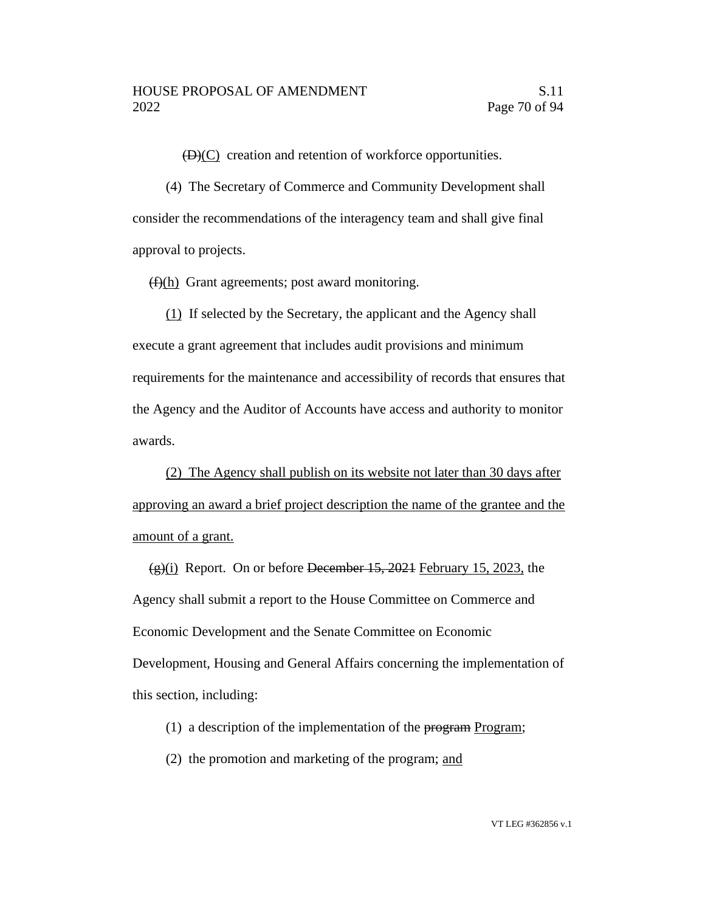~~(D)~~<u>(C)</u> creation and retention of workforce opportunities.

(4) The Secretary of Commerce and Community Development shall consider the recommendations of the interagency team and shall give final approval to projects.

~~(f)~~<u>(h)</u> Grant agreements; post award monitoring.

<u>(1)</u> If selected by the Secretary, the applicant and the Agency shall execute a grant agreement that includes audit provisions and minimum requirements for the maintenance and accessibility of records that ensures that the Agency and the Auditor of Accounts have access and authority to monitor awards.

<u>(2) The Agency shall publish on its website not later than 30 days after approving an award a brief project description the name of the grantee and the amount of a grant.</u>

~~(g)~~<u>(i)</u> Report. On or before ~~December 15, 2021~~ <u>February 15, 2023,</u> the Agency shall submit a report to the House Committee on Commerce and Economic Development and the Senate Committee on Economic Development, Housing and General Affairs concerning the implementation of this section, including:

(1) a description of the implementation of the ~~program~~ <u>Program</u>;

(2) the promotion and marketing of the program; <u>and</u>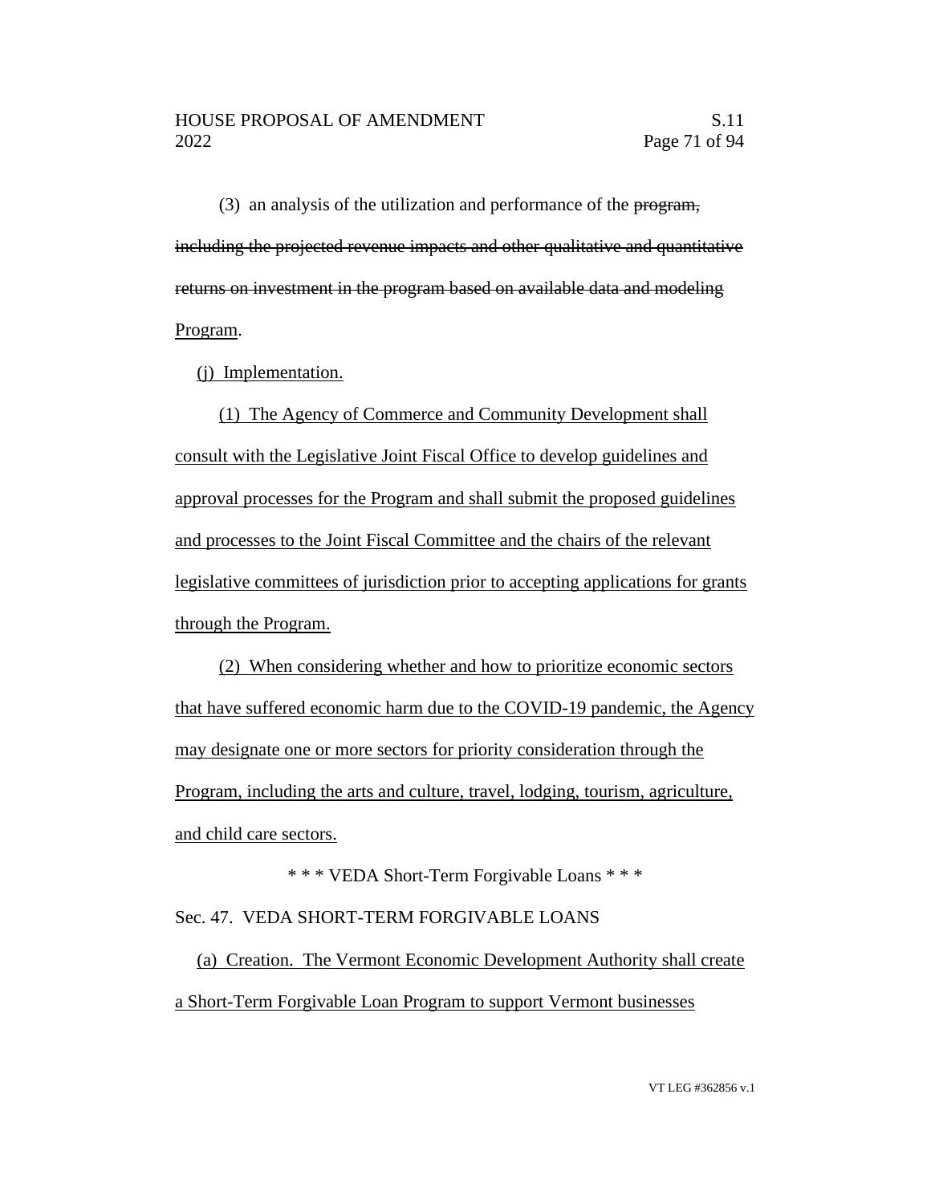(3) an analysis of the utilization and performance of the ~~program, including the projected revenue impacts and other qualitative and quantitative returns on investment in the program based on available data and modeling~~ <u>Program</u>.

<u>(j) Implementation.</u>

<u>(1) The Agency of Commerce and Community Development shall consult with the Legislative Joint Fiscal Office to develop guidelines and approval processes for the Program and shall submit the proposed guidelines and processes to the Joint Fiscal Committee and the chairs of the relevant legislative committees of jurisdiction prior to accepting applications for grants through the Program.</u>

<u>(2) When considering whether and how to prioritize economic sectors that have suffered economic harm due to the COVID-19 pandemic, the Agency may designate one or more sectors for priority consideration through the Program, including the arts and culture, travel, lodging, tourism, agriculture, and child care sectors.</u>

\* \* \* VEDA Short-Term Forgivable Loans \* \* \*

Sec. 47. VEDA SHORT-TERM FORGIVABLE LOANS

<u>(a) Creation. The Vermont Economic Development Authority shall create a Short-Term Forgivable Loan Program to support Vermont businesses</u>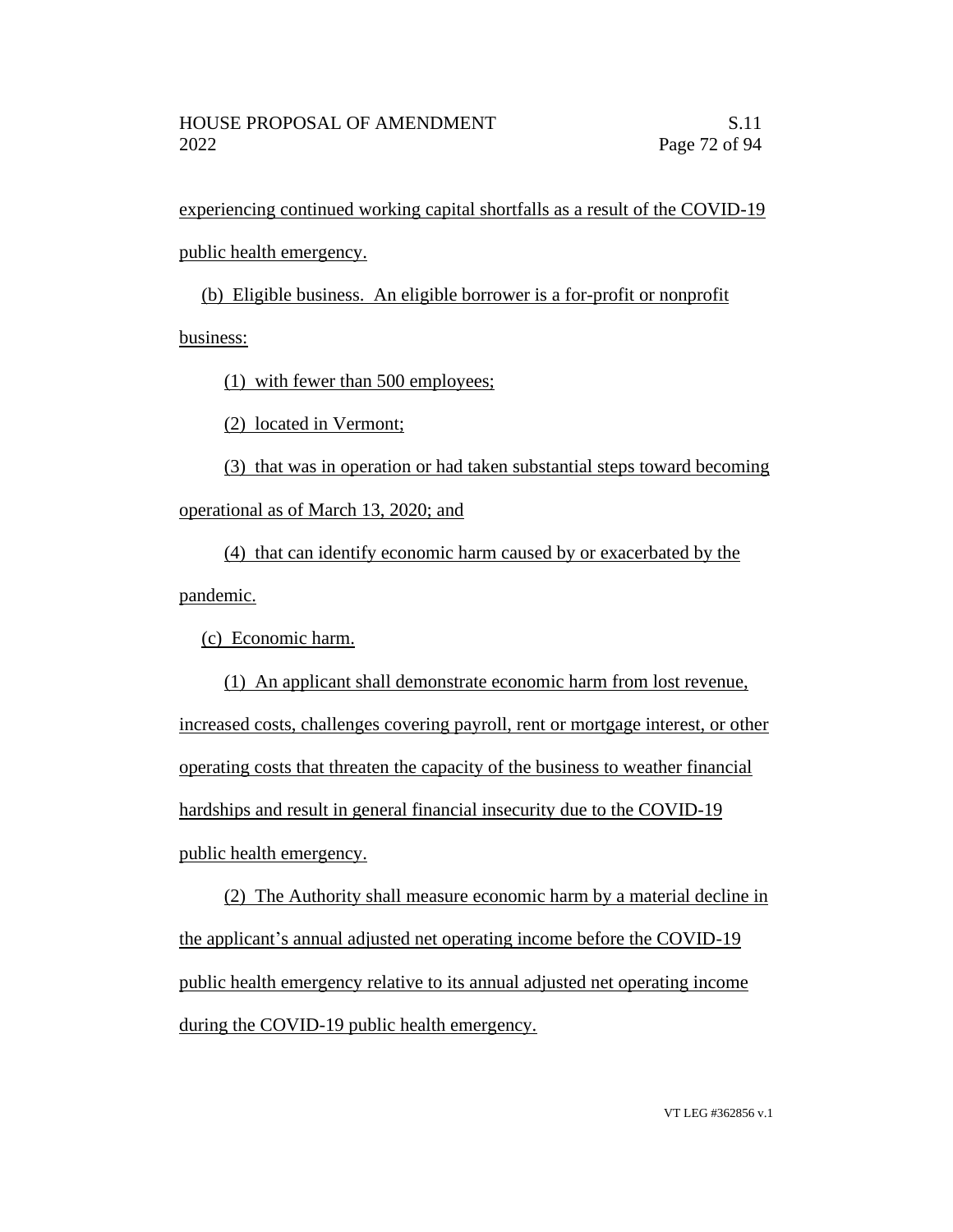experiencing continued working capital shortfalls as a result of the COVID-19 public health emergency.

(b) Eligible business. An eligible borrower is a for-profit or nonprofit business:

(1) with fewer than 500 employees;

(2) located in Vermont;

(3) that was in operation or had taken substantial steps toward becoming operational as of March 13, 2020; and

(4) that can identify economic harm caused by or exacerbated by the pandemic.

(c) Economic harm.

(1) An applicant shall demonstrate economic harm from lost revenue, increased costs, challenges covering payroll, rent or mortgage interest, or other operating costs that threaten the capacity of the business to weather financial hardships and result in general financial insecurity due to the COVID-19 public health emergency.

(2) The Authority shall measure economic harm by a material decline in the applicant's annual adjusted net operating income before the COVID-19 public health emergency relative to its annual adjusted net operating income during the COVID-19 public health emergency.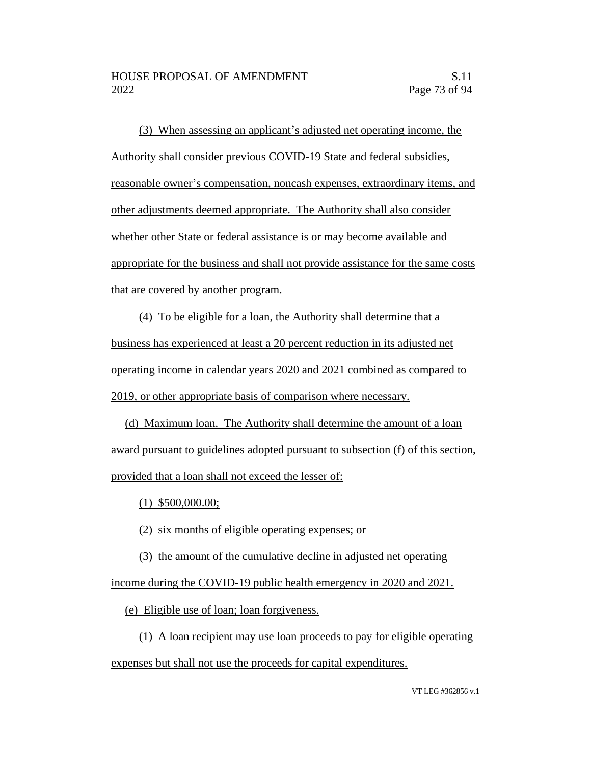(3) When assessing an applicant's adjusted net operating income, the Authority shall consider previous COVID-19 State and federal subsidies, reasonable owner's compensation, noncash expenses, extraordinary items, and other adjustments deemed appropriate. The Authority shall also consider whether other State or federal assistance is or may become available and appropriate for the business and shall not provide assistance for the same costs that are covered by another program.

(4) To be eligible for a loan, the Authority shall determine that a business has experienced at least a 20 percent reduction in its adjusted net operating income in calendar years 2020 and 2021 combined as compared to 2019, or other appropriate basis of comparison where necessary.

(d) Maximum loan. The Authority shall determine the amount of a loan award pursuant to guidelines adopted pursuant to subsection (f) of this section, provided that a loan shall not exceed the lesser of:

(1) $500,000.00;

(2) six months of eligible operating expenses; or

(3) the amount of the cumulative decline in adjusted net operating income during the COVID-19 public health emergency in 2020 and 2021.

(e) Eligible use of loan; loan forgiveness.

(1) A loan recipient may use loan proceeds to pay for eligible operating expenses but shall not use the proceeds for capital expenditures.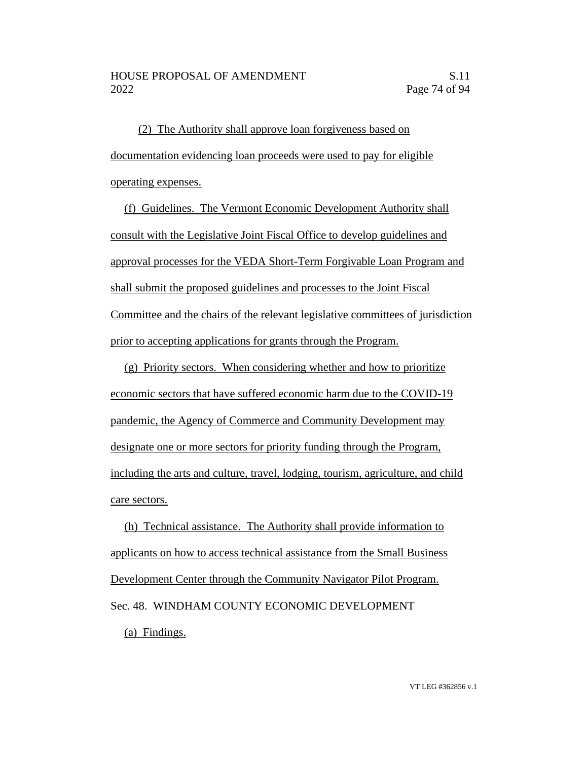(2) The Authority shall approve loan forgiveness based on documentation evidencing loan proceeds were used to pay for eligible operating expenses.

(f) Guidelines. The Vermont Economic Development Authority shall consult with the Legislative Joint Fiscal Office to develop guidelines and approval processes for the VEDA Short-Term Forgivable Loan Program and shall submit the proposed guidelines and processes to the Joint Fiscal Committee and the chairs of the relevant legislative committees of jurisdiction prior to accepting applications for grants through the Program.

(g) Priority sectors. When considering whether and how to prioritize economic sectors that have suffered economic harm due to the COVID-19 pandemic, the Agency of Commerce and Community Development may designate one or more sectors for priority funding through the Program, including the arts and culture, travel, lodging, tourism, agriculture, and child care sectors.

(h) Technical assistance. The Authority shall provide information to applicants on how to access technical assistance from the Small Business Development Center through the Community Navigator Pilot Program.

Sec. 48. WINDHAM COUNTY ECONOMIC DEVELOPMENT

(a) Findings.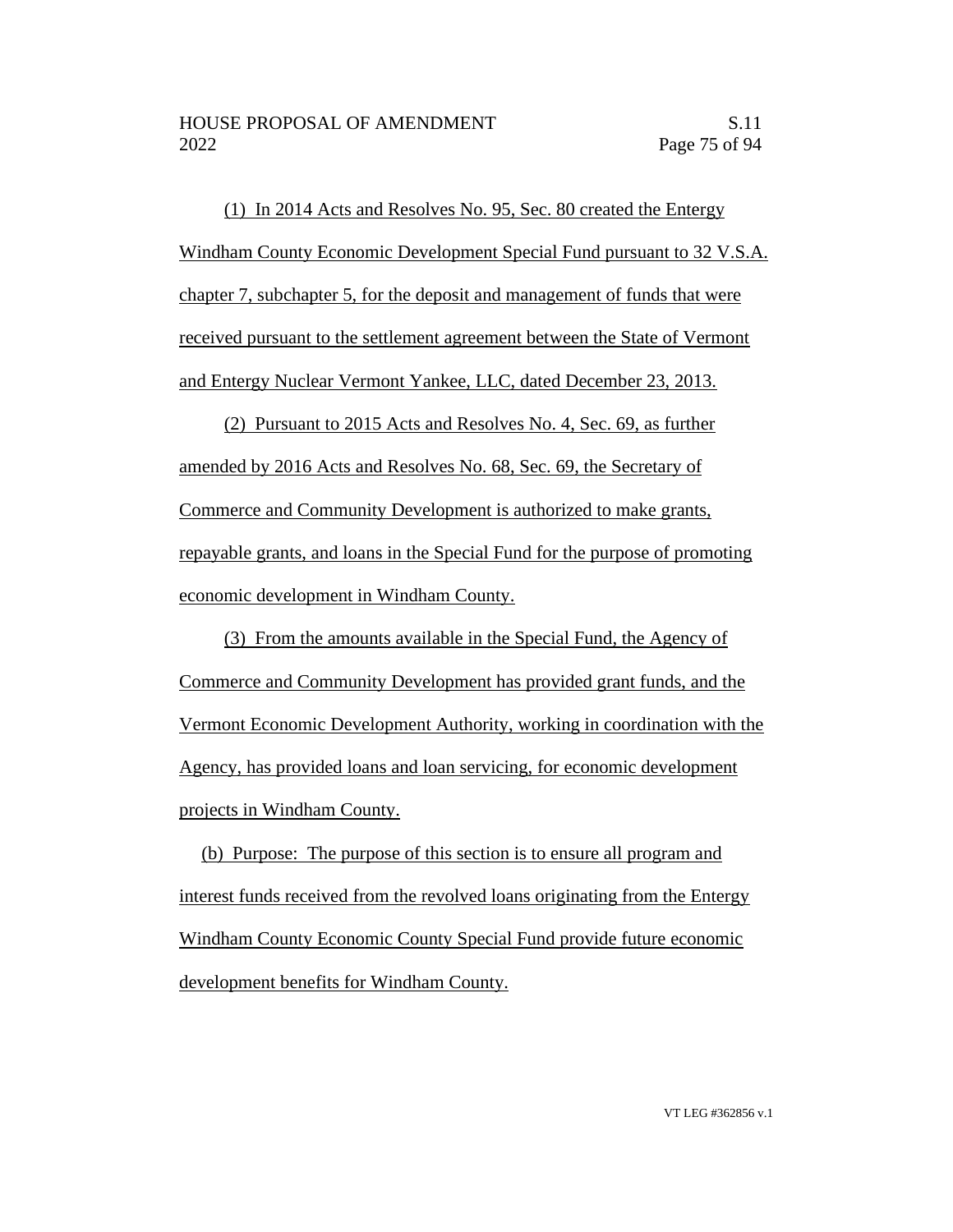(1) In 2014 Acts and Resolves No. 95, Sec. 80 created the Entergy Windham County Economic Development Special Fund pursuant to 32 V.S.A. chapter 7, subchapter 5, for the deposit and management of funds that were received pursuant to the settlement agreement between the State of Vermont and Entergy Nuclear Vermont Yankee, LLC, dated December 23, 2013.

(2) Pursuant to 2015 Acts and Resolves No. 4, Sec. 69, as further amended by 2016 Acts and Resolves No. 68, Sec. 69, the Secretary of Commerce and Community Development is authorized to make grants, repayable grants, and loans in the Special Fund for the purpose of promoting economic development in Windham County.

(3) From the amounts available in the Special Fund, the Agency of Commerce and Community Development has provided grant funds, and the Vermont Economic Development Authority, working in coordination with the Agency, has provided loans and loan servicing, for economic development projects in Windham County.

(b) Purpose: The purpose of this section is to ensure all program and interest funds received from the revolved loans originating from the Entergy Windham County Economic County Special Fund provide future economic development benefits for Windham County.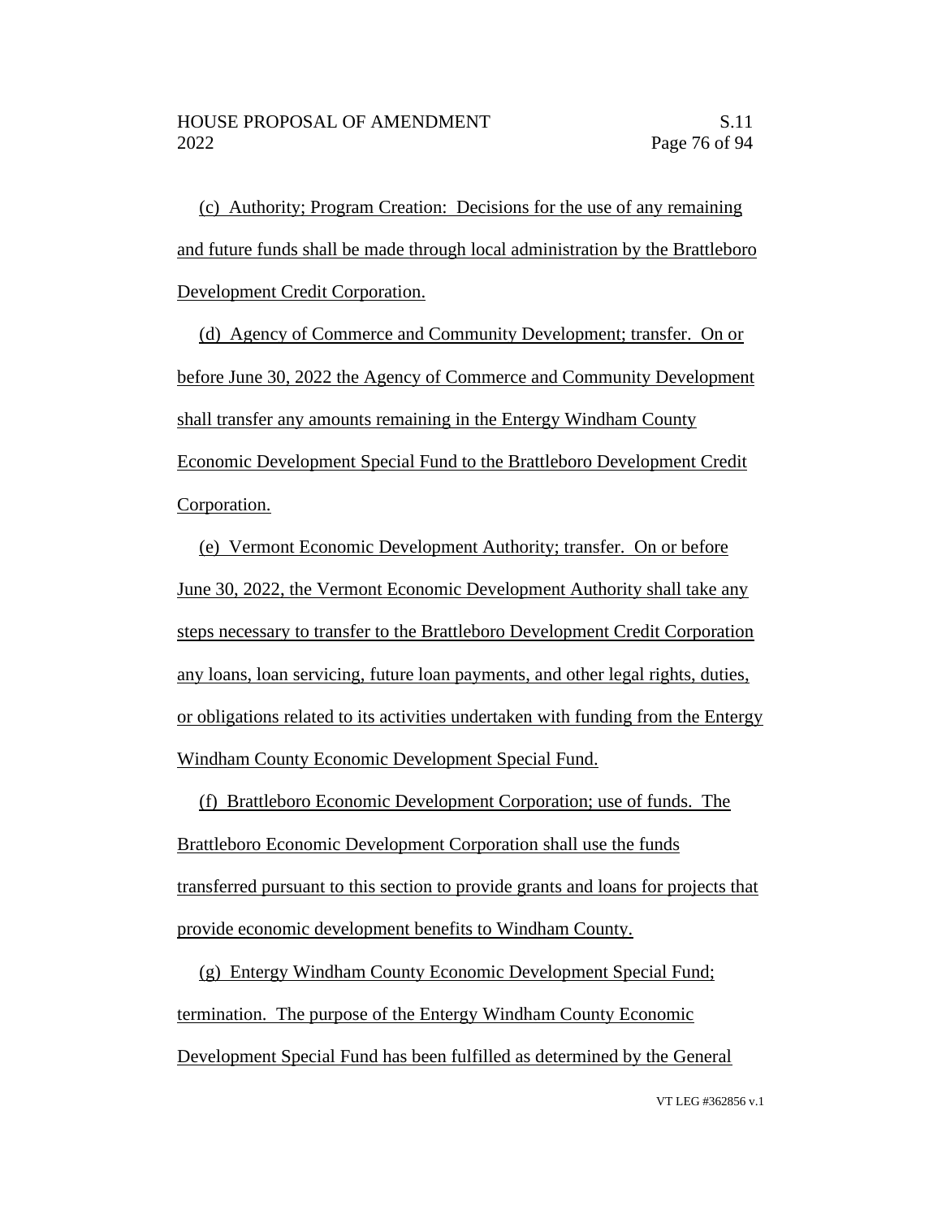(c) Authority; Program Creation: Decisions for the use of any remaining and future funds shall be made through local administration by the Brattleboro Development Credit Corporation.

(d) Agency of Commerce and Community Development; transfer. On or before June 30, 2022 the Agency of Commerce and Community Development shall transfer any amounts remaining in the Entergy Windham County Economic Development Special Fund to the Brattleboro Development Credit Corporation.

(e) Vermont Economic Development Authority; transfer. On or before June 30, 2022, the Vermont Economic Development Authority shall take any steps necessary to transfer to the Brattleboro Development Credit Corporation any loans, loan servicing, future loan payments, and other legal rights, duties, or obligations related to its activities undertaken with funding from the Entergy Windham County Economic Development Special Fund.

(f) Brattleboro Economic Development Corporation; use of funds. The Brattleboro Economic Development Corporation shall use the funds transferred pursuant to this section to provide grants and loans for projects that provide economic development benefits to Windham County.

(g) Entergy Windham County Economic Development Special Fund; termination. The purpose of the Entergy Windham County Economic Development Special Fund has been fulfilled as determined by the General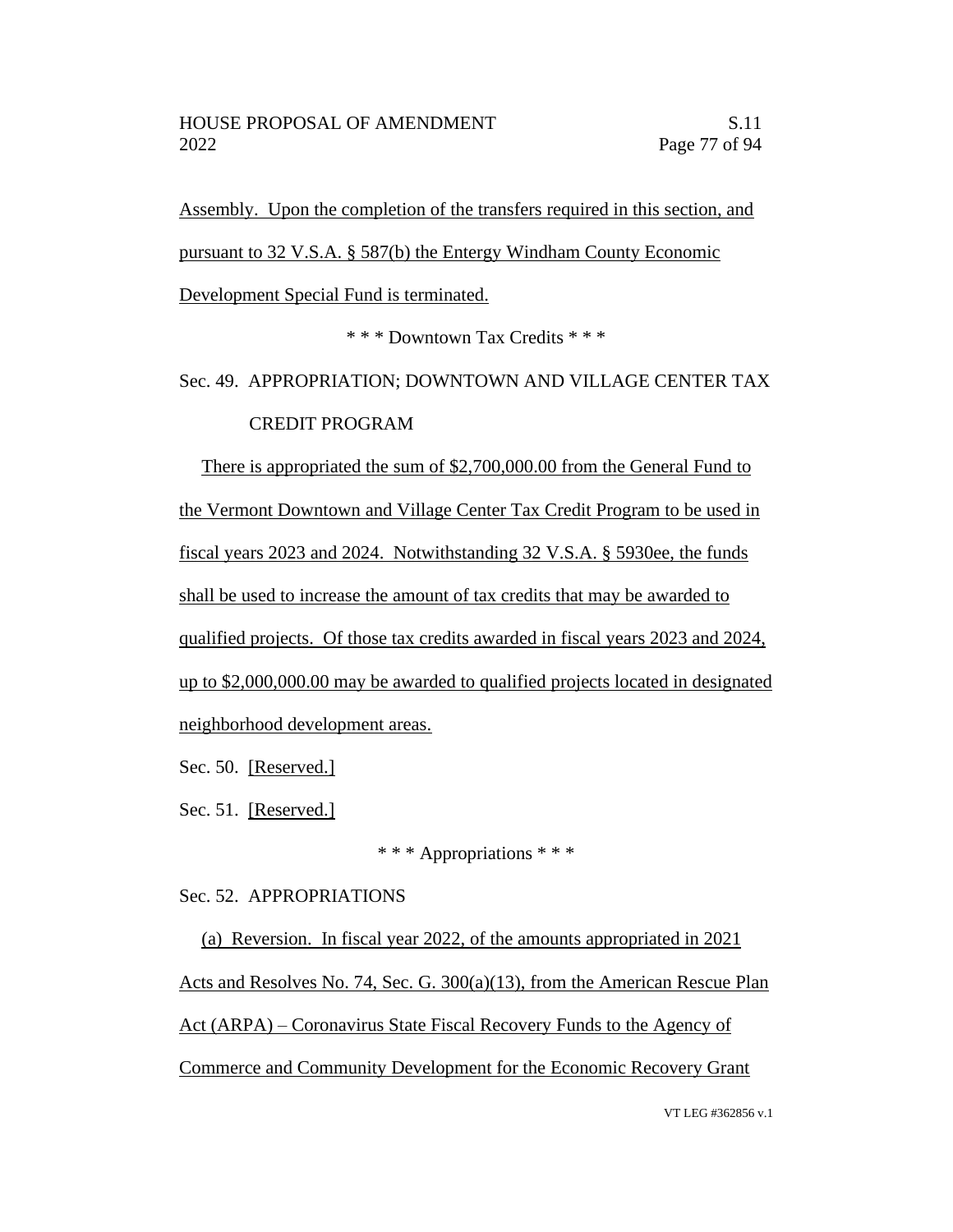Assembly. Upon the completion of the transfers required in this section, and pursuant to 32 V.S.A. § 587(b) the Entergy Windham County Economic Development Special Fund is terminated.

\* \* \* Downtown Tax Credits \* \* \*

Sec. 49. APPROPRIATION; DOWNTOWN AND VILLAGE CENTER TAX CREDIT PROGRAM

There is appropriated the sum of $2,700,000.00 from the General Fund to the Vermont Downtown and Village Center Tax Credit Program to be used in fiscal years 2023 and 2024. Notwithstanding 32 V.S.A. § 5930ee, the funds shall be used to increase the amount of tax credits that may be awarded to qualified projects. Of those tax credits awarded in fiscal years 2023 and 2024, up to $2,000,000.00 may be awarded to qualified projects located in designated neighborhood development areas.

Sec. 50. [Reserved.]

Sec. 51. [Reserved.]

\* \* \* Appropriations \* \* \*

Sec. 52. APPROPRIATIONS

(a) Reversion. In fiscal year 2022, of the amounts appropriated in 2021 Acts and Resolves No. 74, Sec. G. 300(a)(13), from the American Rescue Plan Act (ARPA) – Coronavirus State Fiscal Recovery Funds to the Agency of Commerce and Community Development for the Economic Recovery Grant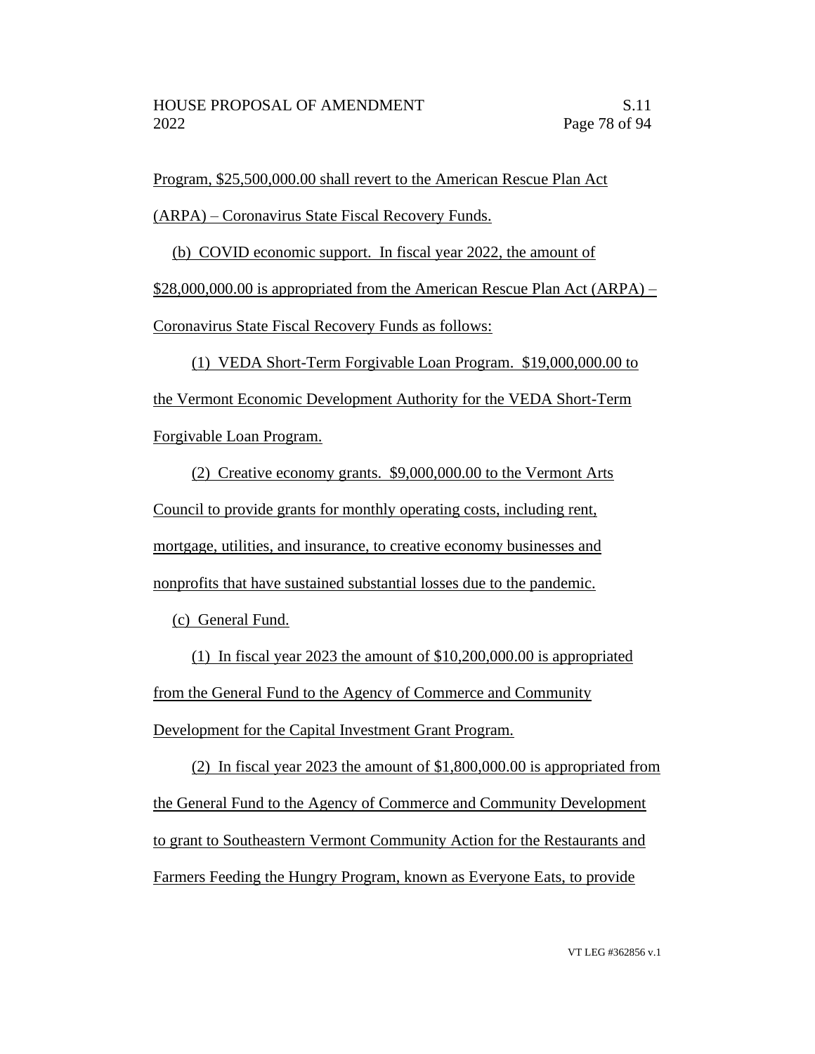Program, $25,500,000.00 shall revert to the American Rescue Plan Act (ARPA) – Coronavirus State Fiscal Recovery Funds.

(b) COVID economic support. In fiscal year 2022, the amount of $28,000,000.00 is appropriated from the American Rescue Plan Act (ARPA) – Coronavirus State Fiscal Recovery Funds as follows:

(1) VEDA Short-Term Forgivable Loan Program. $19,000,000.00 to the Vermont Economic Development Authority for the VEDA Short-Term Forgivable Loan Program.

(2) Creative economy grants. $9,000,000.00 to the Vermont Arts Council to provide grants for monthly operating costs, including rent, mortgage, utilities, and insurance, to creative economy businesses and nonprofits that have sustained substantial losses due to the pandemic.

(c) General Fund.

(1) In fiscal year 2023 the amount of $10,200,000.00 is appropriated from the General Fund to the Agency of Commerce and Community Development for the Capital Investment Grant Program.

(2) In fiscal year 2023 the amount of $1,800,000.00 is appropriated from the General Fund to the Agency of Commerce and Community Development to grant to Southeastern Vermont Community Action for the Restaurants and Farmers Feeding the Hungry Program, known as Everyone Eats, to provide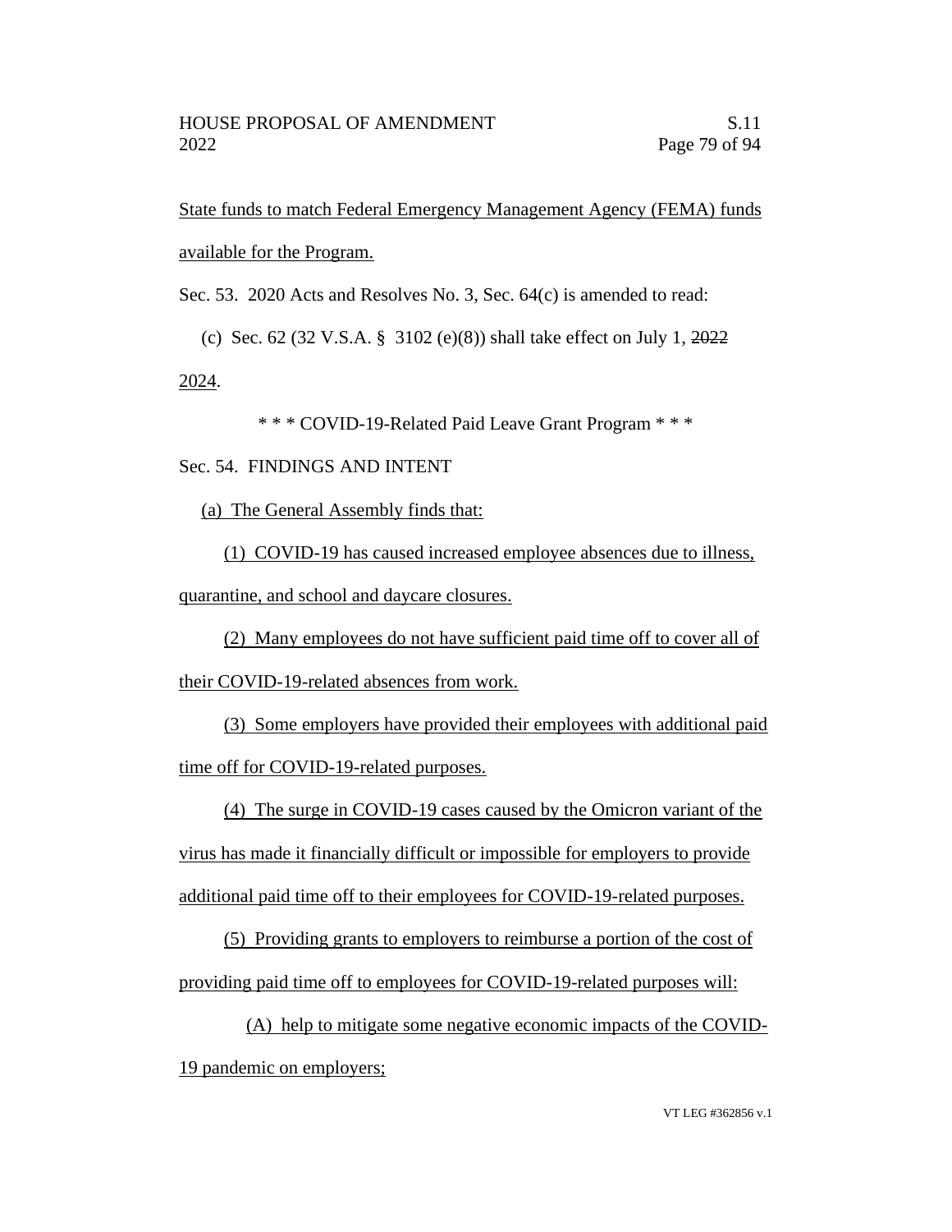State funds to match Federal Emergency Management Agency (FEMA) funds available for the Program.

Sec. 53. 2020 Acts and Resolves No. 3, Sec. 64(c) is amended to read:

(c) Sec. 62 (32 V.S.A. § 3102 (e)(8)) shall take effect on July 1, ~~2022~~ 2024.

\* \* \* COVID-19-Related Paid Leave Grant Program \* \* \*

Sec. 54. FINDINGS AND INTENT

(a) The General Assembly finds that:

(1) COVID-19 has caused increased employee absences due to illness, quarantine, and school and daycare closures.

(2) Many employees do not have sufficient paid time off to cover all of their COVID-19-related absences from work.

(3) Some employers have provided their employees with additional paid time off for COVID-19-related purposes.

(4) The surge in COVID-19 cases caused by the Omicron variant of the virus has made it financially difficult or impossible for employers to provide additional paid time off to their employees for COVID-19-related purposes.

(5) Providing grants to employers to reimburse a portion of the cost of providing paid time off to employees for COVID-19-related purposes will:

(A) help to mitigate some negative economic impacts of the COVID-19 pandemic on employers;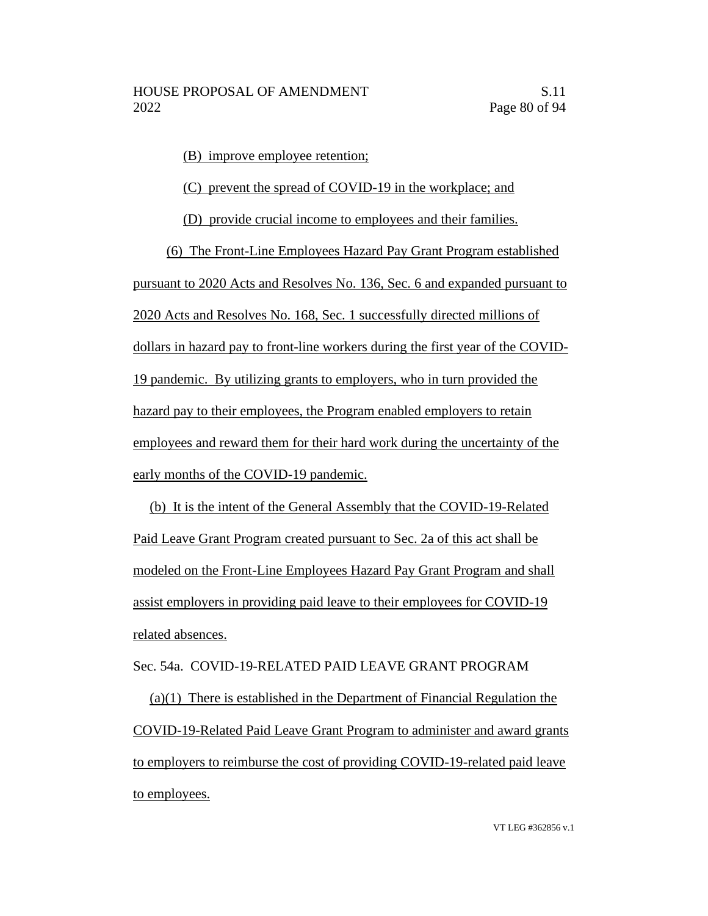(B) improve employee retention;

(C) prevent the spread of COVID-19 in the workplace; and

(D) provide crucial income to employees and their families.

(6) The Front-Line Employees Hazard Pay Grant Program established pursuant to 2020 Acts and Resolves No. 136, Sec. 6 and expanded pursuant to 2020 Acts and Resolves No. 168, Sec. 1 successfully directed millions of dollars in hazard pay to front-line workers during the first year of the COVID-19 pandemic. By utilizing grants to employers, who in turn provided the hazard pay to their employees, the Program enabled employers to retain employees and reward them for their hard work during the uncertainty of the early months of the COVID-19 pandemic.

(b) It is the intent of the General Assembly that the COVID-19-Related Paid Leave Grant Program created pursuant to Sec. 2a of this act shall be modeled on the Front-Line Employees Hazard Pay Grant Program and shall assist employers in providing paid leave to their employees for COVID-19 related absences.

Sec. 54a. COVID-19-RELATED PAID LEAVE GRANT PROGRAM

(a)(1) There is established in the Department of Financial Regulation the COVID-19-Related Paid Leave Grant Program to administer and award grants to employers to reimburse the cost of providing COVID-19-related paid leave to employees.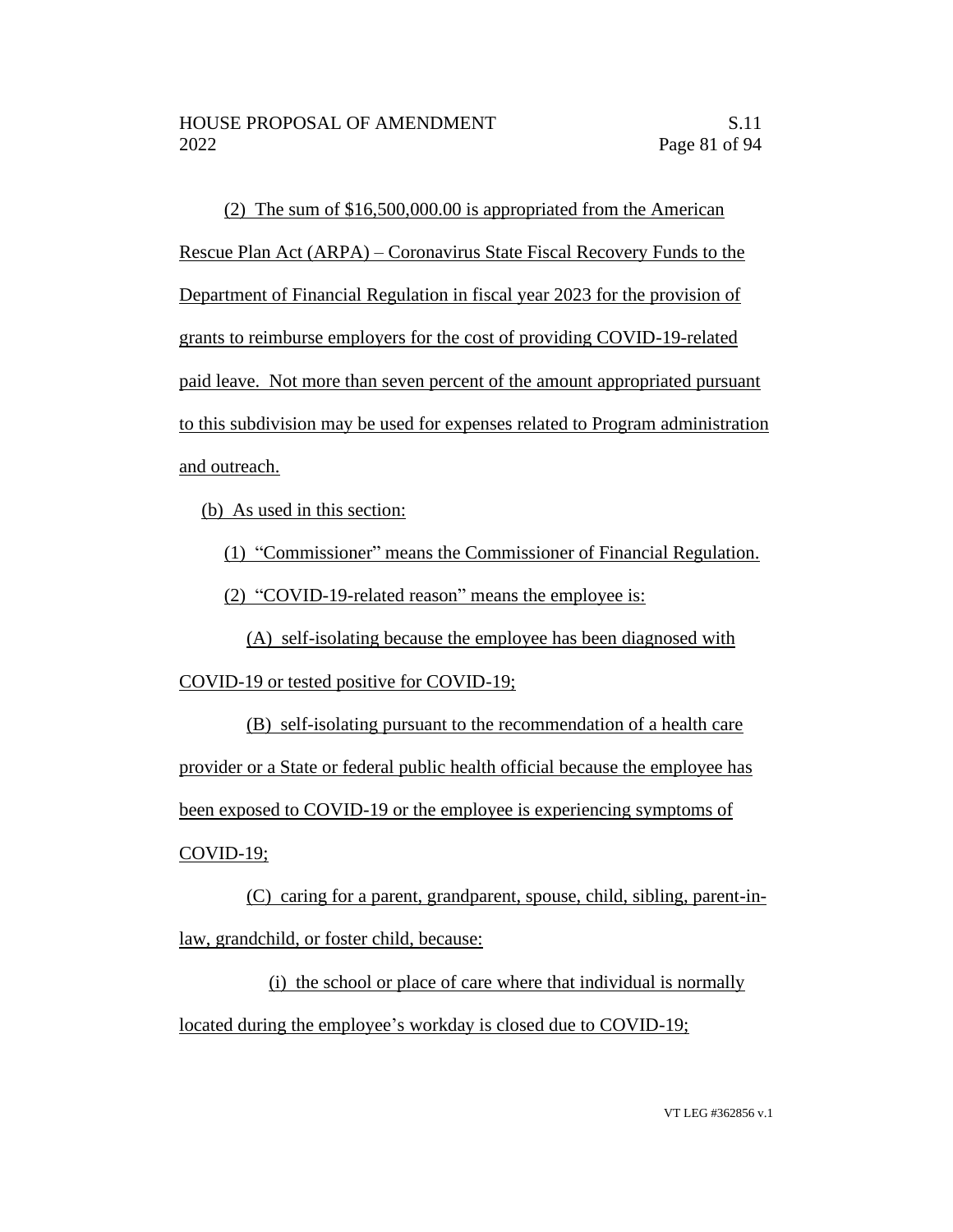(2) The sum of $16,500,000.00 is appropriated from the American Rescue Plan Act (ARPA) – Coronavirus State Fiscal Recovery Funds to the Department of Financial Regulation in fiscal year 2023 for the provision of grants to reimburse employers for the cost of providing COVID-19-related paid leave. Not more than seven percent of the amount appropriated pursuant to this subdivision may be used for expenses related to Program administration and outreach.

(b) As used in this section:

(1) "Commissioner" means the Commissioner of Financial Regulation.

(2) "COVID-19-related reason" means the employee is:

(A) self-isolating because the employee has been diagnosed with COVID-19 or tested positive for COVID-19;

(B) self-isolating pursuant to the recommendation of a health care provider or a State or federal public health official because the employee has been exposed to COVID-19 or the employee is experiencing symptoms of COVID-19;

(C) caring for a parent, grandparent, spouse, child, sibling, parent-in-law, grandchild, or foster child, because:

(i) the school or place of care where that individual is normally located during the employee's workday is closed due to COVID-19;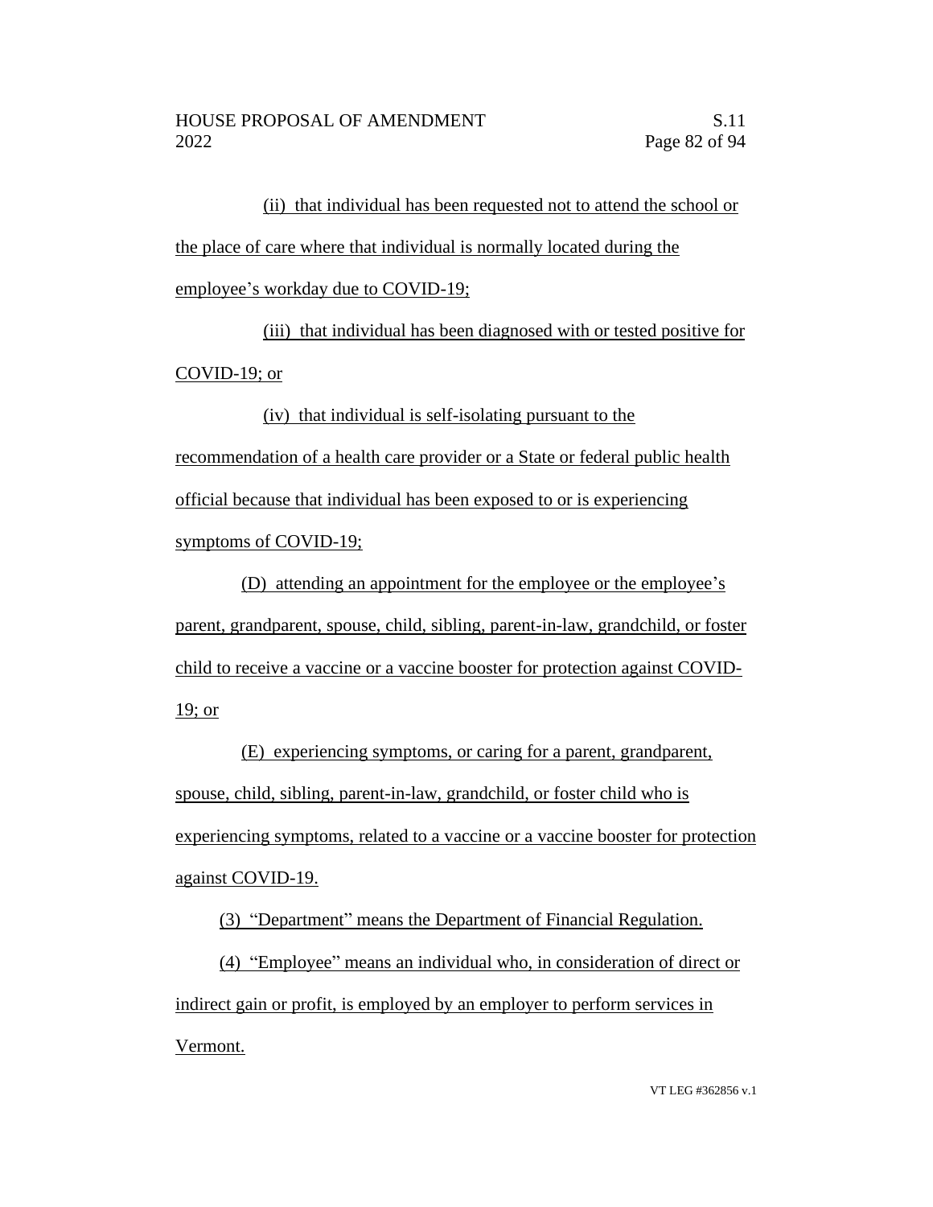(ii) that individual has been requested not to attend the school or the place of care where that individual is normally located during the employee's workday due to COVID-19;

(iii) that individual has been diagnosed with or tested positive for COVID-19; or

(iv) that individual is self-isolating pursuant to the recommendation of a health care provider or a State or federal public health official because that individual has been exposed to or is experiencing symptoms of COVID-19;

(D) attending an appointment for the employee or the employee's parent, grandparent, spouse, child, sibling, parent-in-law, grandchild, or foster child to receive a vaccine or a vaccine booster for protection against COVID-19; or

(E) experiencing symptoms, or caring for a parent, grandparent, spouse, child, sibling, parent-in-law, grandchild, or foster child who is experiencing symptoms, related to a vaccine or a vaccine booster for protection against COVID-19.

(3) "Department" means the Department of Financial Regulation.

(4) "Employee" means an individual who, in consideration of direct or indirect gain or profit, is employed by an employer to perform services in Vermont.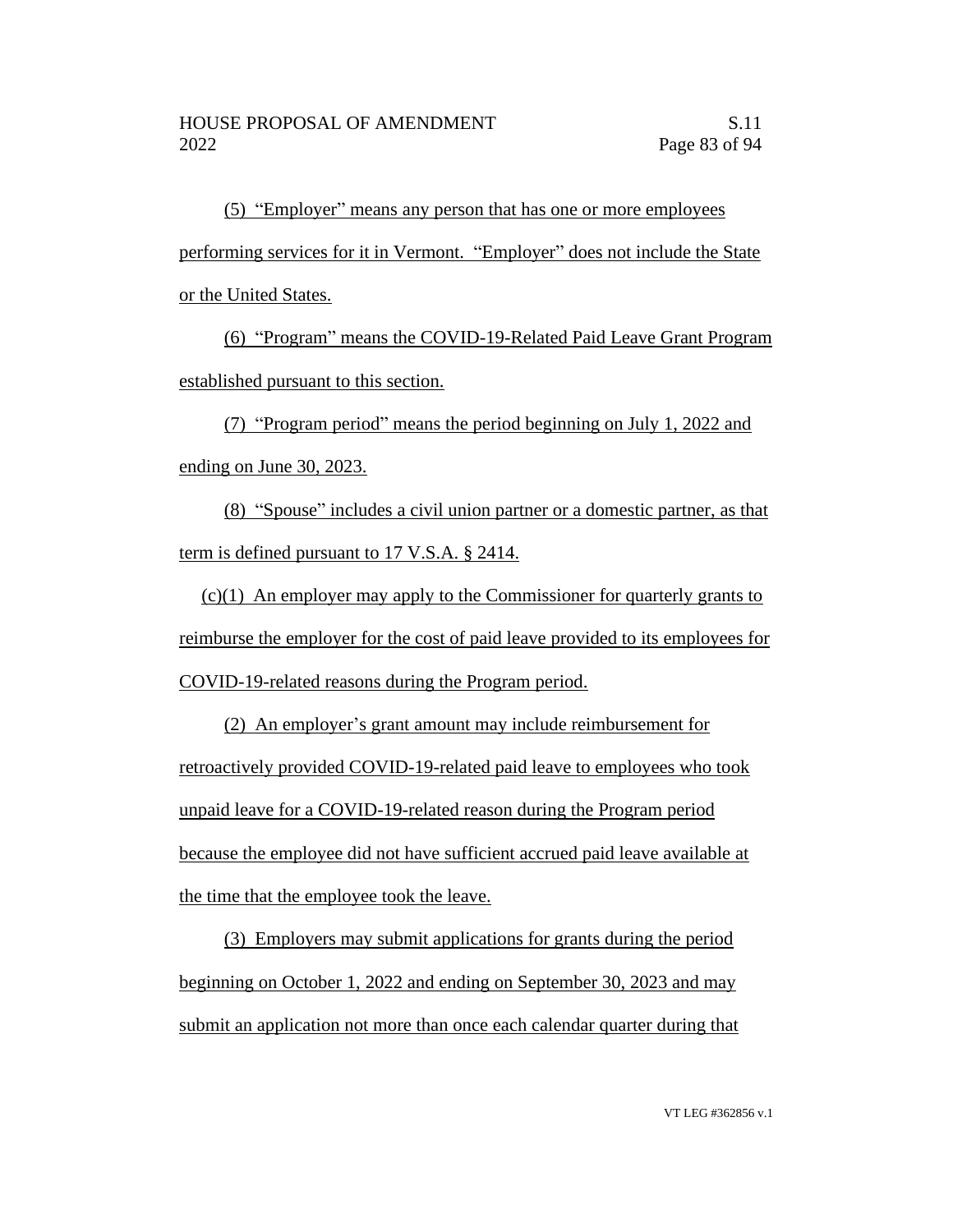(5) "Employer" means any person that has one or more employees performing services for it in Vermont. "Employer" does not include the State or the United States.

(6) "Program" means the COVID-19-Related Paid Leave Grant Program established pursuant to this section.

(7) "Program period" means the period beginning on July 1, 2022 and ending on June 30, 2023.

(8) "Spouse" includes a civil union partner or a domestic partner, as that term is defined pursuant to 17 V.S.A. § 2414.

(c)(1) An employer may apply to the Commissioner for quarterly grants to reimburse the employer for the cost of paid leave provided to its employees for COVID-19-related reasons during the Program period.

(2) An employer's grant amount may include reimbursement for retroactively provided COVID-19-related paid leave to employees who took unpaid leave for a COVID-19-related reason during the Program period because the employee did not have sufficient accrued paid leave available at the time that the employee took the leave.

(3) Employers may submit applications for grants during the period beginning on October 1, 2022 and ending on September 30, 2023 and may submit an application not more than once each calendar quarter during that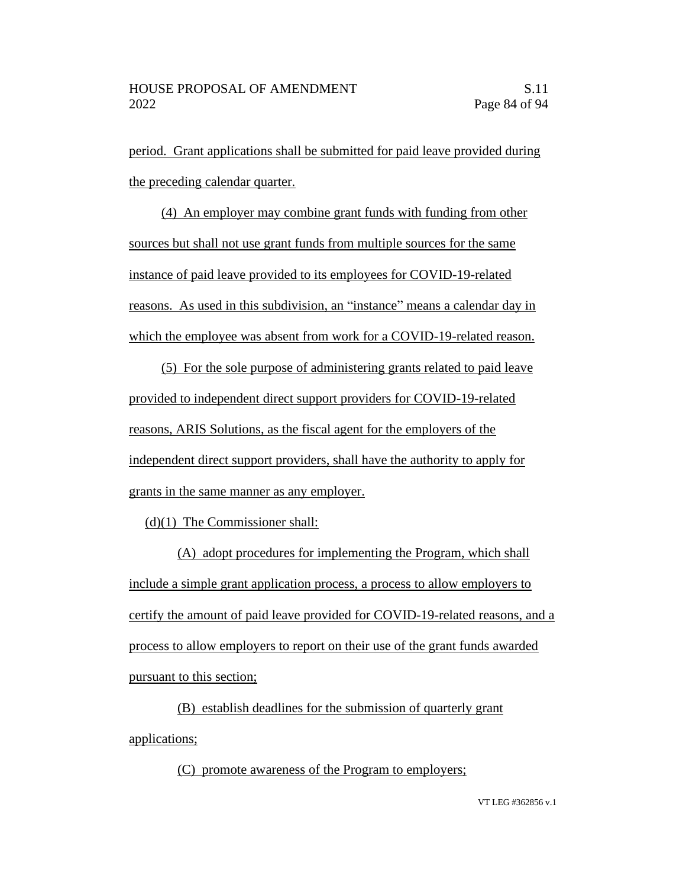period. Grant applications shall be submitted for paid leave provided during the preceding calendar quarter.

(4) An employer may combine grant funds with funding from other sources but shall not use grant funds from multiple sources for the same instance of paid leave provided to its employees for COVID-19-related reasons. As used in this subdivision, an "instance" means a calendar day in which the employee was absent from work for a COVID-19-related reason.

(5) For the sole purpose of administering grants related to paid leave provided to independent direct support providers for COVID-19-related reasons, ARIS Solutions, as the fiscal agent for the employers of the independent direct support providers, shall have the authority to apply for grants in the same manner as any employer.

(d)(1) The Commissioner shall:

(A) adopt procedures for implementing the Program, which shall include a simple grant application process, a process to allow employers to certify the amount of paid leave provided for COVID-19-related reasons, and a process to allow employers to report on their use of the grant funds awarded pursuant to this section;

(B) establish deadlines for the submission of quarterly grant applications;

(C) promote awareness of the Program to employers;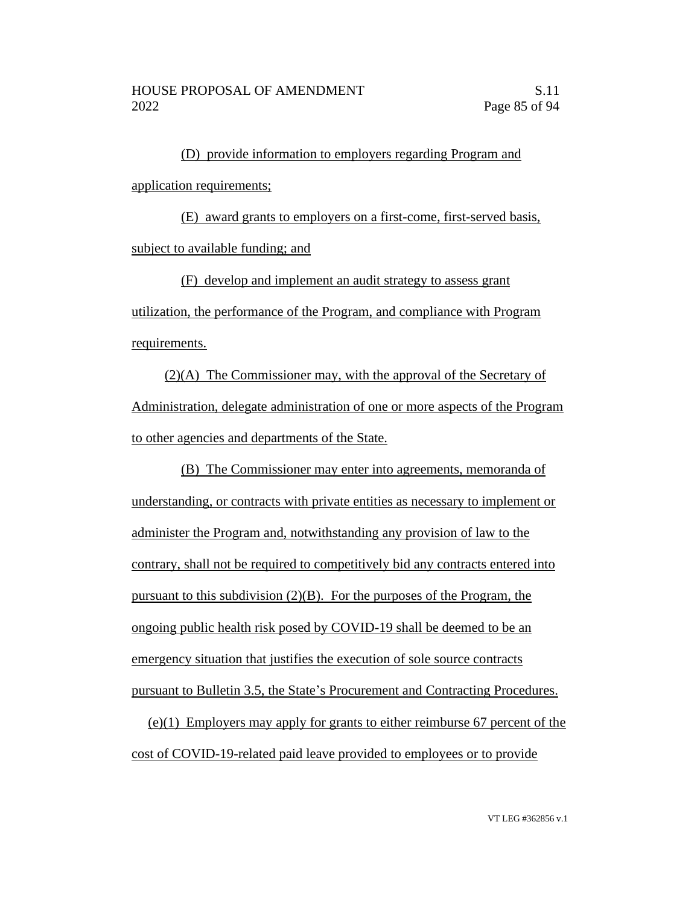(D) provide information to employers regarding Program and application requirements;

(E) award grants to employers on a first-come, first-served basis, subject to available funding; and

(F) develop and implement an audit strategy to assess grant utilization, the performance of the Program, and compliance with Program requirements.

(2)(A) The Commissioner may, with the approval of the Secretary of Administration, delegate administration of one or more aspects of the Program to other agencies and departments of the State.

(B) The Commissioner may enter into agreements, memoranda of understanding, or contracts with private entities as necessary to implement or administer the Program and, notwithstanding any provision of law to the contrary, shall not be required to competitively bid any contracts entered into pursuant to this subdivision (2)(B). For the purposes of the Program, the ongoing public health risk posed by COVID-19 shall be deemed to be an emergency situation that justifies the execution of sole source contracts pursuant to Bulletin 3.5, the State's Procurement and Contracting Procedures.

(e)(1) Employers may apply for grants to either reimburse 67 percent of the cost of COVID-19-related paid leave provided to employees or to provide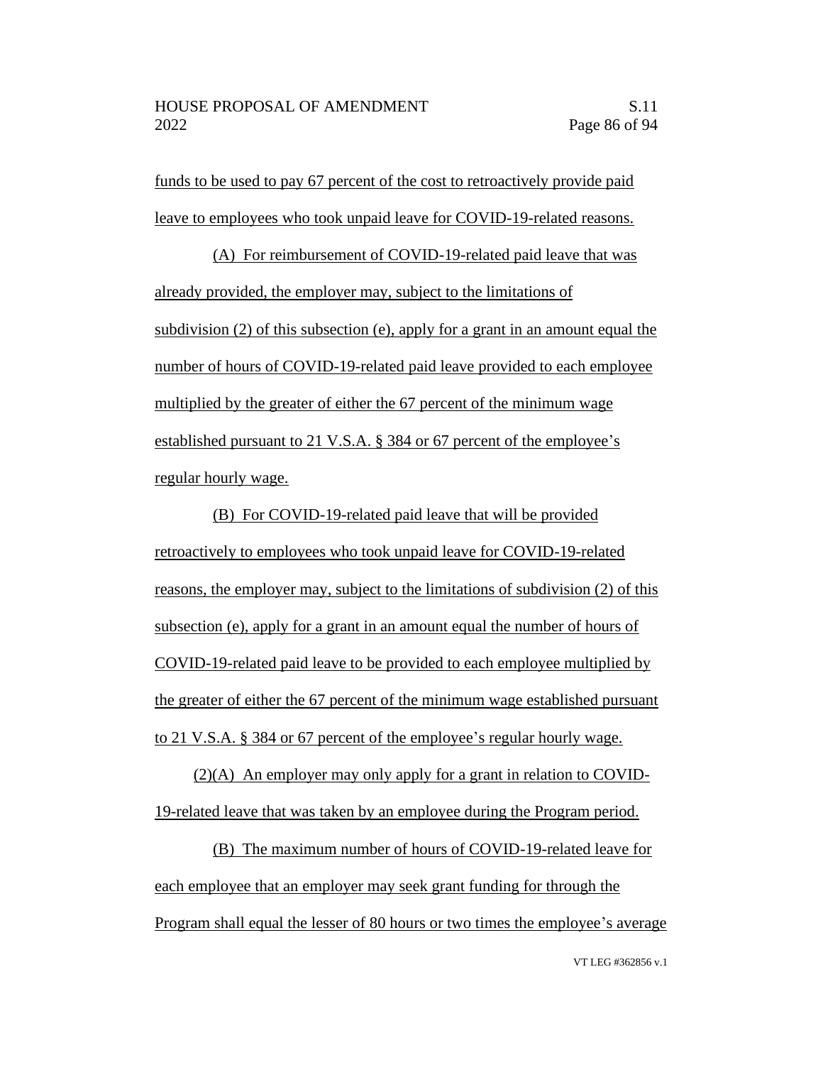funds to be used to pay 67 percent of the cost to retroactively provide paid leave to employees who took unpaid leave for COVID-19-related reasons.

(A) For reimbursement of COVID-19-related paid leave that was already provided, the employer may, subject to the limitations of subdivision (2) of this subsection (e), apply for a grant in an amount equal the number of hours of COVID-19-related paid leave provided to each employee multiplied by the greater of either the 67 percent of the minimum wage established pursuant to 21 V.S.A. § 384 or 67 percent of the employee's regular hourly wage.

(B) For COVID-19-related paid leave that will be provided retroactively to employees who took unpaid leave for COVID-19-related reasons, the employer may, subject to the limitations of subdivision (2) of this subsection (e), apply for a grant in an amount equal the number of hours of COVID-19-related paid leave to be provided to each employee multiplied by the greater of either the 67 percent of the minimum wage established pursuant to 21 V.S.A. § 384 or 67 percent of the employee's regular hourly wage.

(2)(A) An employer may only apply for a grant in relation to COVID-19-related leave that was taken by an employee during the Program period.

(B) The maximum number of hours of COVID-19-related leave for each employee that an employer may seek grant funding for through the Program shall equal the lesser of 80 hours or two times the employee's average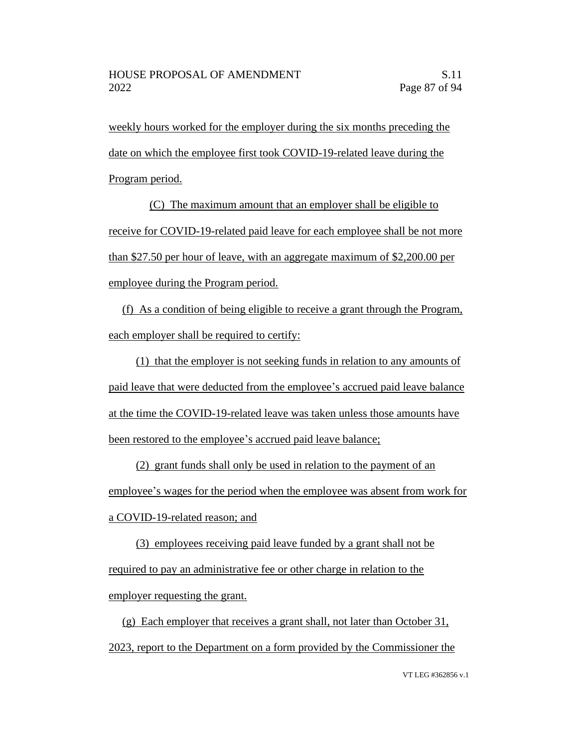weekly hours worked for the employer during the six months preceding the date on which the employee first took COVID-19-related leave during the Program period.

(C) The maximum amount that an employer shall be eligible to receive for COVID-19-related paid leave for each employee shall be not more than $27.50 per hour of leave, with an aggregate maximum of $2,200.00 per employee during the Program period.

(f) As a condition of being eligible to receive a grant through the Program, each employer shall be required to certify:

(1) that the employer is not seeking funds in relation to any amounts of paid leave that were deducted from the employee's accrued paid leave balance at the time the COVID-19-related leave was taken unless those amounts have been restored to the employee's accrued paid leave balance;

(2) grant funds shall only be used in relation to the payment of an employee's wages for the period when the employee was absent from work for a COVID-19-related reason; and

(3) employees receiving paid leave funded by a grant shall not be required to pay an administrative fee or other charge in relation to the employer requesting the grant.

(g) Each employer that receives a grant shall, not later than October 31, 2023, report to the Department on a form provided by the Commissioner the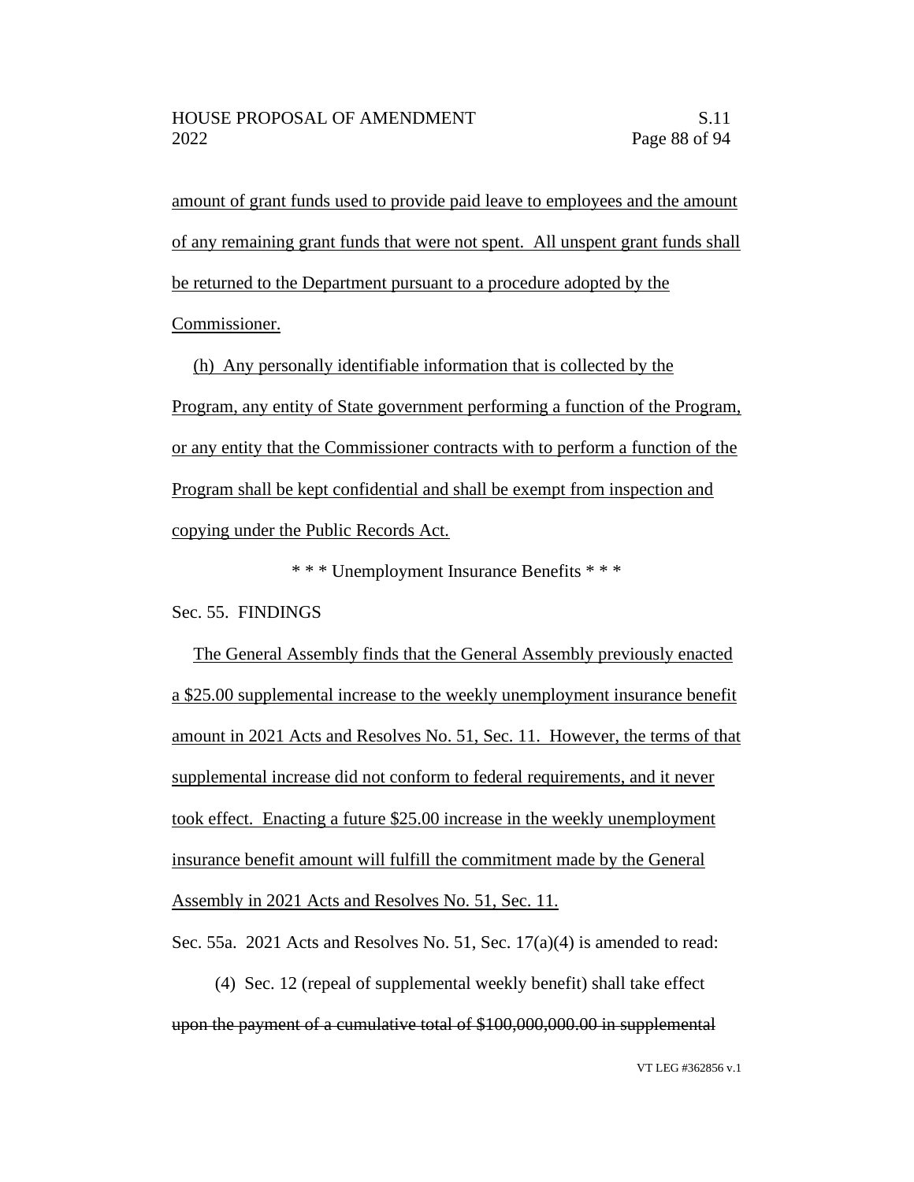amount of grant funds used to provide paid leave to employees and the amount of any remaining grant funds that were not spent. All unspent grant funds shall be returned to the Department pursuant to a procedure adopted by the Commissioner.

(h) Any personally identifiable information that is collected by the Program, any entity of State government performing a function of the Program, or any entity that the Commissioner contracts with to perform a function of the Program shall be kept confidential and shall be exempt from inspection and copying under the Public Records Act.

\* \* \* Unemployment Insurance Benefits \* \* \*

Sec. 55. FINDINGS

The General Assembly finds that the General Assembly previously enacted a $25.00 supplemental increase to the weekly unemployment insurance benefit amount in 2021 Acts and Resolves No. 51, Sec. 11. However, the terms of that supplemental increase did not conform to federal requirements, and it never took effect. Enacting a future $25.00 increase in the weekly unemployment insurance benefit amount will fulfill the commitment made by the General Assembly in 2021 Acts and Resolves No. 51, Sec. 11.

Sec. 55a. 2021 Acts and Resolves No. 51, Sec. 17(a)(4) is amended to read:

(4) Sec. 12 (repeal of supplemental weekly benefit) shall take effect ~~upon the payment of a cumulative total of $100,000,000.00 in supplemental~~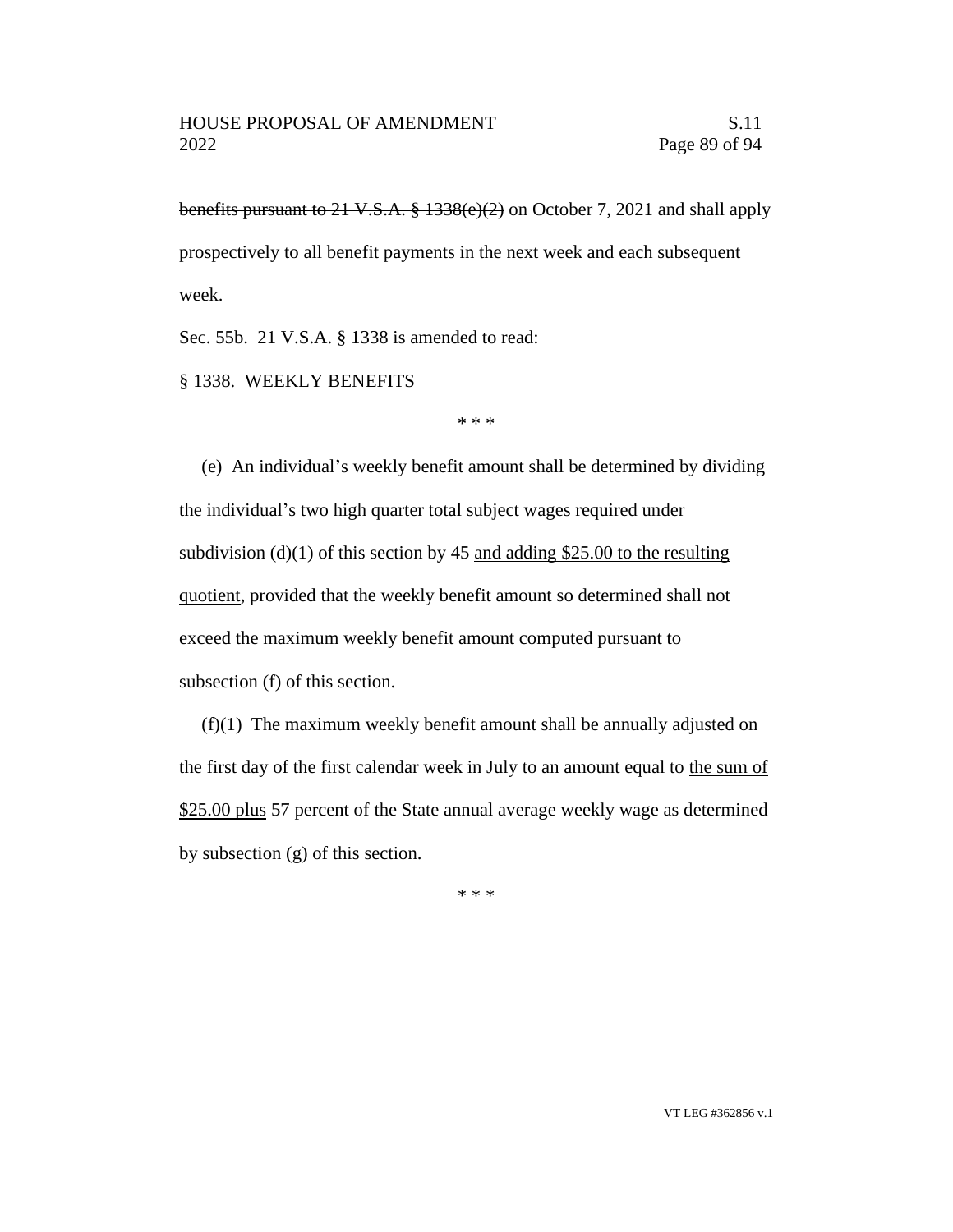~~benefits pursuant to 21 V.S.A. § 1338(e)(2)~~ <u>on October 7, 2021</u> and shall apply prospectively to all benefit payments in the next week and each subsequent week.

Sec. 55b. 21 V.S.A. § 1338 is amended to read:

§ 1338. WEEKLY BENEFITS

\* \* \*

(e) An individual's weekly benefit amount shall be determined by dividing the individual's two high quarter total subject wages required under subdivision (d)(1) of this section by 45 <u>and adding $25.00 to the resulting quotient</u>, provided that the weekly benefit amount so determined shall not exceed the maximum weekly benefit amount computed pursuant to subsection (f) of this section.

(f)(1) The maximum weekly benefit amount shall be annually adjusted on the first day of the first calendar week in July to an amount equal to <u>the sum of $25.00 plus</u> 57 percent of the State annual average weekly wage as determined by subsection (g) of this section.

\* \* \*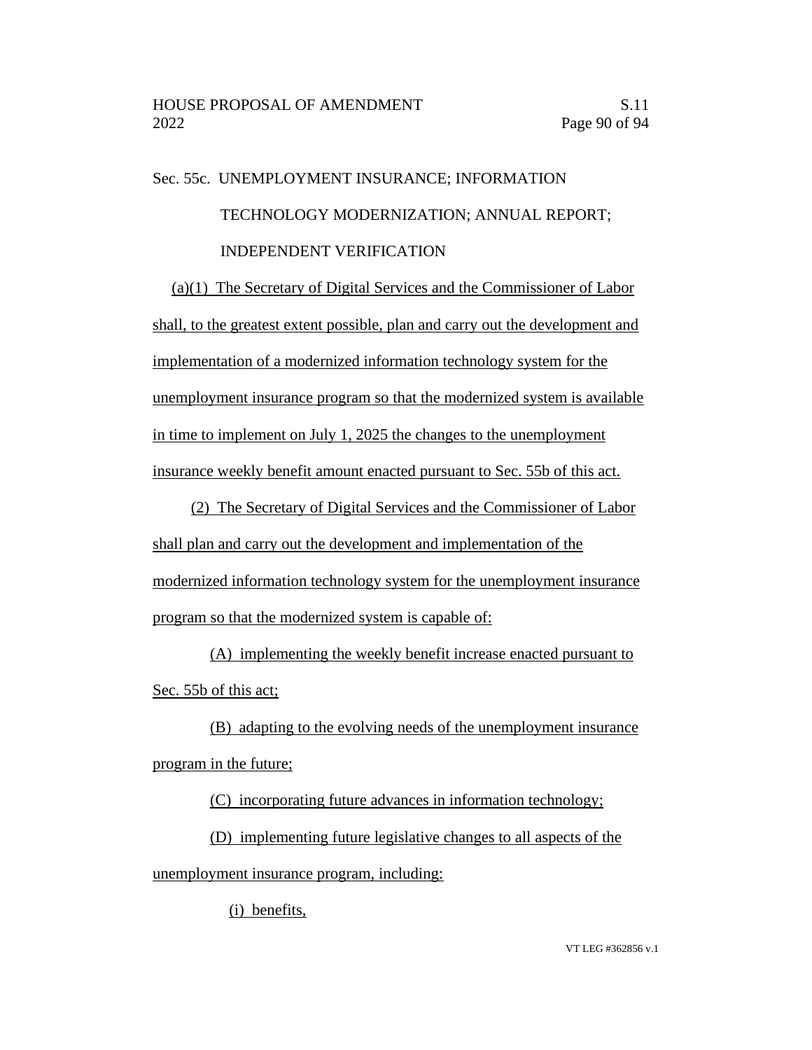Sec. 55c. UNEMPLOYMENT INSURANCE; INFORMATION TECHNOLOGY MODERNIZATION; ANNUAL REPORT; INDEPENDENT VERIFICATION

(a)(1) The Secretary of Digital Services and the Commissioner of Labor shall, to the greatest extent possible, plan and carry out the development and implementation of a modernized information technology system for the unemployment insurance program so that the modernized system is available in time to implement on July 1, 2025 the changes to the unemployment insurance weekly benefit amount enacted pursuant to Sec. 55b of this act.

(2) The Secretary of Digital Services and the Commissioner of Labor shall plan and carry out the development and implementation of the modernized information technology system for the unemployment insurance program so that the modernized system is capable of:

(A) implementing the weekly benefit increase enacted pursuant to Sec. 55b of this act;

(B) adapting to the evolving needs of the unemployment insurance program in the future;

(C) incorporating future advances in information technology;

(D) implementing future legislative changes to all aspects of the unemployment insurance program, including:

(i) benefits,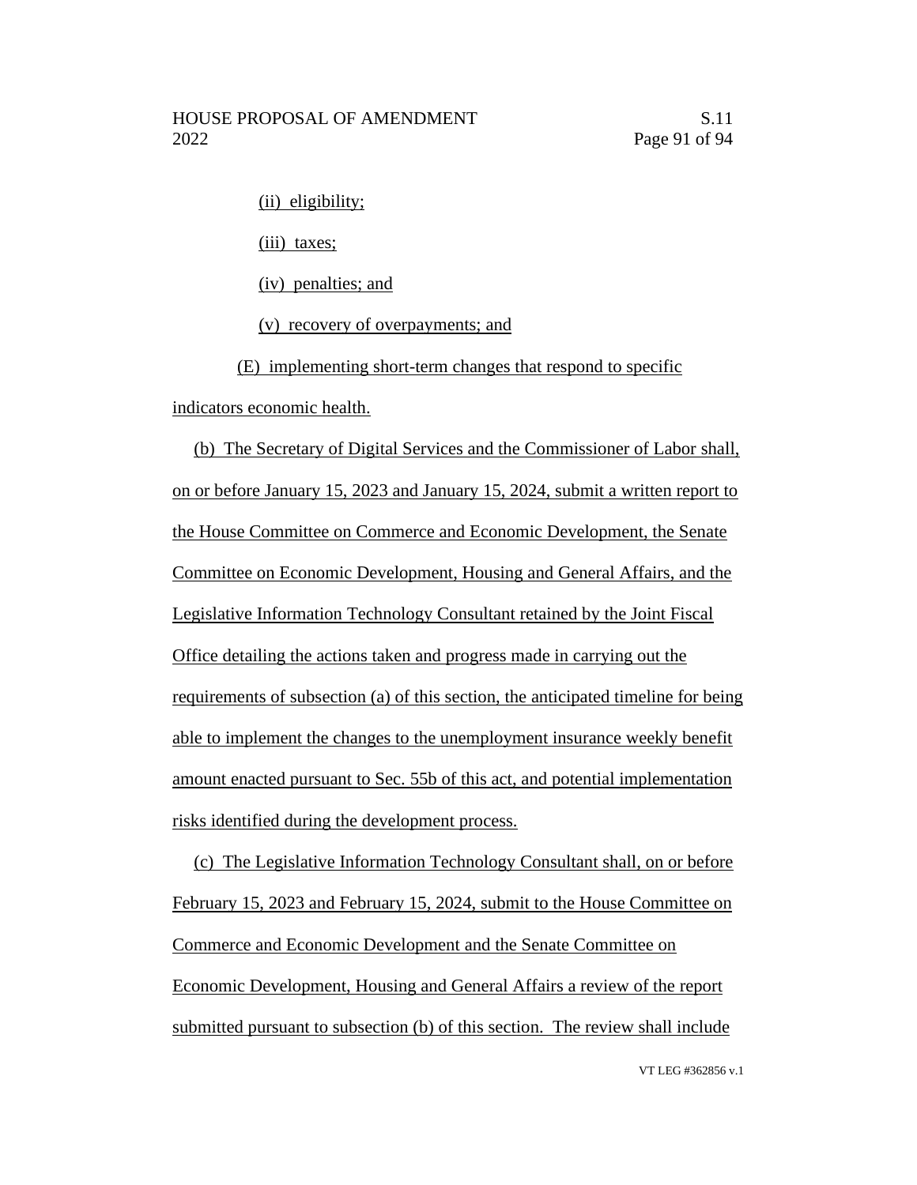(ii) eligibility;

(iii) taxes;

(iv) penalties; and

(v) recovery of overpayments; and

(E) implementing short-term changes that respond to specific indicators economic health.

(b) The Secretary of Digital Services and the Commissioner of Labor shall, on or before January 15, 2023 and January 15, 2024, submit a written report to the House Committee on Commerce and Economic Development, the Senate Committee on Economic Development, Housing and General Affairs, and the Legislative Information Technology Consultant retained by the Joint Fiscal Office detailing the actions taken and progress made in carrying out the requirements of subsection (a) of this section, the anticipated timeline for being able to implement the changes to the unemployment insurance weekly benefit amount enacted pursuant to Sec. 55b of this act, and potential implementation risks identified during the development process.

(c) The Legislative Information Technology Consultant shall, on or before February 15, 2023 and February 15, 2024, submit to the House Committee on Commerce and Economic Development and the Senate Committee on Economic Development, Housing and General Affairs a review of the report submitted pursuant to subsection (b) of this section. The review shall include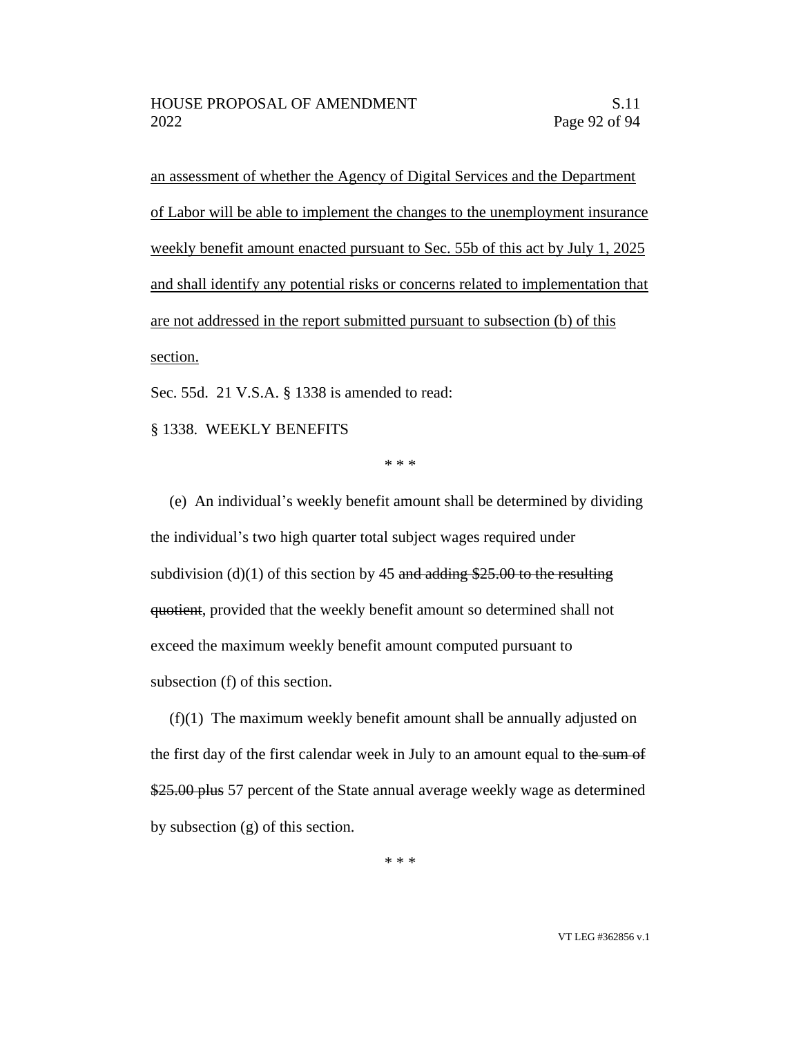<u>an assessment of whether the Agency of Digital Services and the Department of Labor will be able to implement the changes to the unemployment insurance weekly benefit amount enacted pursuant to Sec. 55b of this act by July 1, 2025 and shall identify any potential risks or concerns related to implementation that are not addressed in the report submitted pursuant to subsection (b) of this section.</u>

Sec. 55d. 21 V.S.A. § 1338 is amended to read:

§ 1338. WEEKLY BENEFITS

\* \* \*

(e) An individual's weekly benefit amount shall be determined by dividing the individual's two high quarter total subject wages required under subdivision (d)(1) of this section by 45 ~~and adding $25.00 to the resulting quotient~~, provided that the weekly benefit amount so determined shall not exceed the maximum weekly benefit amount computed pursuant to subsection (f) of this section.

(f)(1) The maximum weekly benefit amount shall be annually adjusted on the first day of the first calendar week in July to an amount equal to ~~the sum of $25.00 plus~~ 57 percent of the State annual average weekly wage as determined by subsection (g) of this section.

\* \* \*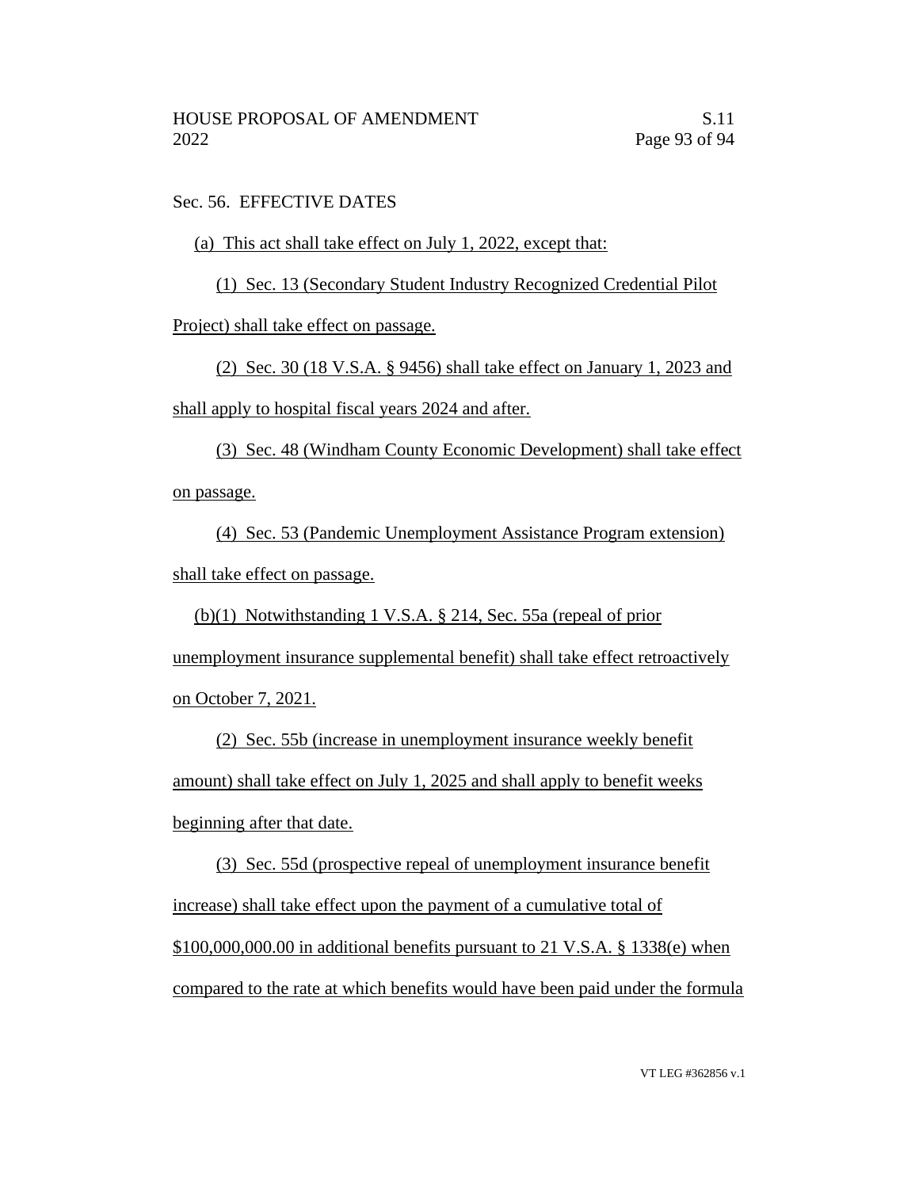Sec. 56. EFFECTIVE DATES

(a) This act shall take effect on July 1, 2022, except that:

(1) Sec. 13 (Secondary Student Industry Recognized Credential Pilot Project) shall take effect on passage.

(2) Sec. 30 (18 V.S.A. § 9456) shall take effect on January 1, 2023 and shall apply to hospital fiscal years 2024 and after.

(3) Sec. 48 (Windham County Economic Development) shall take effect on passage.

(4) Sec. 53 (Pandemic Unemployment Assistance Program extension) shall take effect on passage.

(b)(1) Notwithstanding 1 V.S.A. § 214, Sec. 55a (repeal of prior unemployment insurance supplemental benefit) shall take effect retroactively on October 7, 2021.

(2) Sec. 55b (increase in unemployment insurance weekly benefit amount) shall take effect on July 1, 2025 and shall apply to benefit weeks beginning after that date.

(3) Sec. 55d (prospective repeal of unemployment insurance benefit increase) shall take effect upon the payment of a cumulative total of $100,000,000.00 in additional benefits pursuant to 21 V.S.A. § 1338(e) when compared to the rate at which benefits would have been paid under the formula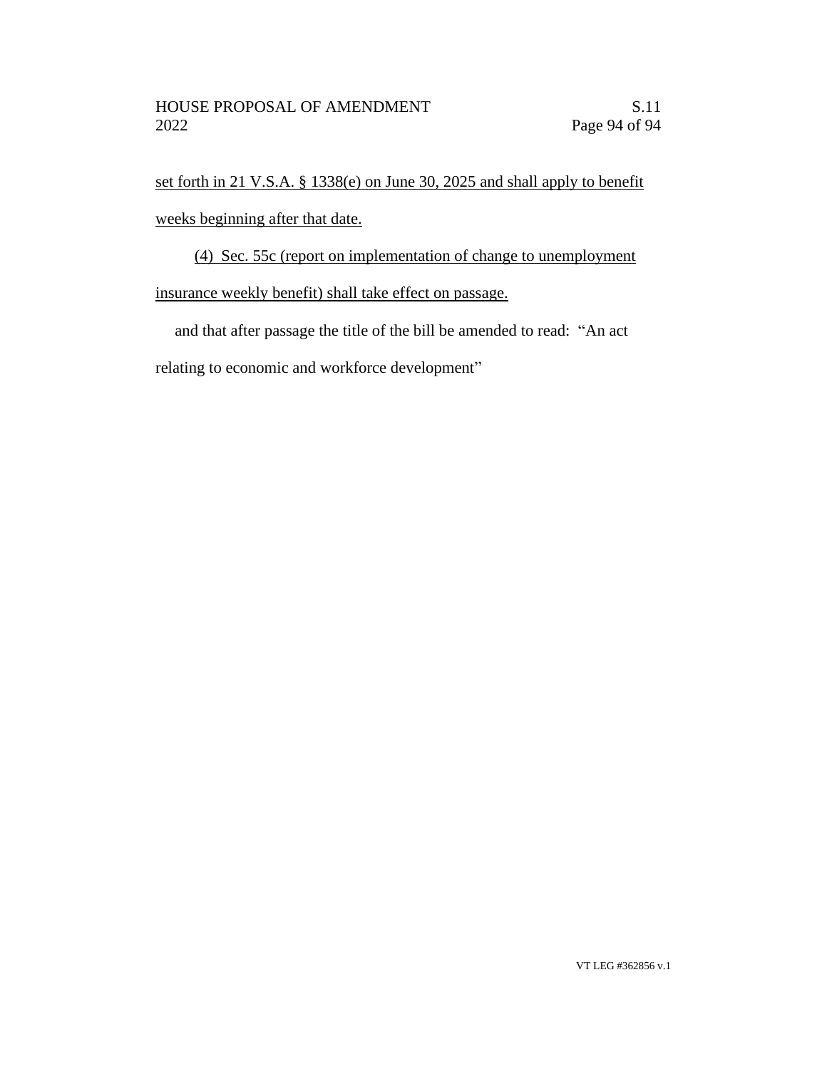set forth in 21 V.S.A. § 1338(e) on June 30, 2025 and shall apply to benefit weeks beginning after that date.

(4) Sec. 55c (report on implementation of change to unemployment insurance weekly benefit) shall take effect on passage.

and that after passage the title of the bill be amended to read: "An act relating to economic and workforce development"